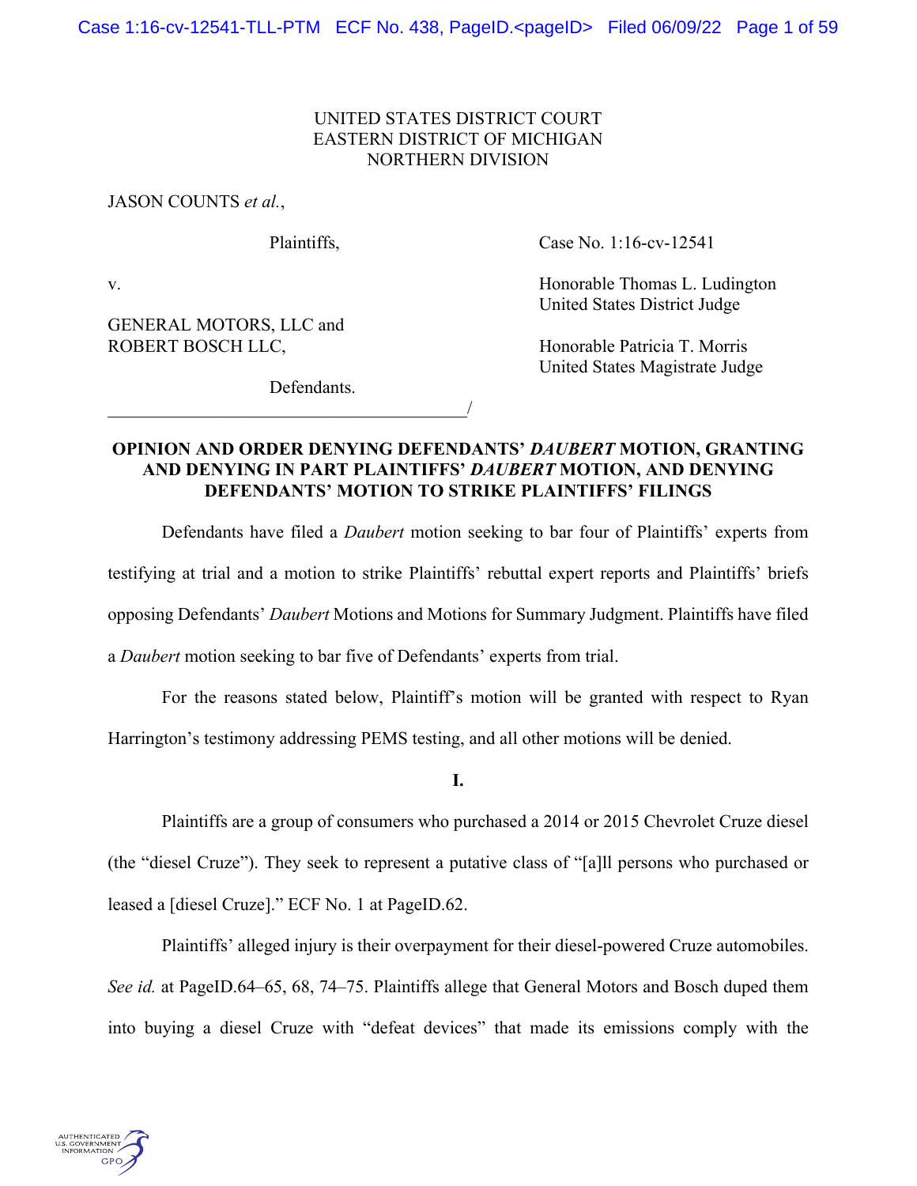UNITED STATES DISTRICT COURT
EASTERN DISTRICT OF MICHIGAN
NORTHERN DIVISION

JASON COUNTS *et al.*,

Plaintiffs,

v.

GENERAL MOTORS, LLC and
ROBERT BOSCH LLC,

Defendants.
_______________________________________/

Case No. 1:16-cv-12541

Honorable Thomas L. Ludington
United States District Judge

Honorable Patricia T. Morris
United States Magistrate Judge

**OPINION AND ORDER DENYING DEFENDANTS' *DAUBERT* MOTION, GRANTING AND DENYING IN PART PLAINTIFFS' *DAUBERT* MOTION, AND DENYING DEFENDANTS' MOTION TO STRIKE PLAINTIFFS' FILINGS**

Defendants have filed a *Daubert* motion seeking to bar four of Plaintiffs' experts from testifying at trial and a motion to strike Plaintiffs' rebuttal expert reports and Plaintiffs' briefs opposing Defendants' *Daubert* Motions and Motions for Summary Judgment. Plaintiffs have filed a *Daubert* motion seeking to bar five of Defendants' experts from trial.

For the reasons stated below, Plaintiff's motion will be granted with respect to Ryan Harrington's testimony addressing PEMS testing, and all other motions will be denied.

**I.**

Plaintiffs are a group of consumers who purchased a 2014 or 2015 Chevrolet Cruze diesel (the "diesel Cruze"). They seek to represent a putative class of "[a]ll persons who purchased or leased a [diesel Cruze]." ECF No. 1 at PageID.62.

Plaintiffs' alleged injury is their overpayment for their diesel-powered Cruze automobiles. *See id.* at PageID.64–65, 68, 74–75. Plaintiffs allege that General Motors and Bosch duped them into buying a diesel Cruze with "defeat devices" that made its emissions comply with the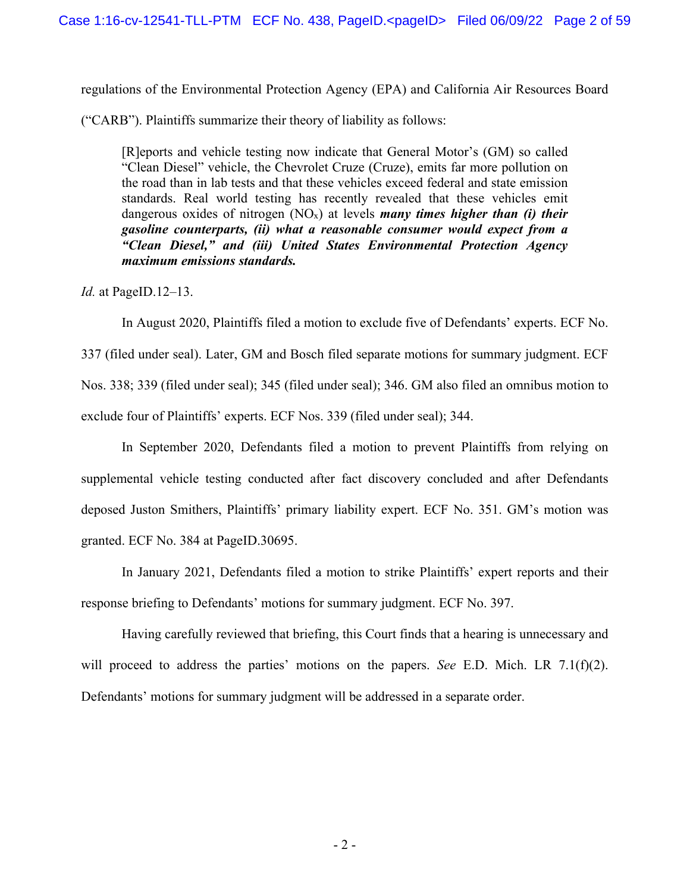regulations of the Environmental Protection Agency (EPA) and California Air Resources Board ("CARB"). Plaintiffs summarize their theory of liability as follows:

> [R]eports and vehicle testing now indicate that General Motor's (GM) so called "Clean Diesel" vehicle, the Chevrolet Cruze (Cruze), emits far more pollution on the road than in lab tests and that these vehicles exceed federal and state emission standards. Real world testing has recently revealed that these vehicles emit dangerous oxides of nitrogen ($NO_x$) at levels ***many times higher than (i) their gasoline counterparts, (ii) what a reasonable consumer would expect from a "Clean Diesel," and (iii) United States Environmental Protection Agency maximum emissions standards.***

*Id.* at PageID.12–13.

In August 2020, Plaintiffs filed a motion to exclude five of Defendants' experts. ECF No. 337 (filed under seal). Later, GM and Bosch filed separate motions for summary judgment. ECF Nos. 338; 339 (filed under seal); 345 (filed under seal); 346. GM also filed an omnibus motion to exclude four of Plaintiffs' experts. ECF Nos. 339 (filed under seal); 344.

In September 2020, Defendants filed a motion to prevent Plaintiffs from relying on supplemental vehicle testing conducted after fact discovery concluded and after Defendants deposed Juston Smithers, Plaintiffs' primary liability expert. ECF No. 351. GM's motion was granted. ECF No. 384 at PageID.30695.

In January 2021, Defendants filed a motion to strike Plaintiffs' expert reports and their response briefing to Defendants' motions for summary judgment. ECF No. 397.

Having carefully reviewed that briefing, this Court finds that a hearing is unnecessary and will proceed to address the parties' motions on the papers. *See* E.D. Mich. LR 7.1(f)(2). Defendants' motions for summary judgment will be addressed in a separate order.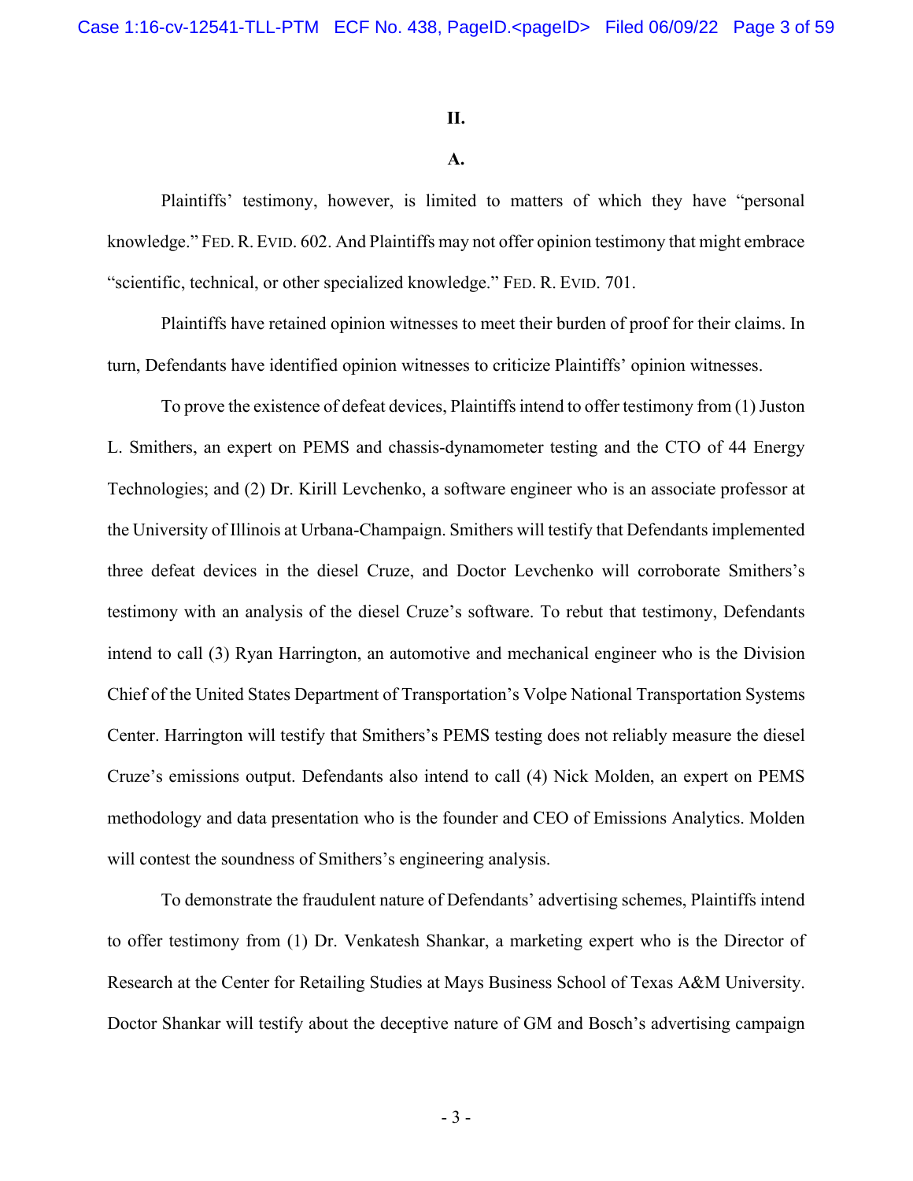**II.**

**A.**

Plaintiffs' testimony, however, is limited to matters of which they have "personal knowledge." FED. R. EVID. 602. And Plaintiffs may not offer opinion testimony that might embrace "scientific, technical, or other specialized knowledge." FED. R. EVID. 701.

Plaintiffs have retained opinion witnesses to meet their burden of proof for their claims. In turn, Defendants have identified opinion witnesses to criticize Plaintiffs' opinion witnesses.

To prove the existence of defeat devices, Plaintiffs intend to offer testimony from (1) Juston L. Smithers, an expert on PEMS and chassis-dynamometer testing and the CTO of 44 Energy Technologies; and (2) Dr. Kirill Levchenko, a software engineer who is an associate professor at the University of Illinois at Urbana-Champaign. Smithers will testify that Defendants implemented three defeat devices in the diesel Cruze, and Doctor Levchenko will corroborate Smithers's testimony with an analysis of the diesel Cruze's software. To rebut that testimony, Defendants intend to call (3) Ryan Harrington, an automotive and mechanical engineer who is the Division Chief of the United States Department of Transportation's Volpe National Transportation Systems Center. Harrington will testify that Smithers's PEMS testing does not reliably measure the diesel Cruze's emissions output. Defendants also intend to call (4) Nick Molden, an expert on PEMS methodology and data presentation who is the founder and CEO of Emissions Analytics. Molden will contest the soundness of Smithers's engineering analysis.

To demonstrate the fraudulent nature of Defendants' advertising schemes, Plaintiffs intend to offer testimony from (1) Dr. Venkatesh Shankar, a marketing expert who is the Director of Research at the Center for Retailing Studies at Mays Business School of Texas A&M University. Doctor Shankar will testify about the deceptive nature of GM and Bosch's advertising campaign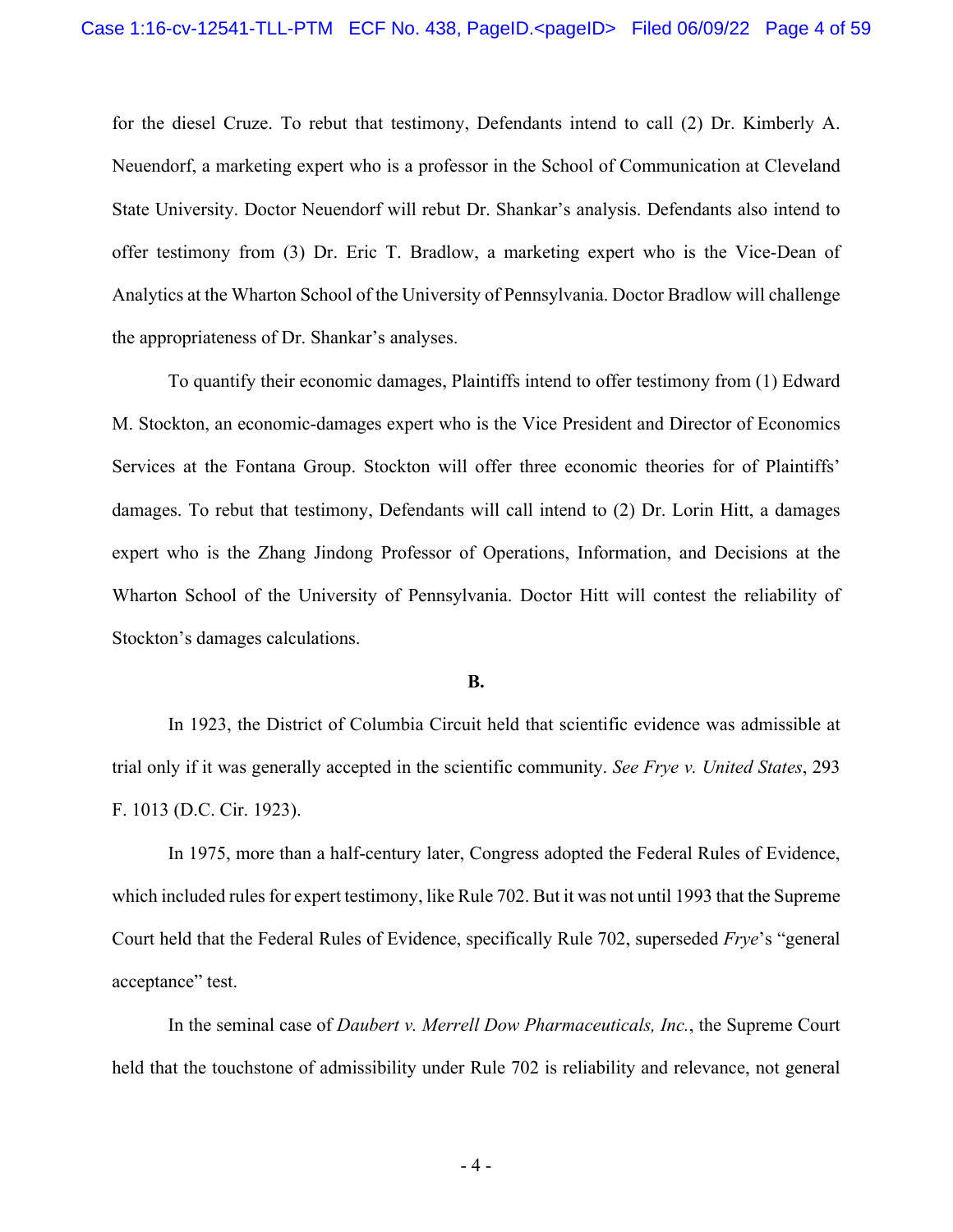for the diesel Cruze. To rebut that testimony, Defendants intend to call (2) Dr. Kimberly A. Neuendorf, a marketing expert who is a professor in the School of Communication at Cleveland State University. Doctor Neuendorf will rebut Dr. Shankar's analysis. Defendants also intend to offer testimony from (3) Dr. Eric T. Bradlow, a marketing expert who is the Vice-Dean of Analytics at the Wharton School of the University of Pennsylvania. Doctor Bradlow will challenge the appropriateness of Dr. Shankar's analyses.

To quantify their economic damages, Plaintiffs intend to offer testimony from (1) Edward M. Stockton, an economic-damages expert who is the Vice President and Director of Economics Services at the Fontana Group. Stockton will offer three economic theories for of Plaintiffs' damages. To rebut that testimony, Defendants will call intend to (2) Dr. Lorin Hitt, a damages expert who is the Zhang Jindong Professor of Operations, Information, and Decisions at the Wharton School of the University of Pennsylvania. Doctor Hitt will contest the reliability of Stockton's damages calculations.

**B.**

In 1923, the District of Columbia Circuit held that scientific evidence was admissible at trial only if it was generally accepted in the scientific community. *See Frye v. United States*, 293 F. 1013 (D.C. Cir. 1923).

In 1975, more than a half-century later, Congress adopted the Federal Rules of Evidence, which included rules for expert testimony, like Rule 702. But it was not until 1993 that the Supreme Court held that the Federal Rules of Evidence, specifically Rule 702, superseded *Frye*'s "general acceptance" test.

In the seminal case of *Daubert v. Merrell Dow Pharmaceuticals, Inc.*, the Supreme Court held that the touchstone of admissibility under Rule 702 is reliability and relevance, not general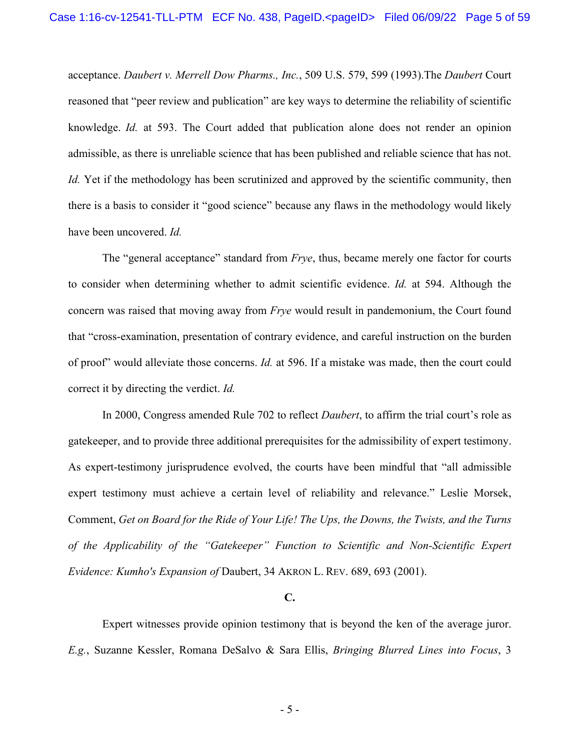acceptance. *Daubert v. Merrell Dow Pharms., Inc.*, 509 U.S. 579, 599 (1993).The *Daubert* Court reasoned that "peer review and publication" are key ways to determine the reliability of scientific knowledge. *Id.* at 593. The Court added that publication alone does not render an opinion admissible, as there is unreliable science that has been published and reliable science that has not. *Id.* Yet if the methodology has been scrutinized and approved by the scientific community, then there is a basis to consider it "good science" because any flaws in the methodology would likely have been uncovered. *Id.*

The "general acceptance" standard from *Frye*, thus, became merely one factor for courts to consider when determining whether to admit scientific evidence. *Id.* at 594. Although the concern was raised that moving away from *Frye* would result in pandemonium, the Court found that "cross-examination, presentation of contrary evidence, and careful instruction on the burden of proof" would alleviate those concerns. *Id.* at 596. If a mistake was made, then the court could correct it by directing the verdict. *Id.*

In 2000, Congress amended Rule 702 to reflect *Daubert*, to affirm the trial court's role as gatekeeper, and to provide three additional prerequisites for the admissibility of expert testimony. As expert-testimony jurisprudence evolved, the courts have been mindful that "all admissible expert testimony must achieve a certain level of reliability and relevance." Leslie Morsek, Comment, *Get on Board for the Ride of Your Life! The Ups, the Downs, the Twists, and the Turns of the Applicability of the "Gatekeeper" Function to Scientific and Non-Scientific Expert Evidence: Kumho's Expansion of* Daubert, 34 Akron L. Rev. 689, 693 (2001).

**C.**

Expert witnesses provide opinion testimony that is beyond the ken of the average juror. *E.g.*, Suzanne Kessler, Romana DeSalvo & Sara Ellis, *Bringing Blurred Lines into Focus*, 3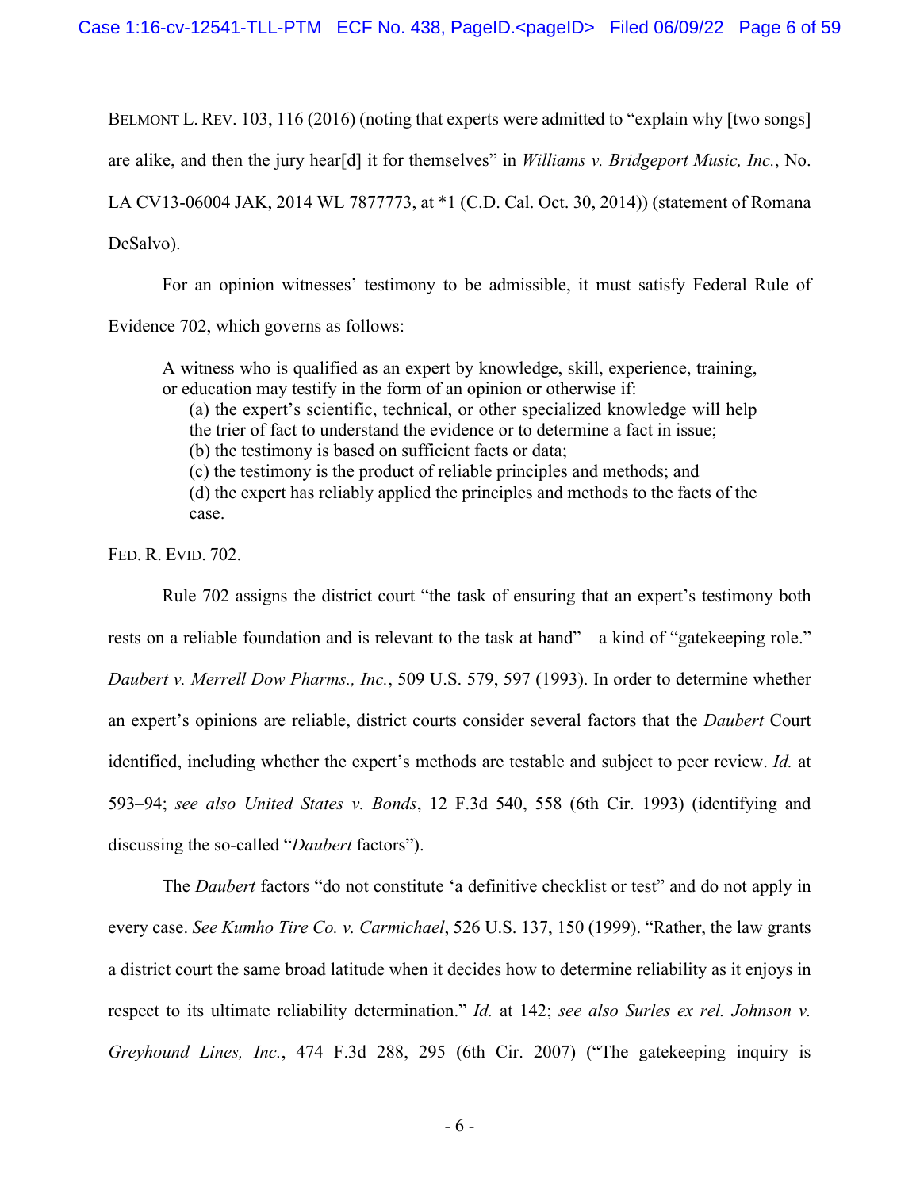BELMONT L. REV. 103, 116 (2016) (noting that experts were admitted to "explain why [two songs] are alike, and then the jury hear[d] it for themselves" in *Williams v. Bridgeport Music, Inc.*, No. LA CV13-06004 JAK, 2014 WL 7877773, at *1 (C.D. Cal. Oct. 30, 2014)) (statement of Romana DeSalvo).

For an opinion witnesses' testimony to be admissible, it must satisfy Federal Rule of Evidence 702, which governs as follows:

> A witness who is qualified as an expert by knowledge, skill, experience, training, or education may testify in the form of an opinion or otherwise if:
>
> (a) the expert's scientific, technical, or other specialized knowledge will help the trier of fact to understand the evidence or to determine a fact in issue;
>
> (b) the testimony is based on sufficient facts or data;
>
> (c) the testimony is the product of reliable principles and methods; and
>
> (d) the expert has reliably applied the principles and methods to the facts of the case.

FED. R. EVID. 702.

Rule 702 assigns the district court "the task of ensuring that an expert's testimony both rests on a reliable foundation and is relevant to the task at hand"—a kind of "gatekeeping role." *Daubert v. Merrell Dow Pharms., Inc.*, 509 U.S. 579, 597 (1993). In order to determine whether an expert's opinions are reliable, district courts consider several factors that the *Daubert* Court identified, including whether the expert's methods are testable and subject to peer review. *Id.* at 593–94; *see also United States v. Bonds*, 12 F.3d 540, 558 (6th Cir. 1993) (identifying and discussing the so-called "*Daubert* factors").

The *Daubert* factors "do not constitute 'a definitive checklist or test" and do not apply in every case. *See Kumho Tire Co. v. Carmichael*, 526 U.S. 137, 150 (1999). "Rather, the law grants a district court the same broad latitude when it decides how to determine reliability as it enjoys in respect to its ultimate reliability determination." *Id.* at 142; *see also Surles ex rel. Johnson v. Greyhound Lines, Inc.*, 474 F.3d 288, 295 (6th Cir. 2007) ("The gatekeeping inquiry is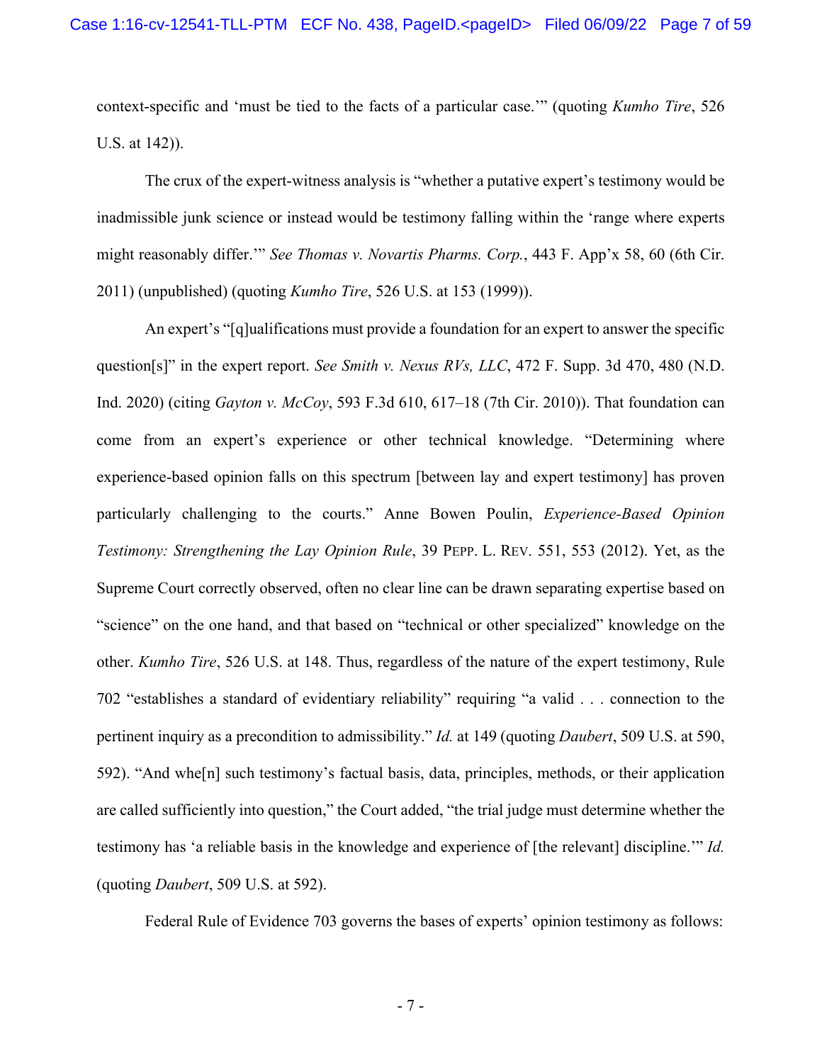context-specific and 'must be tied to the facts of a particular case.'" (quoting *Kumho Tire*, 526 U.S. at 142)).

The crux of the expert-witness analysis is "whether a putative expert's testimony would be inadmissible junk science or instead would be testimony falling within the 'range where experts might reasonably differ.'" *See Thomas v. Novartis Pharms. Corp.*, 443 F. App'x 58, 60 (6th Cir. 2011) (unpublished) (quoting *Kumho Tire*, 526 U.S. at 153 (1999)).

An expert's "[q]ualifications must provide a foundation for an expert to answer the specific question[s]" in the expert report. *See Smith v. Nexus RVs, LLC*, 472 F. Supp. 3d 470, 480 (N.D. Ind. 2020) (citing *Gayton v. McCoy*, 593 F.3d 610, 617–18 (7th Cir. 2010)). That foundation can come from an expert's experience or other technical knowledge. "Determining where experience-based opinion falls on this spectrum [between lay and expert testimony] has proven particularly challenging to the courts." Anne Bowen Poulin, *Experience-Based Opinion Testimony: Strengthening the Lay Opinion Rule*, 39 PEPP. L. REV. 551, 553 (2012). Yet, as the Supreme Court correctly observed, often no clear line can be drawn separating expertise based on "science" on the one hand, and that based on "technical or other specialized" knowledge on the other. *Kumho Tire*, 526 U.S. at 148. Thus, regardless of the nature of the expert testimony, Rule 702 "establishes a standard of evidentiary reliability" requiring "a valid . . . connection to the pertinent inquiry as a precondition to admissibility." *Id.* at 149 (quoting *Daubert*, 509 U.S. at 590, 592). "And whe[n] such testimony's factual basis, data, principles, methods, or their application are called sufficiently into question," the Court added, "the trial judge must determine whether the testimony has 'a reliable basis in the knowledge and experience of [the relevant] discipline.'" *Id.* (quoting *Daubert*, 509 U.S. at 592).

Federal Rule of Evidence 703 governs the bases of experts' opinion testimony as follows: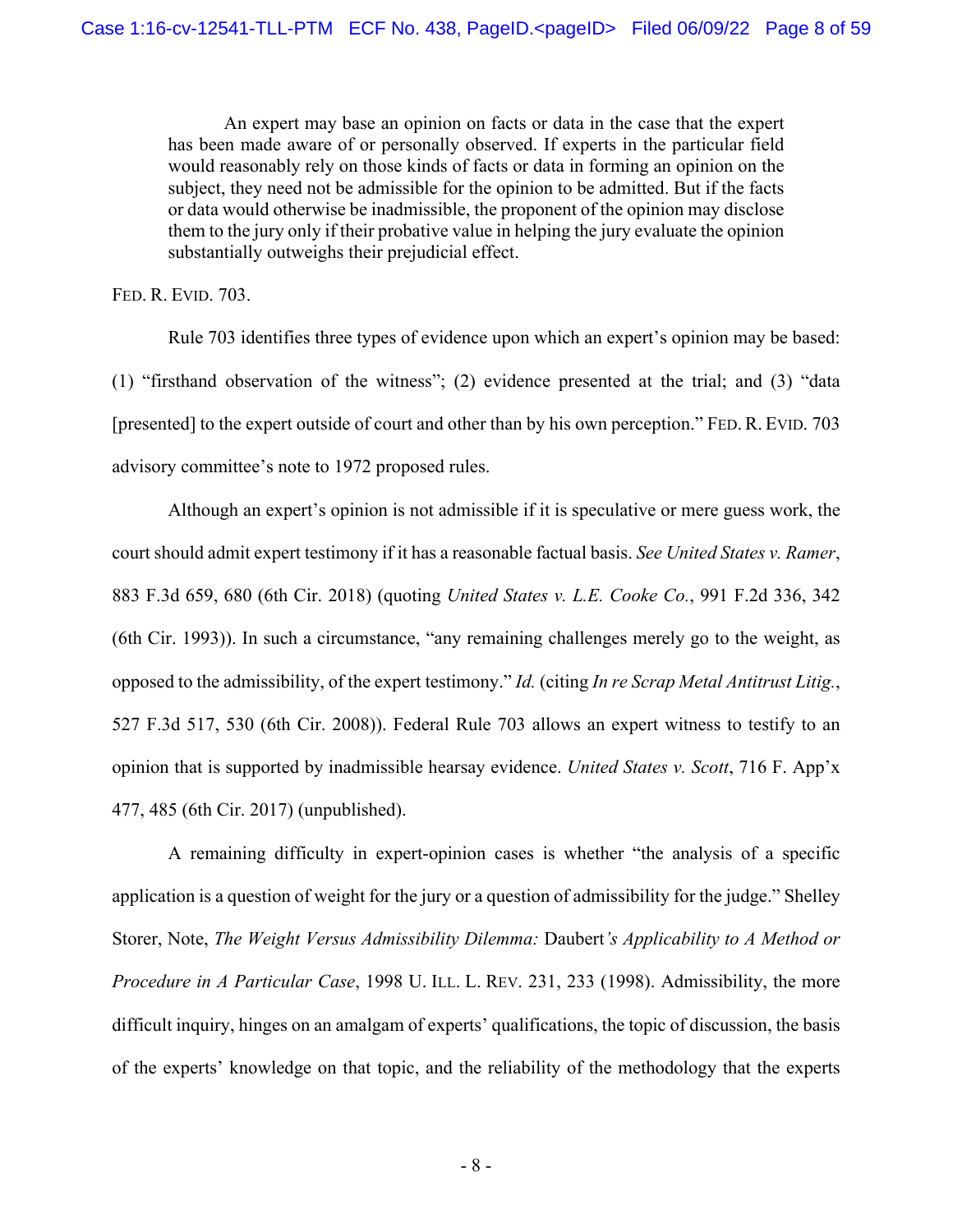> An expert may base an opinion on facts or data in the case that the expert has been made aware of or personally observed. If experts in the particular field would reasonably rely on those kinds of facts or data in forming an opinion on the subject, they need not be admissible for the opinion to be admitted. But if the facts or data would otherwise be inadmissible, the proponent of the opinion may disclose them to the jury only if their probative value in helping the jury evaluate the opinion substantially outweighs their prejudicial effect.

FED. R. EVID. 703.

Rule 703 identifies three types of evidence upon which an expert's opinion may be based: (1) "firsthand observation of the witness"; (2) evidence presented at the trial; and (3) "data [presented] to the expert outside of court and other than by his own perception." FED. R. EVID. 703 advisory committee's note to 1972 proposed rules.

Although an expert's opinion is not admissible if it is speculative or mere guess work, the court should admit expert testimony if it has a reasonable factual basis. *See United States v. Ramer*, 883 F.3d 659, 680 (6th Cir. 2018) (quoting *United States v. L.E. Cooke Co.*, 991 F.2d 336, 342 (6th Cir. 1993)). In such a circumstance, "any remaining challenges merely go to the weight, as opposed to the admissibility, of the expert testimony." *Id.* (citing *In re Scrap Metal Antitrust Litig.*, 527 F.3d 517, 530 (6th Cir. 2008)). Federal Rule 703 allows an expert witness to testify to an opinion that is supported by inadmissible hearsay evidence. *United States v. Scott*, 716 F. App'x 477, 485 (6th Cir. 2017) (unpublished).

A remaining difficulty in expert-opinion cases is whether "the analysis of a specific application is a question of weight for the jury or a question of admissibility for the judge." Shelley Storer, Note, *The Weight Versus Admissibility Dilemma:* Daubert*'s Applicability to A Method or Procedure in A Particular Case*, 1998 U. ILL. L. REV. 231, 233 (1998). Admissibility, the more difficult inquiry, hinges on an amalgam of experts' qualifications, the topic of discussion, the basis of the experts' knowledge on that topic, and the reliability of the methodology that the experts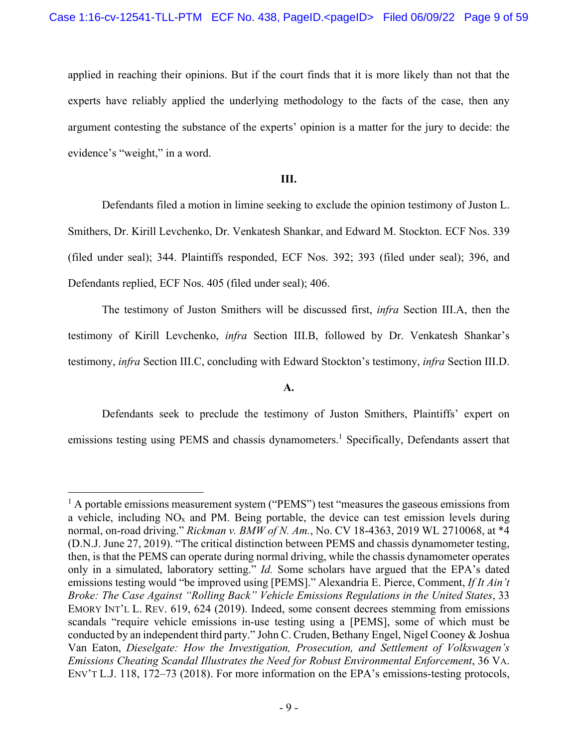applied in reaching their opinions. But if the court finds that it is more likely than not that the experts have reliably applied the underlying methodology to the facts of the case, then any argument contesting the substance of the experts' opinion is a matter for the jury to decide: the evidence's "weight," in a word.

**III.**

Defendants filed a motion in limine seeking to exclude the opinion testimony of Juston L. Smithers, Dr. Kirill Levchenko, Dr. Venkatesh Shankar, and Edward M. Stockton. ECF Nos. 339 (filed under seal); 344. Plaintiffs responded, ECF Nos. 392; 393 (filed under seal); 396, and Defendants replied, ECF Nos. 405 (filed under seal); 406.

The testimony of Juston Smithers will be discussed first, *infra* Section III.A, then the testimony of Kirill Levchenko, *infra* Section III.B, followed by Dr. Venkatesh Shankar's testimony, *infra* Section III.C, concluding with Edward Stockton's testimony, *infra* Section III.D.

**A.**

Defendants seek to preclude the testimony of Juston Smithers, Plaintiffs' expert on emissions testing using PEMS and chassis dynamometers.[1] Specifically, Defendants assert that

[1] A portable emissions measurement system ("PEMS") test "measures the gaseous emissions from a vehicle, including $NO_x$ and PM. Being portable, the device can test emission levels during normal, on-road driving." *Rickman v. BMW of N. Am.*, No. CV 18-4363, 2019 WL 2710068, at *4 (D.N.J. June 27, 2019). "The critical distinction between PEMS and chassis dynamometer testing, then, is that the PEMS can operate during normal driving, while the chassis dynamometer operates only in a simulated, laboratory setting." *Id.* Some scholars have argued that the EPA's dated emissions testing would "be improved using [PEMS]." Alexandria E. Pierce, Comment, *If It Ain't Broke: The Case Against "Rolling Back" Vehicle Emissions Regulations in the United States*, 33 EMORY INT'L L. REV. 619, 624 (2019). Indeed, some consent decrees stemming from emissions scandals "require vehicle emissions in-use testing using a [PEMS], some of which must be conducted by an independent third party." John C. Cruden, Bethany Engel, Nigel Cooney & Joshua Van Eaton, *Dieselgate: How the Investigation, Prosecution, and Settlement of Volkswagen's Emissions Cheating Scandal Illustrates the Need for Robust Environmental Enforcement*, 36 VA. ENV'T L.J. 118, 172–73 (2018). For more information on the EPA's emissions-testing protocols,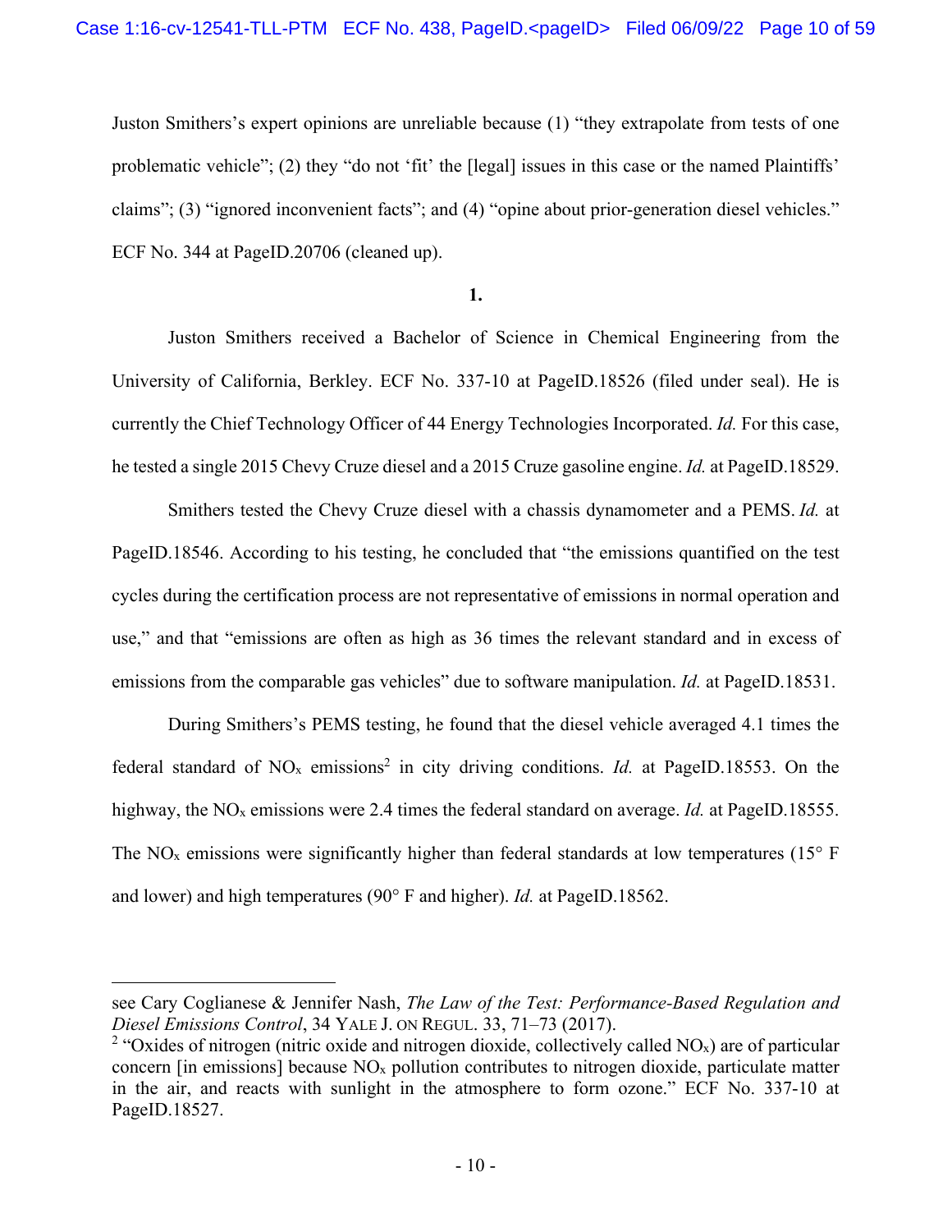Juston Smithers's expert opinions are unreliable because (1) "they extrapolate from tests of one problematic vehicle"; (2) they "do not 'fit' the [legal] issues in this case or the named Plaintiffs' claims"; (3) "ignored inconvenient facts"; and (4) "opine about prior-generation diesel vehicles." ECF No. 344 at PageID.20706 (cleaned up).

**1.**

Juston Smithers received a Bachelor of Science in Chemical Engineering from the University of California, Berkley. ECF No. 337-10 at PageID.18526 (filed under seal). He is currently the Chief Technology Officer of 44 Energy Technologies Incorporated. *Id.* For this case, he tested a single 2015 Chevy Cruze diesel and a 2015 Cruze gasoline engine. *Id.* at PageID.18529.

Smithers tested the Chevy Cruze diesel with a chassis dynamometer and a PEMS. *Id.* at PageID.18546. According to his testing, he concluded that "the emissions quantified on the test cycles during the certification process are not representative of emissions in normal operation and use," and that "emissions are often as high as 36 times the relevant standard and in excess of emissions from the comparable gas vehicles" due to software manipulation. *Id.* at PageID.18531.

During Smithers's PEMS testing, he found that the diesel vehicle averaged 4.1 times the federal standard of $NO_x$ emissions[2] in city driving conditions. *Id.* at PageID.18553. On the highway, the $NO_x$ emissions were 2.4 times the federal standard on average. *Id.* at PageID.18555. The $NO_x$ emissions were significantly higher than federal standards at low temperatures (15° F and lower) and high temperatures (90° F and higher). *Id.* at PageID.18562.

---

see Cary Coglianese & Jennifer Nash, *The Law of the Test: Performance-Based Regulation and Diesel Emissions Control*, 34 YALE J. ON REGUL. 33, 71–73 (2017).

[2] "Oxides of nitrogen (nitric oxide and nitrogen dioxide, collectively called $NO_x$) are of particular concern [in emissions] because $NO_x$ pollution contributes to nitrogen dioxide, particulate matter in the air, and reacts with sunlight in the atmosphere to form ozone." ECF No. 337-10 at PageID.18527.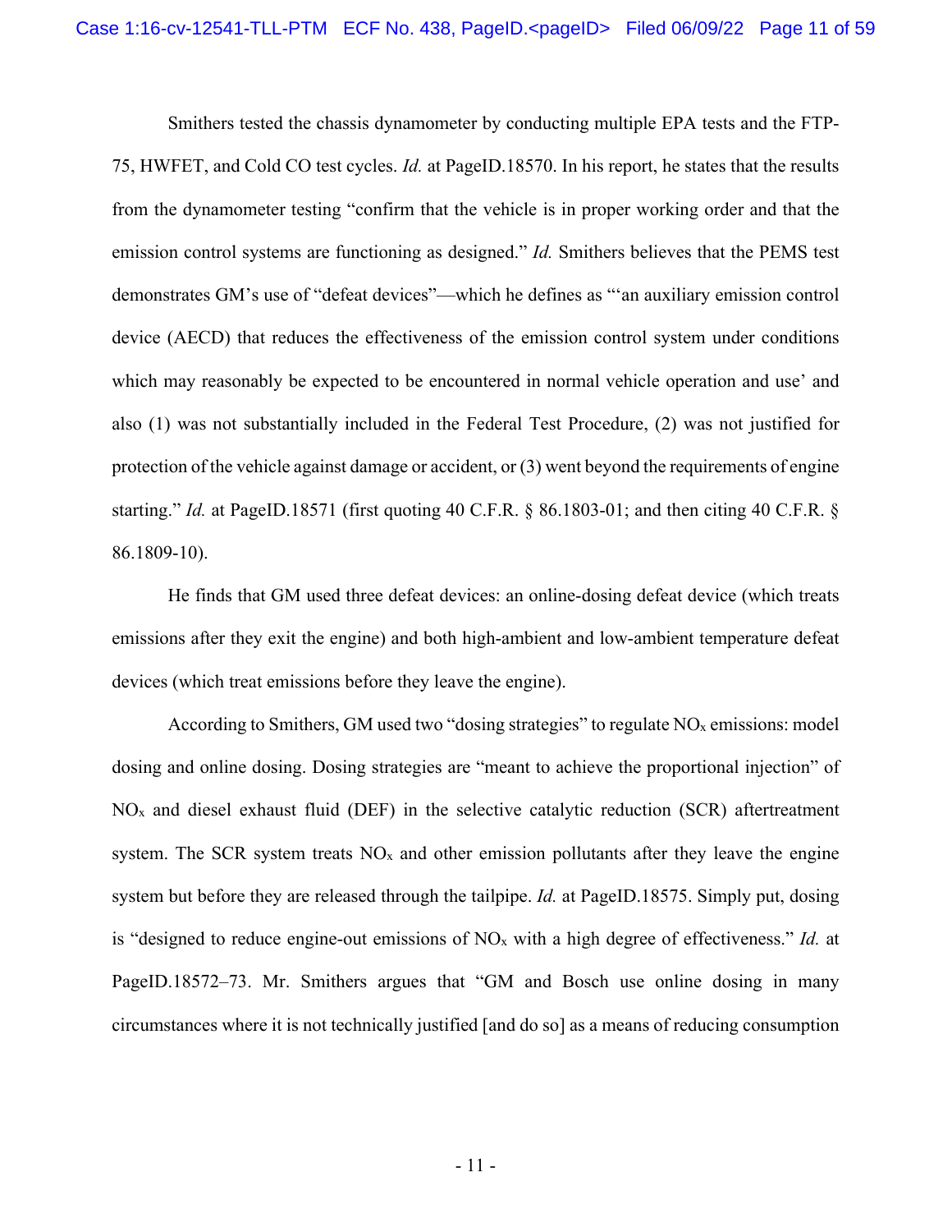Smithers tested the chassis dynamometer by conducting multiple EPA tests and the FTP-75, HWFET, and Cold CO test cycles. *Id.* at PageID.18570. In his report, he states that the results from the dynamometer testing "confirm that the vehicle is in proper working order and that the emission control systems are functioning as designed." *Id.* Smithers believes that the PEMS test demonstrates GM's use of "defeat devices"—which he defines as "'an auxiliary emission control device (AECD) that reduces the effectiveness of the emission control system under conditions which may reasonably be expected to be encountered in normal vehicle operation and use' and also (1) was not substantially included in the Federal Test Procedure, (2) was not justified for protection of the vehicle against damage or accident, or (3) went beyond the requirements of engine starting." *Id.* at PageID.18571 (first quoting 40 C.F.R. § 86.1803-01; and then citing 40 C.F.R. § 86.1809-10).

He finds that GM used three defeat devices: an online-dosing defeat device (which treats emissions after they exit the engine) and both high-ambient and low-ambient temperature defeat devices (which treat emissions before they leave the engine).

According to Smithers, GM used two "dosing strategies" to regulate $NO_x$ emissions: model dosing and online dosing. Dosing strategies are "meant to achieve the proportional injection" of $NO_x$ and diesel exhaust fluid (DEF) in the selective catalytic reduction (SCR) aftertreatment system. The SCR system treats $NO_x$ and other emission pollutants after they leave the engine system but before they are released through the tailpipe. *Id.* at PageID.18575. Simply put, dosing is "designed to reduce engine-out emissions of $NO_x$ with a high degree of effectiveness." *Id.* at PageID.18572–73. Mr. Smithers argues that "GM and Bosch use online dosing in many circumstances where it is not technically justified [and do so] as a means of reducing consumption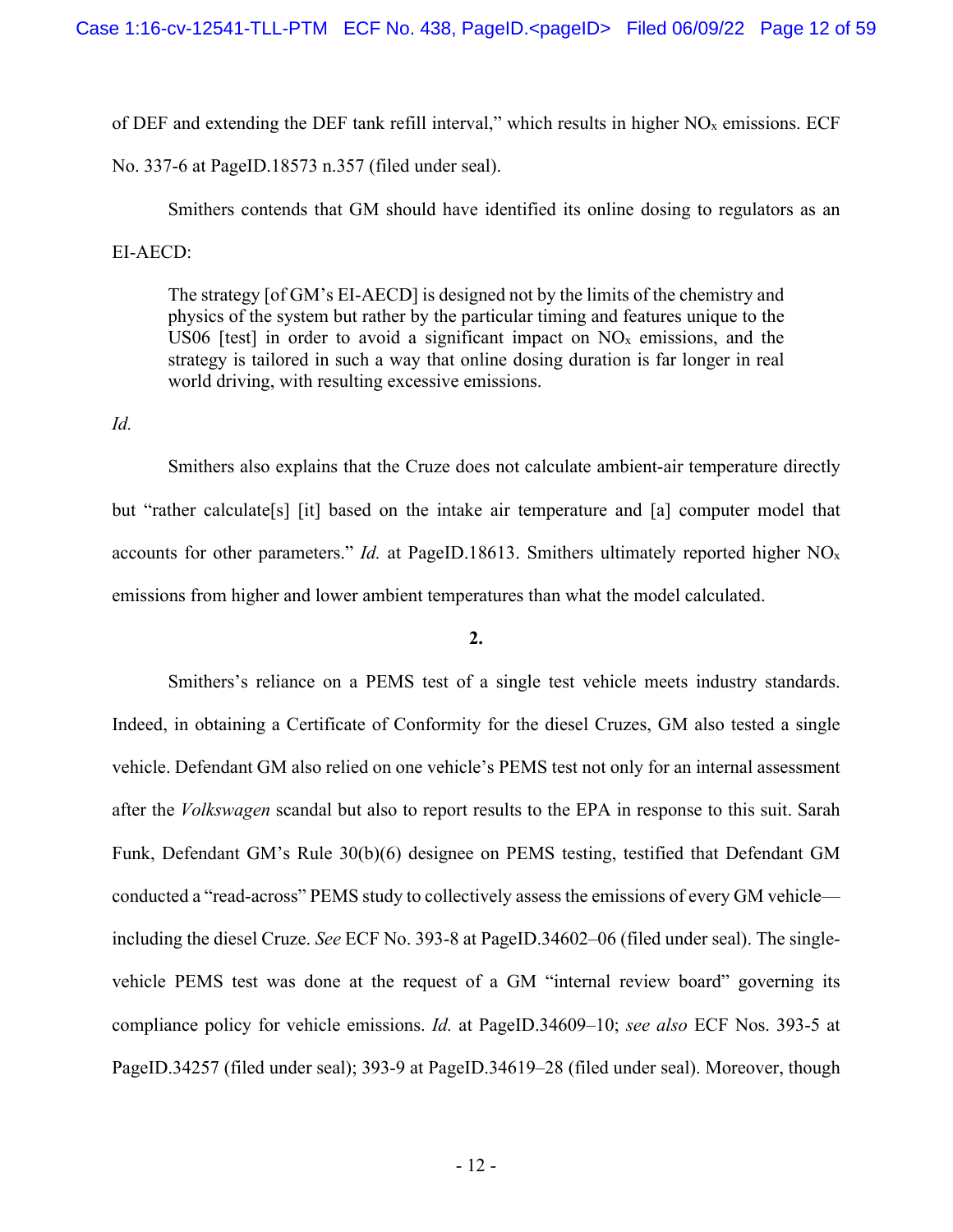of DEF and extending the DEF tank refill interval," which results in higher $NO_x$ emissions. ECF No. 337-6 at PageID.18573 n.357 (filed under seal).

Smithers contends that GM should have identified its online dosing to regulators as an EI-AECD:

> The strategy [of GM's EI-AECD] is designed not by the limits of the chemistry and physics of the system but rather by the particular timing and features unique to the US06 [test] in order to avoid a significant impact on $NO_x$ emissions, and the strategy is tailored in such a way that online dosing duration is far longer in real world driving, with resulting excessive emissions.

*Id.*

Smithers also explains that the Cruze does not calculate ambient-air temperature directly but "rather calculate[s] [it] based on the intake air temperature and [a] computer model that accounts for other parameters." *Id.* at PageID.18613. Smithers ultimately reported higher $NO_x$ emissions from higher and lower ambient temperatures than what the model calculated.

**2.**

Smithers's reliance on a PEMS test of a single test vehicle meets industry standards. Indeed, in obtaining a Certificate of Conformity for the diesel Cruzes, GM also tested a single vehicle. Defendant GM also relied on one vehicle's PEMS test not only for an internal assessment after the *Volkswagen* scandal but also to report results to the EPA in response to this suit. Sarah Funk, Defendant GM's Rule 30(b)(6) designee on PEMS testing, testified that Defendant GM conducted a "read-across" PEMS study to collectively assess the emissions of every GM vehicle—including the diesel Cruze. *See* ECF No. 393-8 at PageID.34602–06 (filed under seal). The single-vehicle PEMS test was done at the request of a GM "internal review board" governing its compliance policy for vehicle emissions. *Id.* at PageID.34609–10; *see also* ECF Nos. 393-5 at PageID.34257 (filed under seal); 393-9 at PageID.34619–28 (filed under seal). Moreover, though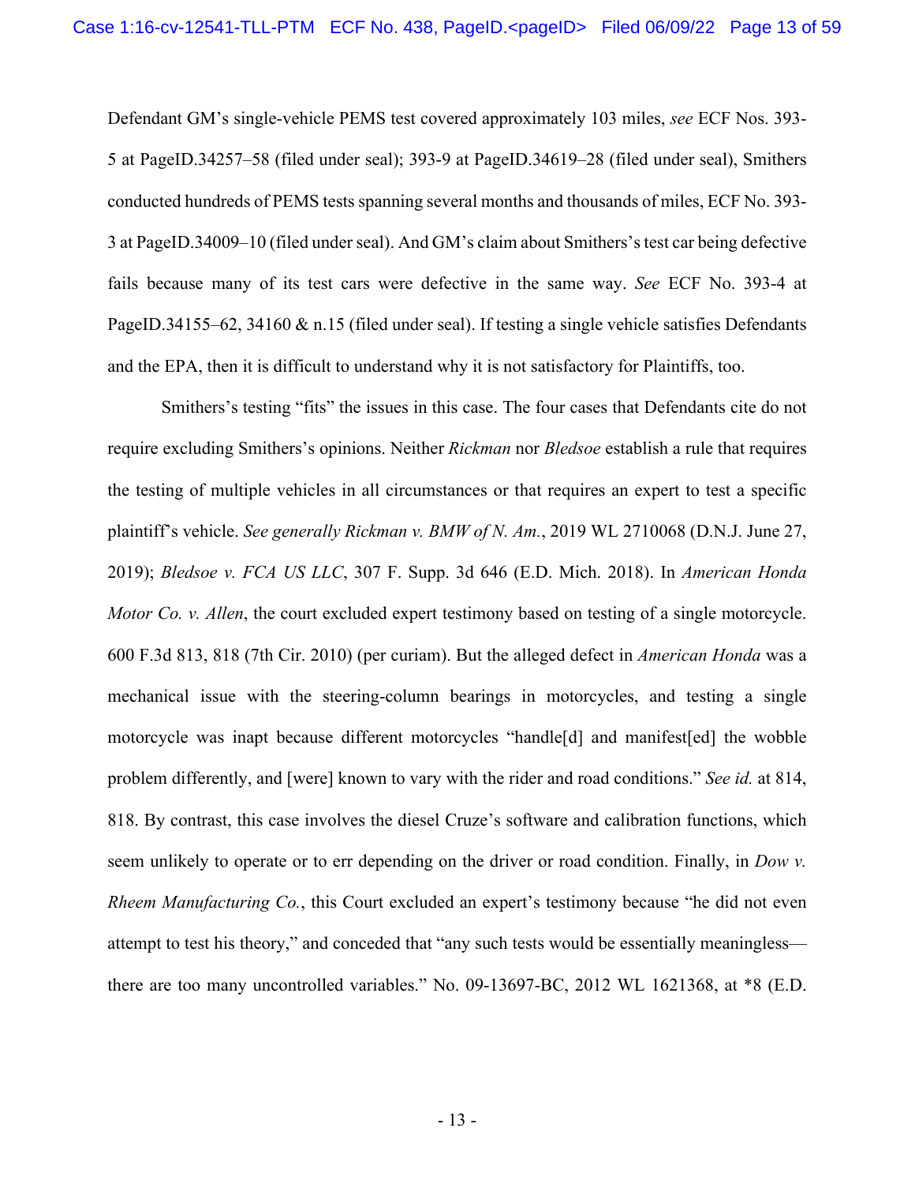Defendant GM's single-vehicle PEMS test covered approximately 103 miles, *see* ECF Nos. 393-5 at PageID.34257–58 (filed under seal); 393-9 at PageID.34619–28 (filed under seal), Smithers conducted hundreds of PEMS tests spanning several months and thousands of miles, ECF No. 393-3 at PageID.34009–10 (filed under seal). And GM's claim about Smithers's test car being defective fails because many of its test cars were defective in the same way. *See* ECF No. 393-4 at PageID.34155–62, 34160 & n.15 (filed under seal). If testing a single vehicle satisfies Defendants and the EPA, then it is difficult to understand why it is not satisfactory for Plaintiffs, too.

Smithers's testing "fits" the issues in this case. The four cases that Defendants cite do not require excluding Smithers's opinions. Neither *Rickman* nor *Bledsoe* establish a rule that requires the testing of multiple vehicles in all circumstances or that requires an expert to test a specific plaintiff's vehicle. *See generally Rickman v. BMW of N. Am.*, 2019 WL 2710068 (D.N.J. June 27, 2019); *Bledsoe v. FCA US LLC*, 307 F. Supp. 3d 646 (E.D. Mich. 2018). In *American Honda Motor Co. v. Allen*, the court excluded expert testimony based on testing of a single motorcycle. 600 F.3d 813, 818 (7th Cir. 2010) (per curiam). But the alleged defect in *American Honda* was a mechanical issue with the steering-column bearings in motorcycles, and testing a single motorcycle was inapt because different motorcycles "handle[d] and manifest[ed] the wobble problem differently, and [were] known to vary with the rider and road conditions." *See id.* at 814, 818. By contrast, this case involves the diesel Cruze's software and calibration functions, which seem unlikely to operate or to err depending on the driver or road condition. Finally, in *Dow v. Rheem Manufacturing Co.*, this Court excluded an expert's testimony because "he did not even attempt to test his theory," and conceded that "any such tests would be essentially meaningless—there are too many uncontrolled variables." No. 09-13697-BC, 2012 WL 1621368, at *8 (E.D.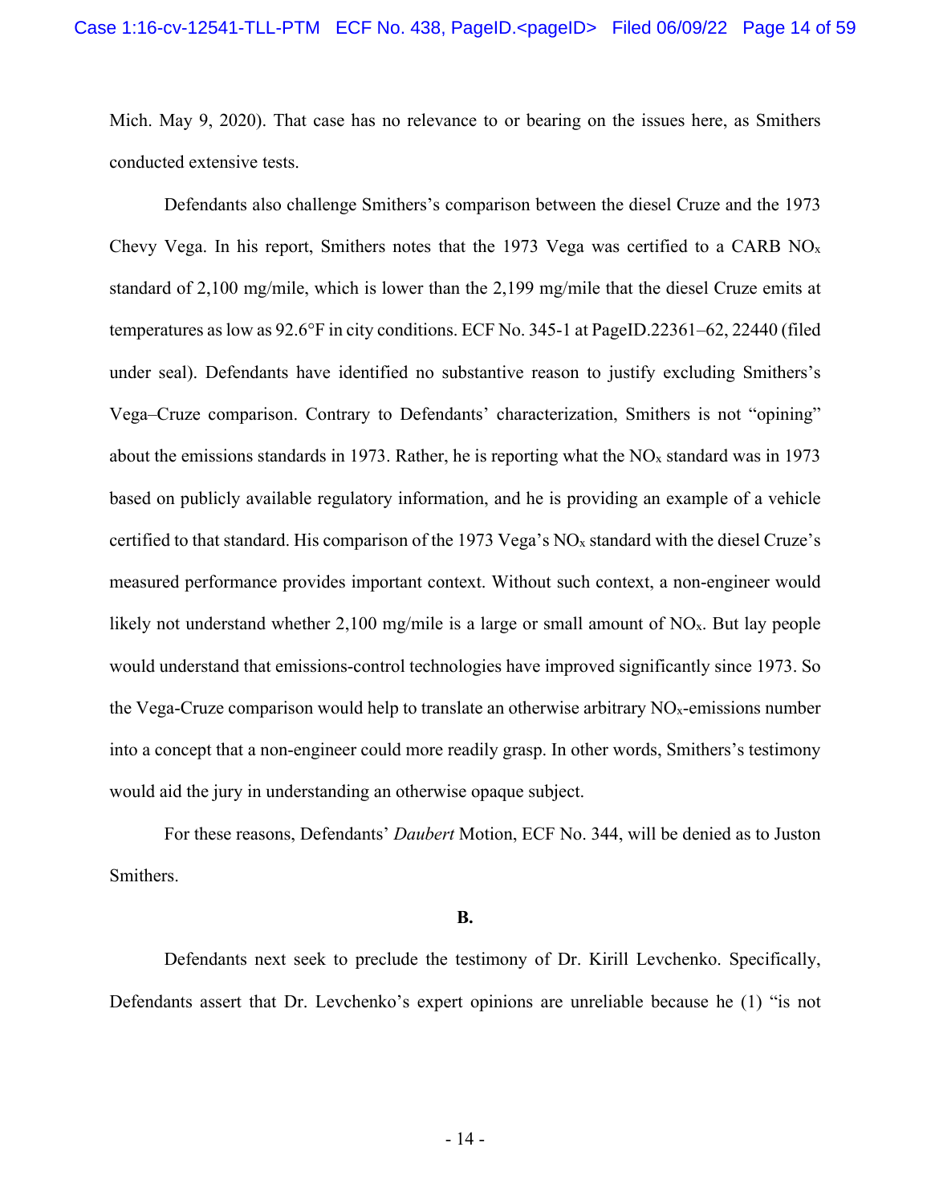Mich. May 9, 2020). That case has no relevance to or bearing on the issues here, as Smithers conducted extensive tests.

Defendants also challenge Smithers's comparison between the diesel Cruze and the 1973 Chevy Vega. In his report, Smithers notes that the 1973 Vega was certified to a CARB $NO_x$ standard of 2,100 mg/mile, which is lower than the 2,199 mg/mile that the diesel Cruze emits at temperatures as low as 92.6°F in city conditions. ECF No. 345-1 at PageID.22361–62, 22440 (filed under seal). Defendants have identified no substantive reason to justify excluding Smithers's Vega–Cruze comparison. Contrary to Defendants' characterization, Smithers is not "opining" about the emissions standards in 1973. Rather, he is reporting what the $NO_x$ standard was in 1973 based on publicly available regulatory information, and he is providing an example of a vehicle certified to that standard. His comparison of the 1973 Vega's $NO_x$ standard with the diesel Cruze's measured performance provides important context. Without such context, a non-engineer would likely not understand whether 2,100 mg/mile is a large or small amount of $NO_x$. But lay people would understand that emissions-control technologies have improved significantly since 1973. So the Vega-Cruze comparison would help to translate an otherwise arbitrary $NO_x$-emissions number into a concept that a non-engineer could more readily grasp. In other words, Smithers's testimony would aid the jury in understanding an otherwise opaque subject.

For these reasons, Defendants' *Daubert* Motion, ECF No. 344, will be denied as to Juston Smithers.

**B.**

Defendants next seek to preclude the testimony of Dr. Kirill Levchenko. Specifically, Defendants assert that Dr. Levchenko's expert opinions are unreliable because he (1) "is not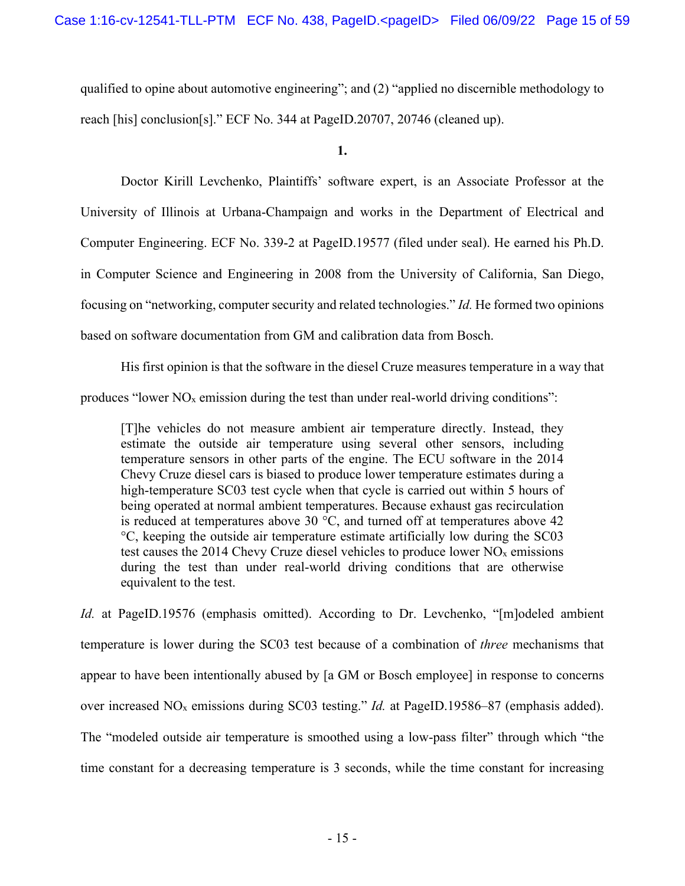qualified to opine about automotive engineering"; and (2) "applied no discernible methodology to reach [his] conclusion[s]." ECF No. 344 at PageID.20707, 20746 (cleaned up).

**1.**

Doctor Kirill Levchenko, Plaintiffs' software expert, is an Associate Professor at the University of Illinois at Urbana-Champaign and works in the Department of Electrical and Computer Engineering. ECF No. 339-2 at PageID.19577 (filed under seal). He earned his Ph.D. in Computer Science and Engineering in 2008 from the University of California, San Diego, focusing on "networking, computer security and related technologies." *Id.* He formed two opinions based on software documentation from GM and calibration data from Bosch.

His first opinion is that the software in the diesel Cruze measures temperature in a way that produces "lower $NO_x$ emission during the test than under real-world driving conditions":

> [T]he vehicles do not measure ambient air temperature directly. Instead, they estimate the outside air temperature using several other sensors, including temperature sensors in other parts of the engine. The ECU software in the 2014 Chevy Cruze diesel cars is biased to produce lower temperature estimates during a high-temperature SC03 test cycle when that cycle is carried out within 5 hours of being operated at normal ambient temperatures. Because exhaust gas recirculation is reduced at temperatures above 30 °C, and turned off at temperatures above 42 °C, keeping the outside air temperature estimate artificially low during the SC03 test causes the 2014 Chevy Cruze diesel vehicles to produce lower $NO_x$ emissions during the test than under real-world driving conditions that are otherwise equivalent to the test.

*Id.* at PageID.19576 (emphasis omitted). According to Dr. Levchenko, "[m]odeled ambient temperature is lower during the SC03 test because of a combination of *three* mechanisms that appear to have been intentionally abused by [a GM or Bosch employee] in response to concerns over increased $NO_x$ emissions during SC03 testing." *Id.* at PageID.19586–87 (emphasis added). The "modeled outside air temperature is smoothed using a low-pass filter" through which "the time constant for a decreasing temperature is 3 seconds, while the time constant for increasing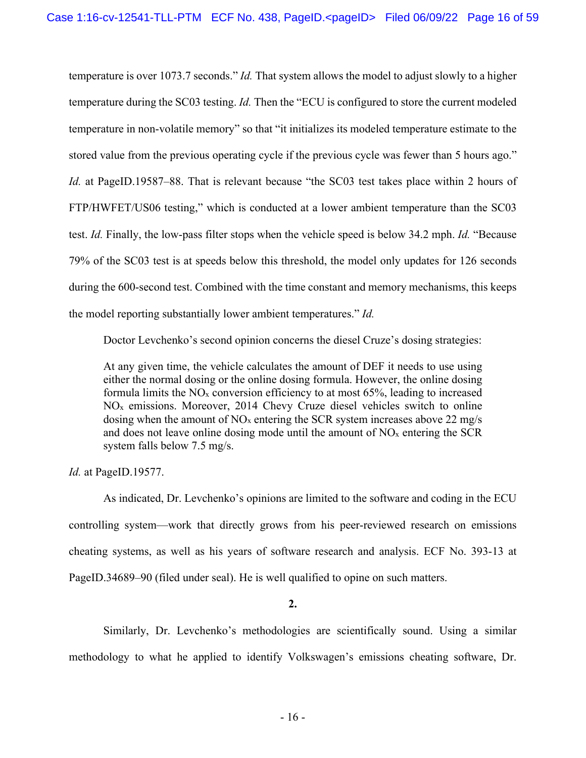temperature is over 1073.7 seconds." *Id.* That system allows the model to adjust slowly to a higher temperature during the SC03 testing. *Id.* Then the "ECU is configured to store the current modeled temperature in non-volatile memory" so that "it initializes its modeled temperature estimate to the stored value from the previous operating cycle if the previous cycle was fewer than 5 hours ago." *Id.* at PageID.19587–88. That is relevant because "the SC03 test takes place within 2 hours of FTP/HWFET/US06 testing," which is conducted at a lower ambient temperature than the SC03 test. *Id.* Finally, the low-pass filter stops when the vehicle speed is below 34.2 mph. *Id.* "Because 79% of the SC03 test is at speeds below this threshold, the model only updates for 126 seconds during the 600-second test. Combined with the time constant and memory mechanisms, this keeps the model reporting substantially lower ambient temperatures." *Id.*

Doctor Levchenko's second opinion concerns the diesel Cruze's dosing strategies:

> At any given time, the vehicle calculates the amount of DEF it needs to use using either the normal dosing or the online dosing formula. However, the online dosing formula limits the $NO_x$ conversion efficiency to at most 65%, leading to increased $NO_x$ emissions. Moreover, 2014 Chevy Cruze diesel vehicles switch to online dosing when the amount of $NO_x$ entering the SCR system increases above 22 mg/s and does not leave online dosing mode until the amount of $NO_x$ entering the SCR system falls below 7.5 mg/s.

*Id.* at PageID.19577.

As indicated, Dr. Levchenko's opinions are limited to the software and coding in the ECU controlling system—work that directly grows from his peer-reviewed research on emissions cheating systems, as well as his years of software research and analysis. ECF No. 393-13 at PageID.34689–90 (filed under seal). He is well qualified to opine on such matters.

**2.**

Similarly, Dr. Levchenko's methodologies are scientifically sound. Using a similar methodology to what he applied to identify Volkswagen's emissions cheating software, Dr.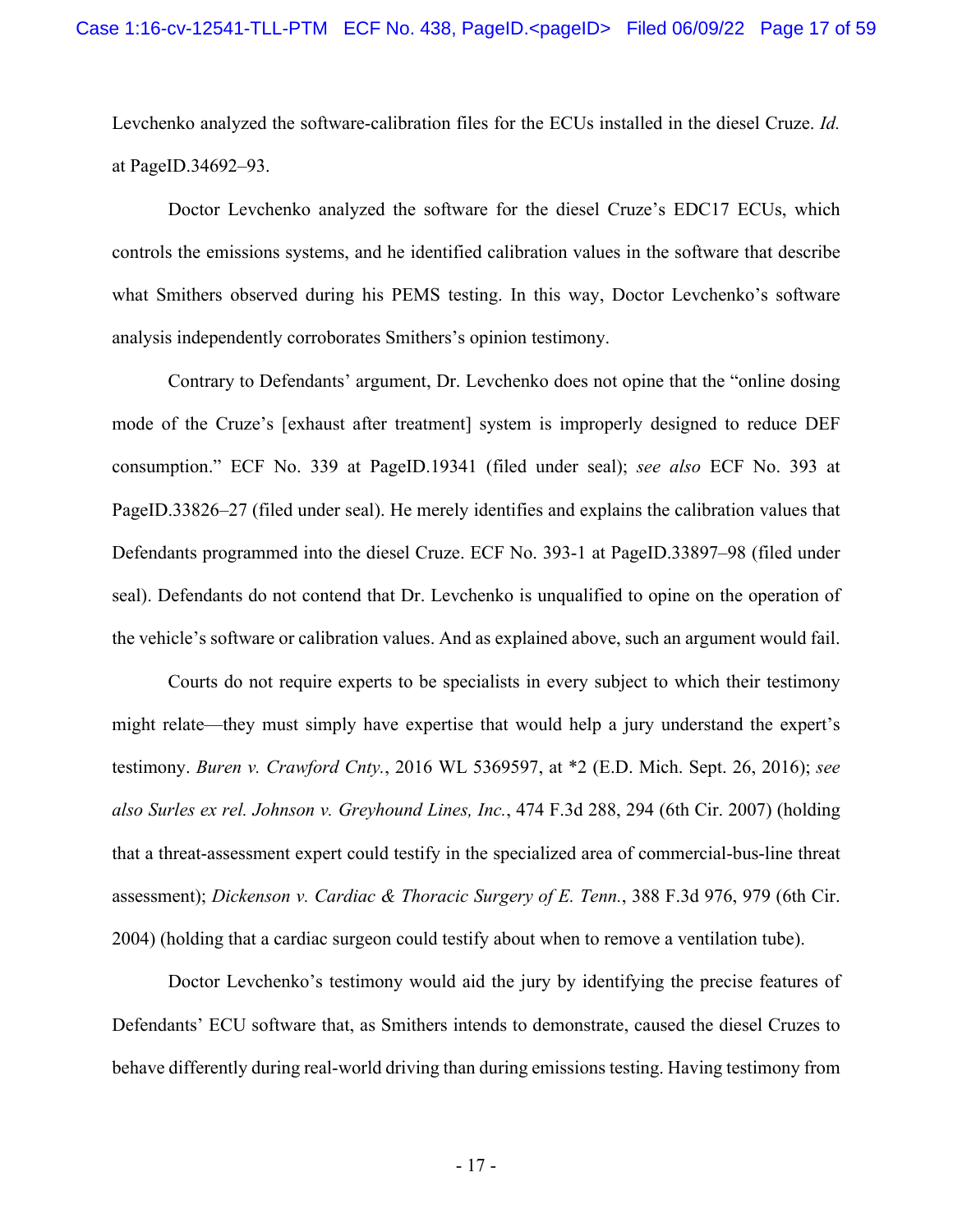Levchenko analyzed the software-calibration files for the ECUs installed in the diesel Cruze. *Id.* at PageID.34692–93.

Doctor Levchenko analyzed the software for the diesel Cruze's EDC17 ECUs, which controls the emissions systems, and he identified calibration values in the software that describe what Smithers observed during his PEMS testing. In this way, Doctor Levchenko's software analysis independently corroborates Smithers's opinion testimony.

Contrary to Defendants' argument, Dr. Levchenko does not opine that the "online dosing mode of the Cruze's [exhaust after treatment] system is improperly designed to reduce DEF consumption." ECF No. 339 at PageID.19341 (filed under seal); *see also* ECF No. 393 at PageID.33826–27 (filed under seal). He merely identifies and explains the calibration values that Defendants programmed into the diesel Cruze. ECF No. 393-1 at PageID.33897–98 (filed under seal). Defendants do not contend that Dr. Levchenko is unqualified to opine on the operation of the vehicle's software or calibration values. And as explained above, such an argument would fail.

Courts do not require experts to be specialists in every subject to which their testimony might relate—they must simply have expertise that would help a jury understand the expert's testimony. *Buren v. Crawford Cnty.*, 2016 WL 5369597, at *2 (E.D. Mich. Sept. 26, 2016); *see also Surles ex rel. Johnson v. Greyhound Lines, Inc.*, 474 F.3d 288, 294 (6th Cir. 2007) (holding that a threat-assessment expert could testify in the specialized area of commercial-bus-line threat assessment); *Dickenson v. Cardiac & Thoracic Surgery of E. Tenn.*, 388 F.3d 976, 979 (6th Cir. 2004) (holding that a cardiac surgeon could testify about when to remove a ventilation tube).

Doctor Levchenko's testimony would aid the jury by identifying the precise features of Defendants' ECU software that, as Smithers intends to demonstrate, caused the diesel Cruzes to behave differently during real-world driving than during emissions testing. Having testimony from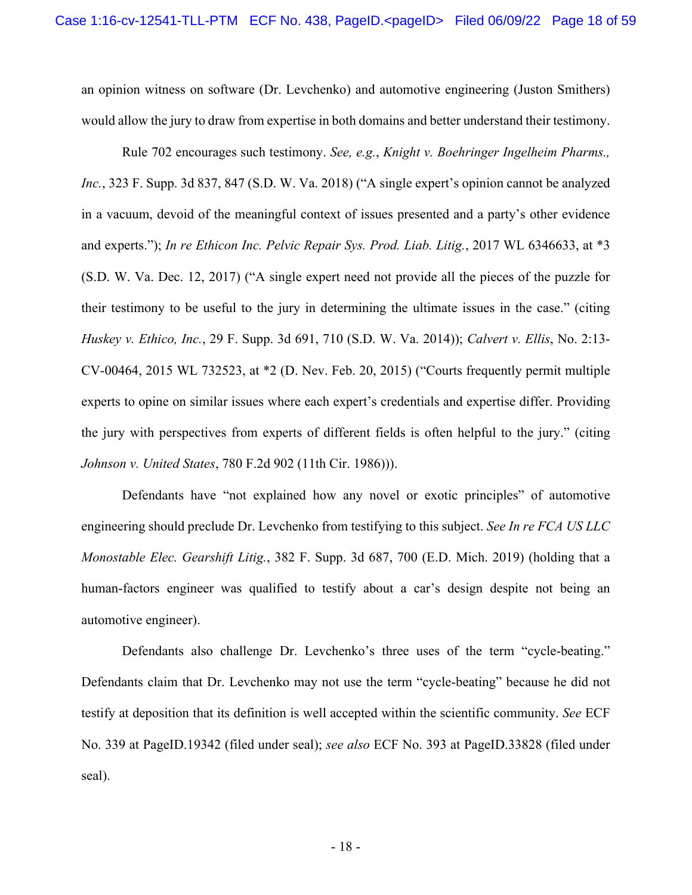an opinion witness on software (Dr. Levchenko) and automotive engineering (Juston Smithers) would allow the jury to draw from expertise in both domains and better understand their testimony.

Rule 702 encourages such testimony. *See, e.g.*, *Knight v. Boehringer Ingelheim Pharms., Inc.*, 323 F. Supp. 3d 837, 847 (S.D. W. Va. 2018) ("A single expert's opinion cannot be analyzed in a vacuum, devoid of the meaningful context of issues presented and a party's other evidence and experts."); *In re Ethicon Inc. Pelvic Repair Sys. Prod. Liab. Litig.*, 2017 WL 6346633, at *3 (S.D. W. Va. Dec. 12, 2017) ("A single expert need not provide all the pieces of the puzzle for their testimony to be useful to the jury in determining the ultimate issues in the case." (citing *Huskey v. Ethico, Inc.*, 29 F. Supp. 3d 691, 710 (S.D. W. Va. 2014)); *Calvert v. Ellis*, No. 2:13-CV-00464, 2015 WL 732523, at *2 (D. Nev. Feb. 20, 2015) ("Courts frequently permit multiple experts to opine on similar issues where each expert's credentials and expertise differ. Providing the jury with perspectives from experts of different fields is often helpful to the jury." (citing *Johnson v. United States*, 780 F.2d 902 (11th Cir. 1986))).

Defendants have "not explained how any novel or exotic principles" of automotive engineering should preclude Dr. Levchenko from testifying to this subject. *See In re FCA US LLC Monostable Elec. Gearshift Litig.*, 382 F. Supp. 3d 687, 700 (E.D. Mich. 2019) (holding that a human-factors engineer was qualified to testify about a car's design despite not being an automotive engineer).

Defendants also challenge Dr. Levchenko's three uses of the term "cycle-beating." Defendants claim that Dr. Levchenko may not use the term "cycle-beating" because he did not testify at deposition that its definition is well accepted within the scientific community. *See* ECF No. 339 at PageID.19342 (filed under seal); *see also* ECF No. 393 at PageID.33828 (filed under seal).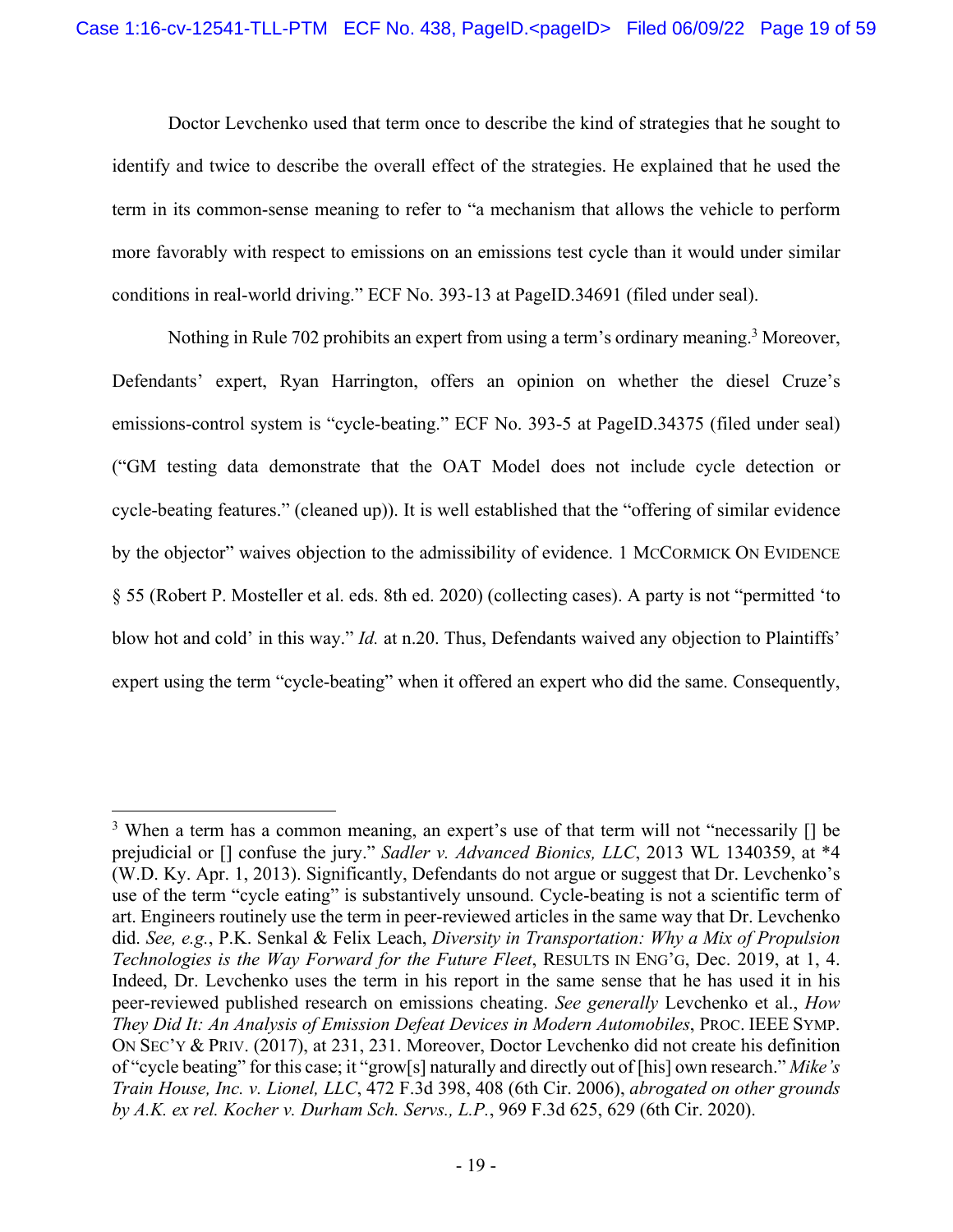Doctor Levchenko used that term once to describe the kind of strategies that he sought to identify and twice to describe the overall effect of the strategies. He explained that he used the term in its common-sense meaning to refer to "a mechanism that allows the vehicle to perform more favorably with respect to emissions on an emissions test cycle than it would under similar conditions in real-world driving." ECF No. 393-13 at PageID.34691 (filed under seal).

Nothing in Rule 702 prohibits an expert from using a term's ordinary meaning.[3] Moreover, Defendants' expert, Ryan Harrington, offers an opinion on whether the diesel Cruze's emissions-control system is "cycle-beating." ECF No. 393-5 at PageID.34375 (filed under seal) ("GM testing data demonstrate that the OAT Model does not include cycle detection or cycle-beating features." (cleaned up)). It is well established that the "offering of similar evidence by the objector" waives objection to the admissibility of evidence. 1 MCCORMICK ON EVIDENCE § 55 (Robert P. Mosteller et al. eds. 8th ed. 2020) (collecting cases). A party is not "permitted 'to blow hot and cold' in this way." *Id.* at n.20. Thus, Defendants waived any objection to Plaintiffs' expert using the term "cycle-beating" when it offered an expert who did the same. Consequently,

---

[3] When a term has a common meaning, an expert's use of that term will not "necessarily [] be prejudicial or [] confuse the jury." *Sadler v. Advanced Bionics, LLC*, 2013 WL 1340359, at *4 (W.D. Ky. Apr. 1, 2013). Significantly, Defendants do not argue or suggest that Dr. Levchenko's use of the term "cycle eating" is substantively unsound. Cycle-beating is not a scientific term of art. Engineers routinely use the term in peer-reviewed articles in the same way that Dr. Levchenko did. *See, e.g.*, P.K. Senkal & Felix Leach, *Diversity in Transportation: Why a Mix of Propulsion Technologies is the Way Forward for the Future Fleet*, RESULTS IN ENG'G, Dec. 2019, at 1, 4. Indeed, Dr. Levchenko uses the term in his report in the same sense that he has used it in his peer-reviewed published research on emissions cheating. *See generally* Levchenko et al., *How They Did It: An Analysis of Emission Defeat Devices in Modern Automobiles*, PROC. IEEE SYMP. ON SEC'Y & PRIV. (2017), at 231, 231. Moreover, Doctor Levchenko did not create his definition of "cycle beating" for this case; it "grow[s] naturally and directly out of [his] own research." *Mike's Train House, Inc. v. Lionel, LLC*, 472 F.3d 398, 408 (6th Cir. 2006), *abrogated on other grounds by A.K. ex rel. Kocher v. Durham Sch. Servs., L.P.*, 969 F.3d 625, 629 (6th Cir. 2020).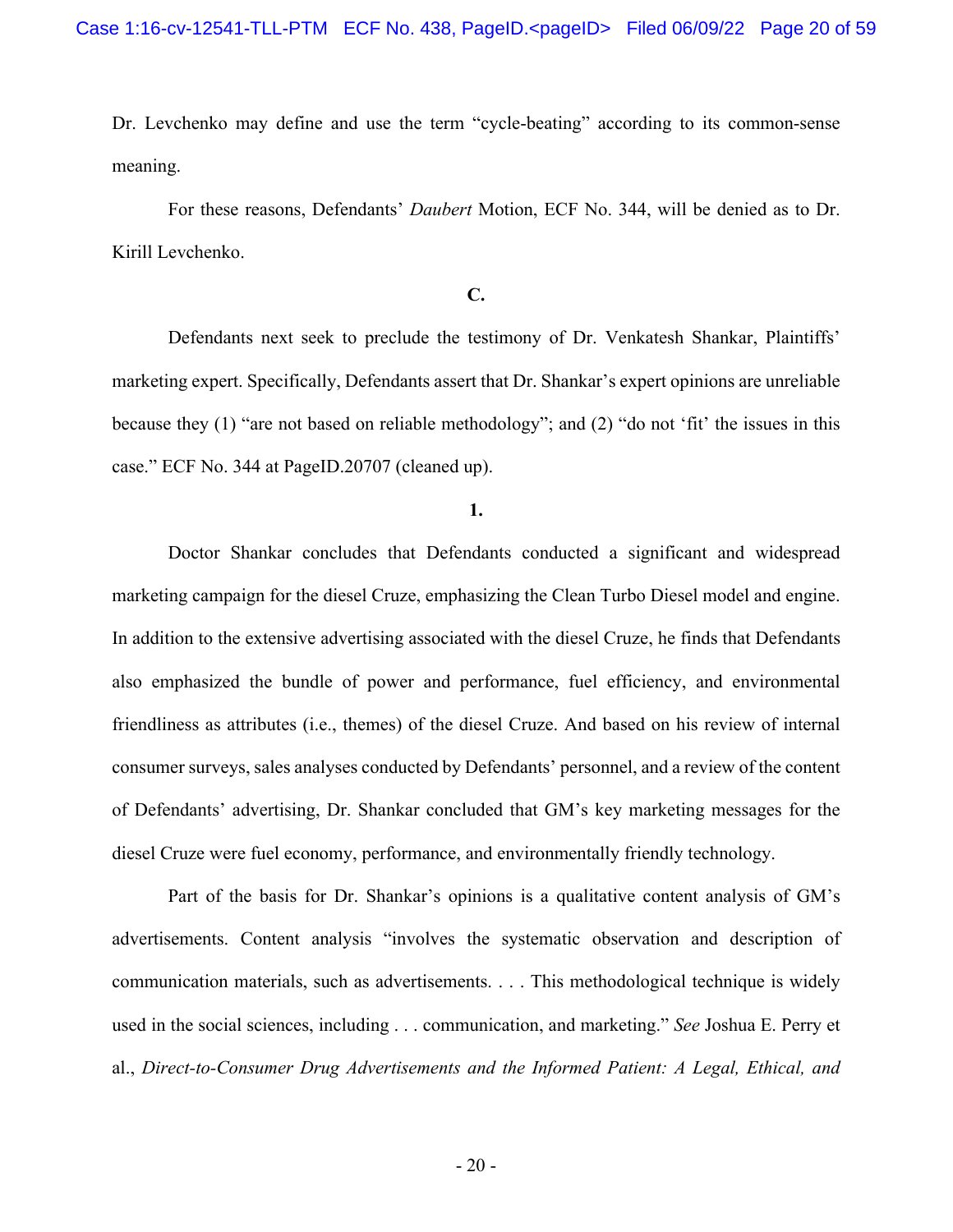Dr. Levchenko may define and use the term "cycle-beating" according to its common-sense meaning.

For these reasons, Defendants' *Daubert* Motion, ECF No. 344, will be denied as to Dr. Kirill Levchenko.

**C.**

Defendants next seek to preclude the testimony of Dr. Venkatesh Shankar, Plaintiffs' marketing expert. Specifically, Defendants assert that Dr. Shankar's expert opinions are unreliable because they (1) "are not based on reliable methodology"; and (2) "do not 'fit' the issues in this case." ECF No. 344 at PageID.20707 (cleaned up).

**1.**

Doctor Shankar concludes that Defendants conducted a significant and widespread marketing campaign for the diesel Cruze, emphasizing the Clean Turbo Diesel model and engine. In addition to the extensive advertising associated with the diesel Cruze, he finds that Defendants also emphasized the bundle of power and performance, fuel efficiency, and environmental friendliness as attributes (i.e., themes) of the diesel Cruze. And based on his review of internal consumer surveys, sales analyses conducted by Defendants' personnel, and a review of the content of Defendants' advertising, Dr. Shankar concluded that GM's key marketing messages for the diesel Cruze were fuel economy, performance, and environmentally friendly technology.

Part of the basis for Dr. Shankar's opinions is a qualitative content analysis of GM's advertisements. Content analysis "involves the systematic observation and description of communication materials, such as advertisements. . . . This methodological technique is widely used in the social sciences, including . . . communication, and marketing." *See* Joshua E. Perry et al., *Direct-to-Consumer Drug Advertisements and the Informed Patient: A Legal, Ethical, and*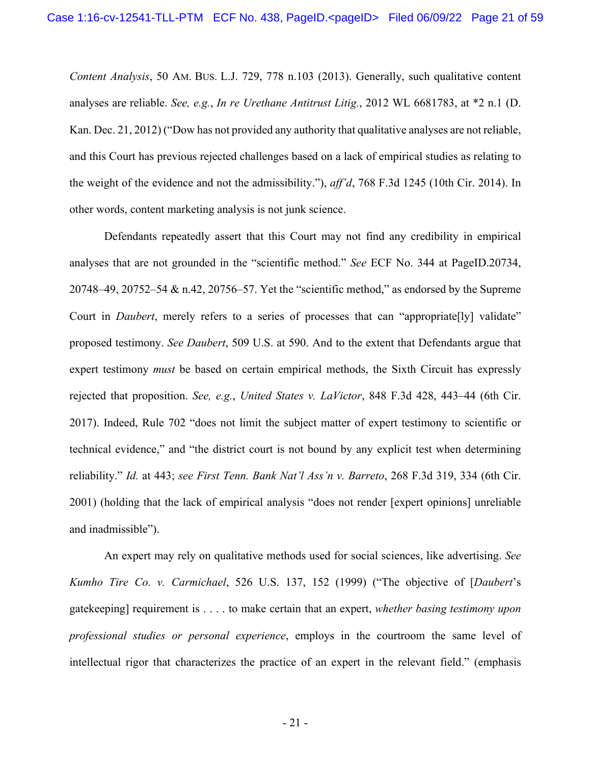*Content Analysis*, 50 AM. BUS. L.J. 729, 778 n.103 (2013). Generally, such qualitative content analyses are reliable. *See, e.g.*, *In re Urethane Antitrust Litig.*, 2012 WL 6681783, at *2 n.1 (D. Kan. Dec. 21, 2012) ("Dow has not provided any authority that qualitative analyses are not reliable, and this Court has previous rejected challenges based on a lack of empirical studies as relating to the weight of the evidence and not the admissibility."), *aff'd*, 768 F.3d 1245 (10th Cir. 2014). In other words, content marketing analysis is not junk science.

Defendants repeatedly assert that this Court may not find any credibility in empirical analyses that are not grounded in the "scientific method." *See* ECF No. 344 at PageID.20734, 20748–49, 20752–54 & n.42, 20756–57. Yet the "scientific method," as endorsed by the Supreme Court in *Daubert*, merely refers to a series of processes that can "appropriate[ly] validate" proposed testimony. *See Daubert*, 509 U.S. at 590. And to the extent that Defendants argue that expert testimony *must* be based on certain empirical methods, the Sixth Circuit has expressly rejected that proposition. *See, e.g.*, *United States v. LaVictor*, 848 F.3d 428, 443–44 (6th Cir. 2017). Indeed, Rule 702 "does not limit the subject matter of expert testimony to scientific or technical evidence," and "the district court is not bound by any explicit test when determining reliability." *Id.* at 443; *see First Tenn. Bank Nat'l Ass'n v. Barreto*, 268 F.3d 319, 334 (6th Cir. 2001) (holding that the lack of empirical analysis "does not render [expert opinions] unreliable and inadmissible").

An expert may rely on qualitative methods used for social sciences, like advertising. *See Kumho Tire Co. v. Carmichael*, 526 U.S. 137, 152 (1999) ("The objective of [*Daubert*'s gatekeeping] requirement is . . . . to make certain that an expert, *whether basing testimony upon professional studies or personal experience*, employs in the courtroom the same level of intellectual rigor that characterizes the practice of an expert in the relevant field." (emphasis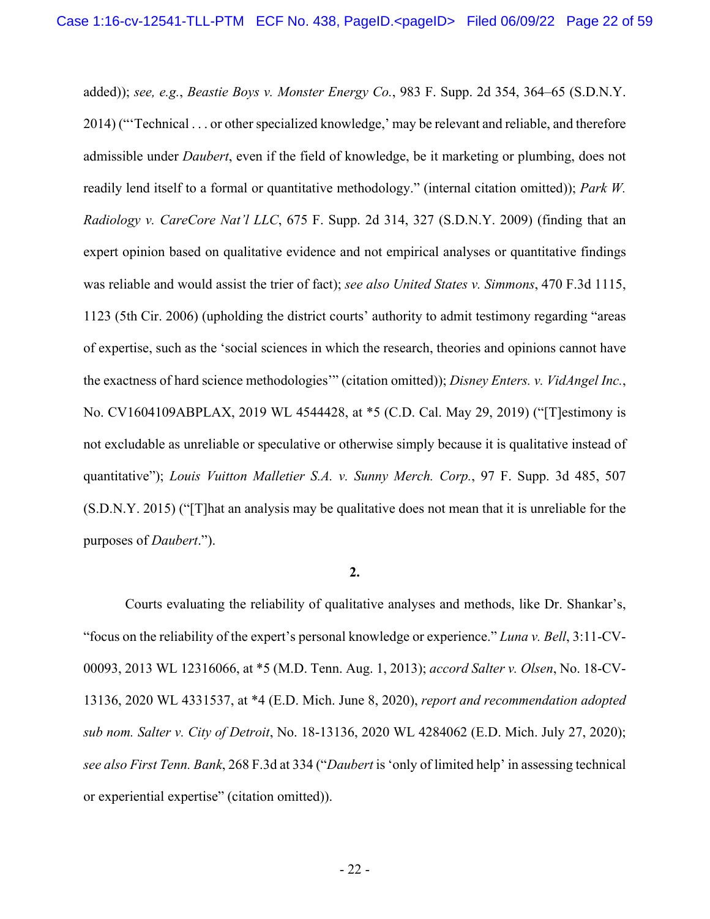added)); *see, e.g.*, *Beastie Boys v. Monster Energy Co.*, 983 F. Supp. 2d 354, 364–65 (S.D.N.Y. 2014) ("'Technical . . . or other specialized knowledge,' may be relevant and reliable, and therefore admissible under *Daubert*, even if the field of knowledge, be it marketing or plumbing, does not readily lend itself to a formal or quantitative methodology." (internal citation omitted)); *Park W. Radiology v. CareCore Nat'l LLC*, 675 F. Supp. 2d 314, 327 (S.D.N.Y. 2009) (finding that an expert opinion based on qualitative evidence and not empirical analyses or quantitative findings was reliable and would assist the trier of fact); *see also United States v. Simmons*, 470 F.3d 1115, 1123 (5th Cir. 2006) (upholding the district courts' authority to admit testimony regarding "areas of expertise, such as the 'social sciences in which the research, theories and opinions cannot have the exactness of hard science methodologies'" (citation omitted)); *Disney Enters. v. VidAngel Inc.*, No. CV1604109ABPLAX, 2019 WL 4544428, at *5 (C.D. Cal. May 29, 2019) ("[T]estimony is not excludable as unreliable or speculative or otherwise simply because it is qualitative instead of quantitative"); *Louis Vuitton Malletier S.A. v. Sunny Merch. Corp.*, 97 F. Supp. 3d 485, 507 (S.D.N.Y. 2015) ("[T]hat an analysis may be qualitative does not mean that it is unreliable for the purposes of *Daubert*.").

**2.**

Courts evaluating the reliability of qualitative analyses and methods, like Dr. Shankar's, "focus on the reliability of the expert's personal knowledge or experience." *Luna v. Bell*, 3:11-CV-00093, 2013 WL 12316066, at *5 (M.D. Tenn. Aug. 1, 2013); *accord Salter v. Olsen*, No. 18-CV-13136, 2020 WL 4331537, at *4 (E.D. Mich. June 8, 2020), *report and recommendation adopted sub nom. Salter v. City of Detroit*, No. 18-13136, 2020 WL 4284062 (E.D. Mich. July 27, 2020); *see also First Tenn. Bank*, 268 F.3d at 334 ("*Daubert* is 'only of limited help' in assessing technical or experiential expertise" (citation omitted)).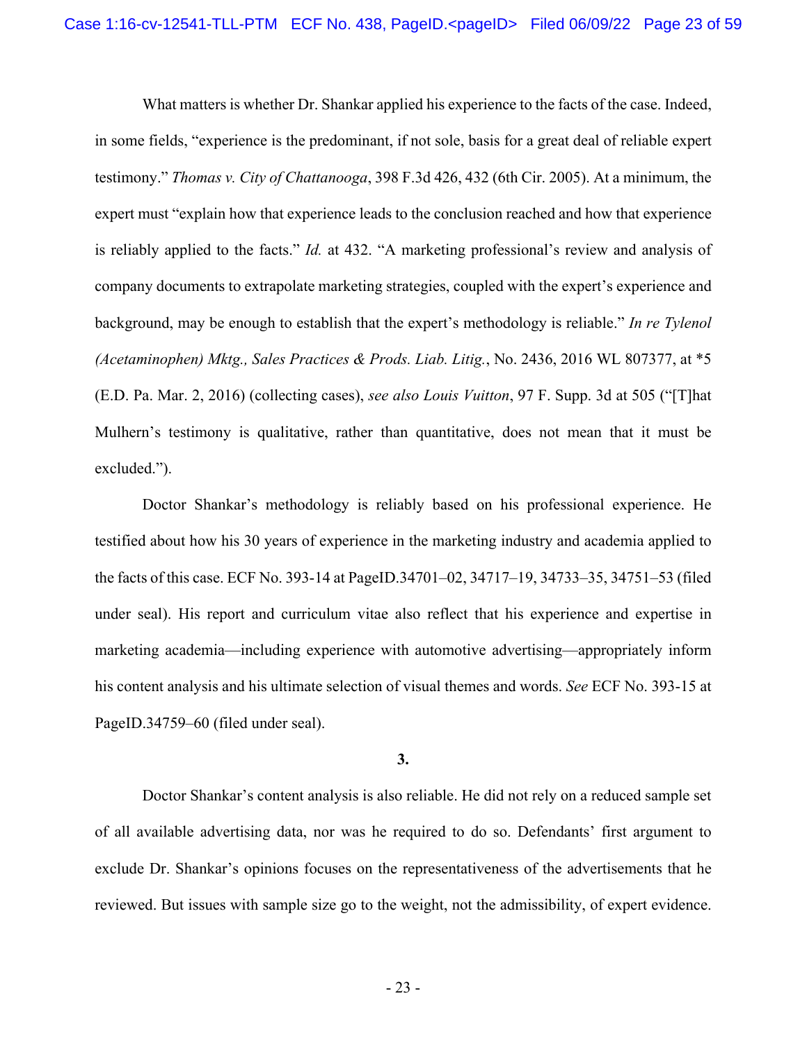What matters is whether Dr. Shankar applied his experience to the facts of the case. Indeed, in some fields, "experience is the predominant, if not sole, basis for a great deal of reliable expert testimony." *Thomas v. City of Chattanooga*, 398 F.3d 426, 432 (6th Cir. 2005). At a minimum, the expert must "explain how that experience leads to the conclusion reached and how that experience is reliably applied to the facts." *Id.* at 432. "A marketing professional's review and analysis of company documents to extrapolate marketing strategies, coupled with the expert's experience and background, may be enough to establish that the expert's methodology is reliable." *In re Tylenol (Acetaminophen) Mktg., Sales Practices & Prods. Liab. Litig.*, No. 2436, 2016 WL 807377, at *5 (E.D. Pa. Mar. 2, 2016) (collecting cases), *see also Louis Vuitton*, 97 F. Supp. 3d at 505 ("[T]hat Mulhern's testimony is qualitative, rather than quantitative, does not mean that it must be excluded.").

Doctor Shankar's methodology is reliably based on his professional experience. He testified about how his 30 years of experience in the marketing industry and academia applied to the facts of this case. ECF No. 393-14 at PageID.34701–02, 34717–19, 34733–35, 34751–53 (filed under seal). His report and curriculum vitae also reflect that his experience and expertise in marketing academia—including experience with automotive advertising—appropriately inform his content analysis and his ultimate selection of visual themes and words. *See* ECF No. 393-15 at PageID.34759–60 (filed under seal).

**3.**

Doctor Shankar's content analysis is also reliable. He did not rely on a reduced sample set of all available advertising data, nor was he required to do so. Defendants' first argument to exclude Dr. Shankar's opinions focuses on the representativeness of the advertisements that he reviewed. But issues with sample size go to the weight, not the admissibility, of expert evidence.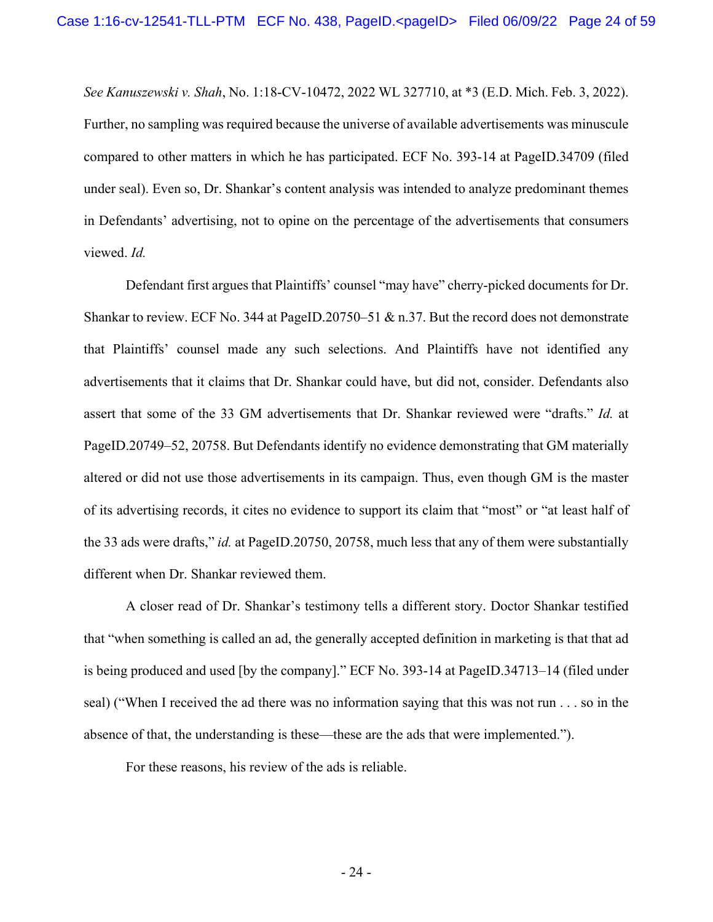*See Kanuszewski v. Shah*, No. 1:18-CV-10472, 2022 WL 327710, at *3 (E.D. Mich. Feb. 3, 2022). Further, no sampling was required because the universe of available advertisements was minuscule compared to other matters in which he has participated. ECF No. 393-14 at PageID.34709 (filed under seal). Even so, Dr. Shankar's content analysis was intended to analyze predominant themes in Defendants' advertising, not to opine on the percentage of the advertisements that consumers viewed. *Id.*

Defendant first argues that Plaintiffs' counsel "may have" cherry-picked documents for Dr. Shankar to review. ECF No. 344 at PageID.20750–51 & n.37. But the record does not demonstrate that Plaintiffs' counsel made any such selections. And Plaintiffs have not identified any advertisements that it claims that Dr. Shankar could have, but did not, consider. Defendants also assert that some of the 33 GM advertisements that Dr. Shankar reviewed were "drafts." *Id.* at PageID.20749–52, 20758. But Defendants identify no evidence demonstrating that GM materially altered or did not use those advertisements in its campaign. Thus, even though GM is the master of its advertising records, it cites no evidence to support its claim that "most" or "at least half of the 33 ads were drafts," *id.* at PageID.20750, 20758, much less that any of them were substantially different when Dr. Shankar reviewed them.

A closer read of Dr. Shankar's testimony tells a different story. Doctor Shankar testified that "when something is called an ad, the generally accepted definition in marketing is that that ad is being produced and used [by the company]." ECF No. 393-14 at PageID.34713–14 (filed under seal) ("When I received the ad there was no information saying that this was not run . . . so in the absence of that, the understanding is these—these are the ads that were implemented.").

For these reasons, his review of the ads is reliable.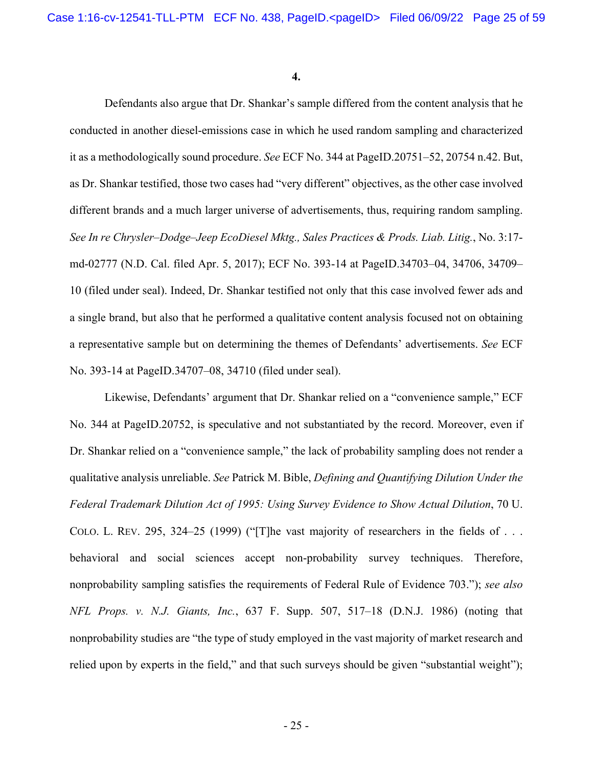**4.**

Defendants also argue that Dr. Shankar's sample differed from the content analysis that he conducted in another diesel-emissions case in which he used random sampling and characterized it as a methodologically sound procedure. *See* ECF No. 344 at PageID.20751–52, 20754 n.42. But, as Dr. Shankar testified, those two cases had "very different" objectives, as the other case involved different brands and a much larger universe of advertisements, thus, requiring random sampling. *See In re Chrysler–Dodge–Jeep EcoDiesel Mktg., Sales Practices & Prods. Liab. Litig.*, No. 3:17-md-02777 (N.D. Cal. filed Apr. 5, 2017); ECF No. 393-14 at PageID.34703–04, 34706, 34709–10 (filed under seal). Indeed, Dr. Shankar testified not only that this case involved fewer ads and a single brand, but also that he performed a qualitative content analysis focused not on obtaining a representative sample but on determining the themes of Defendants' advertisements. *See* ECF No. 393-14 at PageID.34707–08, 34710 (filed under seal).

Likewise, Defendants' argument that Dr. Shankar relied on a "convenience sample," ECF No. 344 at PageID.20752, is speculative and not substantiated by the record. Moreover, even if Dr. Shankar relied on a "convenience sample," the lack of probability sampling does not render a qualitative analysis unreliable. *See* Patrick M. Bible, *Defining and Quantifying Dilution Under the Federal Trademark Dilution Act of 1995: Using Survey Evidence to Show Actual Dilution*, 70 U. COLO. L. REV. 295, 324–25 (1999) ("[T]he vast majority of researchers in the fields of . . . behavioral and social sciences accept non-probability survey techniques. Therefore, nonprobability sampling satisfies the requirements of Federal Rule of Evidence 703."); *see also NFL Props. v. N.J. Giants, Inc.*, 637 F. Supp. 507, 517–18 (D.N.J. 1986) (noting that nonprobability studies are "the type of study employed in the vast majority of market research and relied upon by experts in the field," and that such surveys should be given "substantial weight");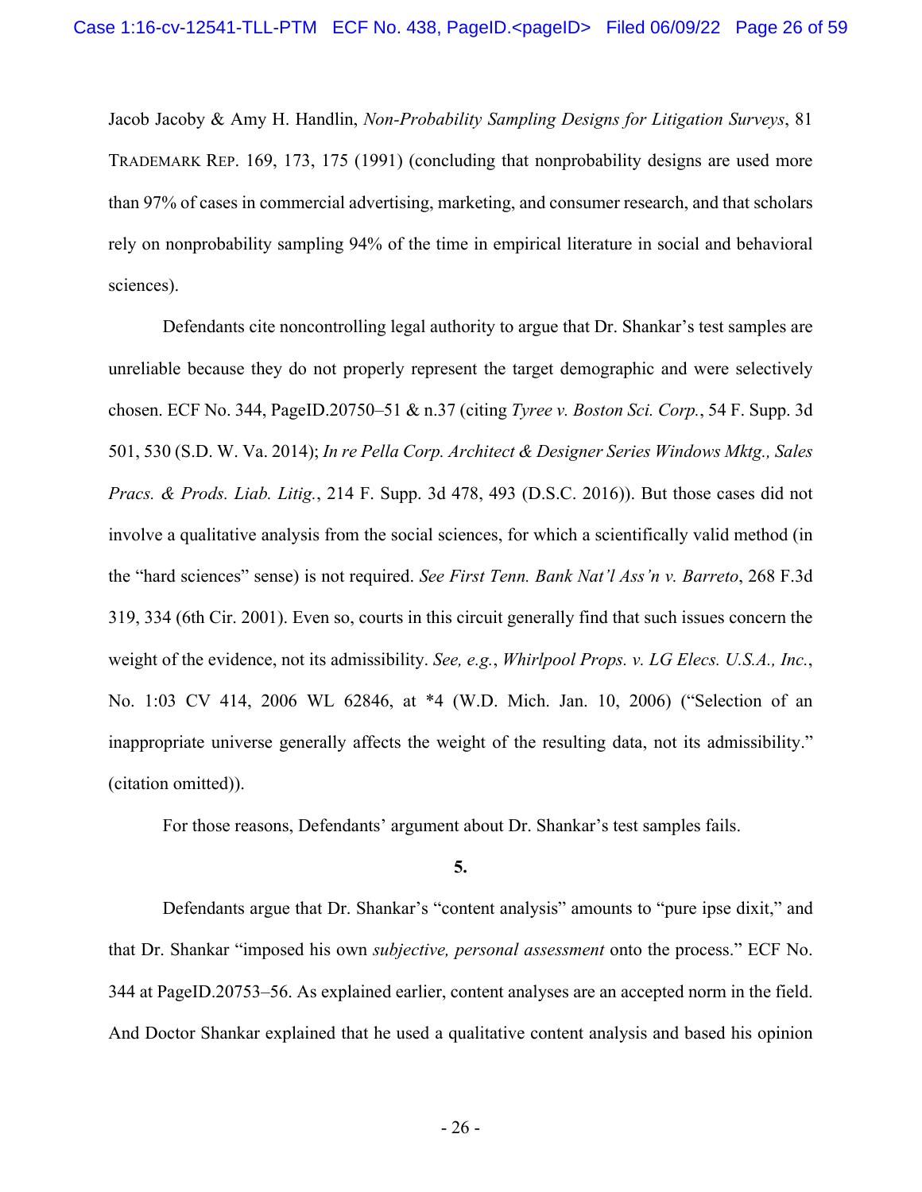Jacob Jacoby & Amy H. Handlin, *Non-Probability Sampling Designs for Litigation Surveys*, 81 TRADEMARK REP. 169, 173, 175 (1991) (concluding that nonprobability designs are used more than 97% of cases in commercial advertising, marketing, and consumer research, and that scholars rely on nonprobability sampling 94% of the time in empirical literature in social and behavioral sciences).

Defendants cite noncontrolling legal authority to argue that Dr. Shankar's test samples are unreliable because they do not properly represent the target demographic and were selectively chosen. ECF No. 344, PageID.20750–51 & n.37 (citing *Tyree v. Boston Sci. Corp.*, 54 F. Supp. 3d 501, 530 (S.D. W. Va. 2014); *In re Pella Corp. Architect & Designer Series Windows Mktg., Sales Pracs. & Prods. Liab. Litig.*, 214 F. Supp. 3d 478, 493 (D.S.C. 2016)). But those cases did not involve a qualitative analysis from the social sciences, for which a scientifically valid method (in the "hard sciences" sense) is not required. *See First Tenn. Bank Nat'l Ass'n v. Barreto*, 268 F.3d 319, 334 (6th Cir. 2001). Even so, courts in this circuit generally find that such issues concern the weight of the evidence, not its admissibility. *See, e.g.*, *Whirlpool Props. v. LG Elecs. U.S.A., Inc.*, No. 1:03 CV 414, 2006 WL 62846, at \*4 (W.D. Mich. Jan. 10, 2006) ("Selection of an inappropriate universe generally affects the weight of the resulting data, not its admissibility." (citation omitted)).

For those reasons, Defendants' argument about Dr. Shankar's test samples fails.

**5.**

Defendants argue that Dr. Shankar's "content analysis" amounts to "pure ipse dixit," and that Dr. Shankar "imposed his own *subjective, personal assessment* onto the process." ECF No. 344 at PageID.20753–56. As explained earlier, content analyses are an accepted norm in the field. And Doctor Shankar explained that he used a qualitative content analysis and based his opinion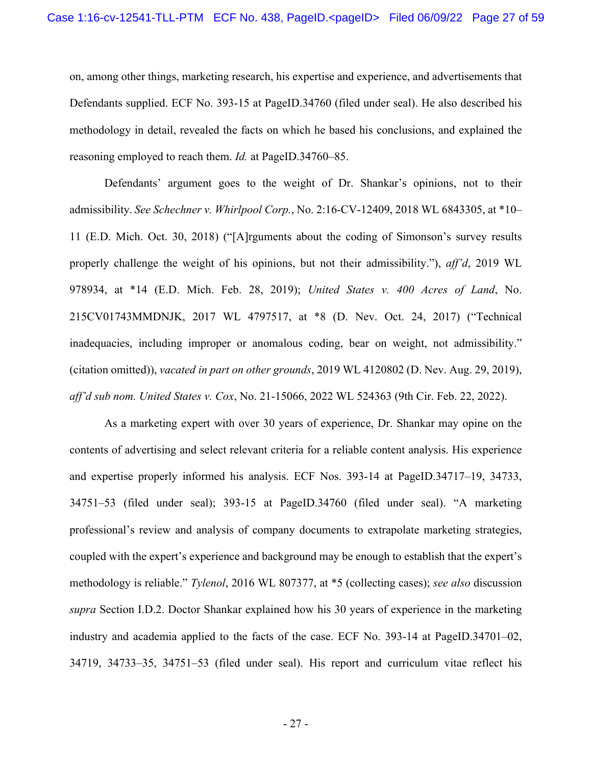on, among other things, marketing research, his expertise and experience, and advertisements that Defendants supplied. ECF No. 393-15 at PageID.34760 (filed under seal). He also described his methodology in detail, revealed the facts on which he based his conclusions, and explained the reasoning employed to reach them. *Id.* at PageID.34760–85.

Defendants' argument goes to the weight of Dr. Shankar's opinions, not to their admissibility. *See Schechner v. Whirlpool Corp.*, No. 2:16-CV-12409, 2018 WL 6843305, at *10–11 (E.D. Mich. Oct. 30, 2018) ("[A]rguments about the coding of Simonson's survey results properly challenge the weight of his opinions, but not their admissibility."), *aff'd*, 2019 WL 978934, at *14 (E.D. Mich. Feb. 28, 2019); *United States v. 400 Acres of Land*, No. 215CV01743MMDNJK, 2017 WL 4797517, at *8 (D. Nev. Oct. 24, 2017) ("Technical inadequacies, including improper or anomalous coding, bear on weight, not admissibility." (citation omitted)), *vacated in part on other grounds*, 2019 WL 4120802 (D. Nev. Aug. 29, 2019), *aff'd sub nom. United States v. Cox*, No. 21-15066, 2022 WL 524363 (9th Cir. Feb. 22, 2022).

As a marketing expert with over 30 years of experience, Dr. Shankar may opine on the contents of advertising and select relevant criteria for a reliable content analysis. His experience and expertise properly informed his analysis. ECF Nos. 393-14 at PageID.34717–19, 34733, 34751–53 (filed under seal); 393-15 at PageID.34760 (filed under seal). "A marketing professional's review and analysis of company documents to extrapolate marketing strategies, coupled with the expert's experience and background may be enough to establish that the expert's methodology is reliable." *Tylenol*, 2016 WL 807377, at *5 (collecting cases); *see also* discussion *supra* Section I.D.2. Doctor Shankar explained how his 30 years of experience in the marketing industry and academia applied to the facts of the case. ECF No. 393-14 at PageID.34701–02, 34719, 34733–35, 34751–53 (filed under seal). His report and curriculum vitae reflect his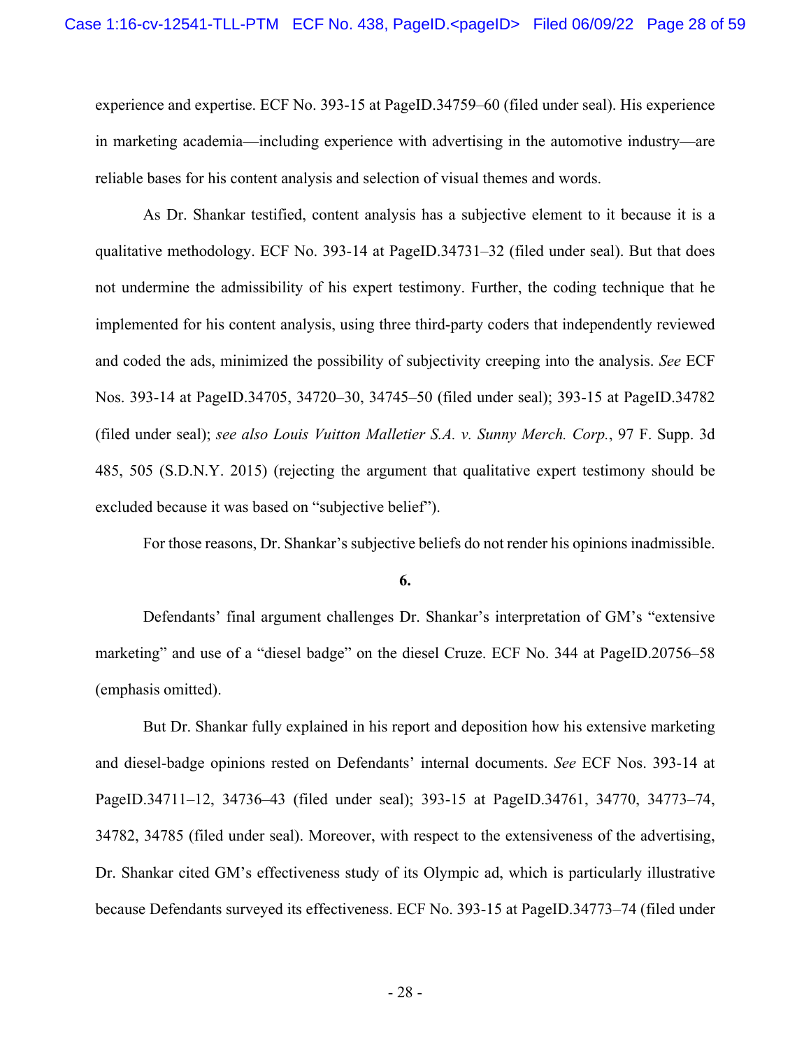experience and expertise. ECF No. 393-15 at PageID.34759–60 (filed under seal). His experience in marketing academia—including experience with advertising in the automotive industry—are reliable bases for his content analysis and selection of visual themes and words.

As Dr. Shankar testified, content analysis has a subjective element to it because it is a qualitative methodology. ECF No. 393-14 at PageID.34731–32 (filed under seal). But that does not undermine the admissibility of his expert testimony. Further, the coding technique that he implemented for his content analysis, using three third-party coders that independently reviewed and coded the ads, minimized the possibility of subjectivity creeping into the analysis. *See* ECF Nos. 393-14 at PageID.34705, 34720–30, 34745–50 (filed under seal); 393-15 at PageID.34782 (filed under seal); *see also Louis Vuitton Malletier S.A. v. Sunny Merch. Corp.*, 97 F. Supp. 3d 485, 505 (S.D.N.Y. 2015) (rejecting the argument that qualitative expert testimony should be excluded because it was based on "subjective belief").

For those reasons, Dr. Shankar's subjective beliefs do not render his opinions inadmissible.

**6.**

Defendants' final argument challenges Dr. Shankar's interpretation of GM's "extensive marketing" and use of a "diesel badge" on the diesel Cruze. ECF No. 344 at PageID.20756–58 (emphasis omitted).

But Dr. Shankar fully explained in his report and deposition how his extensive marketing and diesel-badge opinions rested on Defendants' internal documents. *See* ECF Nos. 393-14 at PageID.34711–12, 34736–43 (filed under seal); 393-15 at PageID.34761, 34770, 34773–74, 34782, 34785 (filed under seal). Moreover, with respect to the extensiveness of the advertising, Dr. Shankar cited GM's effectiveness study of its Olympic ad, which is particularly illustrative because Defendants surveyed its effectiveness. ECF No. 393-15 at PageID.34773–74 (filed under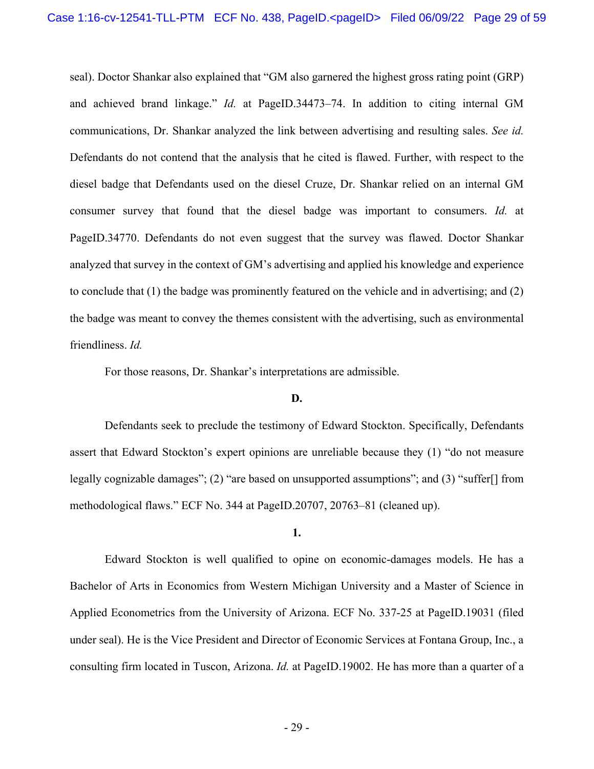seal). Doctor Shankar also explained that "GM also garnered the highest gross rating point (GRP) and achieved brand linkage." *Id.* at PageID.34473–74. In addition to citing internal GM communications, Dr. Shankar analyzed the link between advertising and resulting sales. *See id.* Defendants do not contend that the analysis that he cited is flawed. Further, with respect to the diesel badge that Defendants used on the diesel Cruze, Dr. Shankar relied on an internal GM consumer survey that found that the diesel badge was important to consumers. *Id.* at PageID.34770. Defendants do not even suggest that the survey was flawed. Doctor Shankar analyzed that survey in the context of GM's advertising and applied his knowledge and experience to conclude that (1) the badge was prominently featured on the vehicle and in advertising; and (2) the badge was meant to convey the themes consistent with the advertising, such as environmental friendliness. *Id.*

For those reasons, Dr. Shankar's interpretations are admissible.

**D.**

Defendants seek to preclude the testimony of Edward Stockton. Specifically, Defendants assert that Edward Stockton's expert opinions are unreliable because they (1) "do not measure legally cognizable damages"; (2) "are based on unsupported assumptions"; and (3) "suffer[] from methodological flaws." ECF No. 344 at PageID.20707, 20763–81 (cleaned up).

**1.**

Edward Stockton is well qualified to opine on economic-damages models. He has a Bachelor of Arts in Economics from Western Michigan University and a Master of Science in Applied Econometrics from the University of Arizona. ECF No. 337-25 at PageID.19031 (filed under seal). He is the Vice President and Director of Economic Services at Fontana Group, Inc., a consulting firm located in Tuscon, Arizona. *Id.* at PageID.19002. He has more than a quarter of a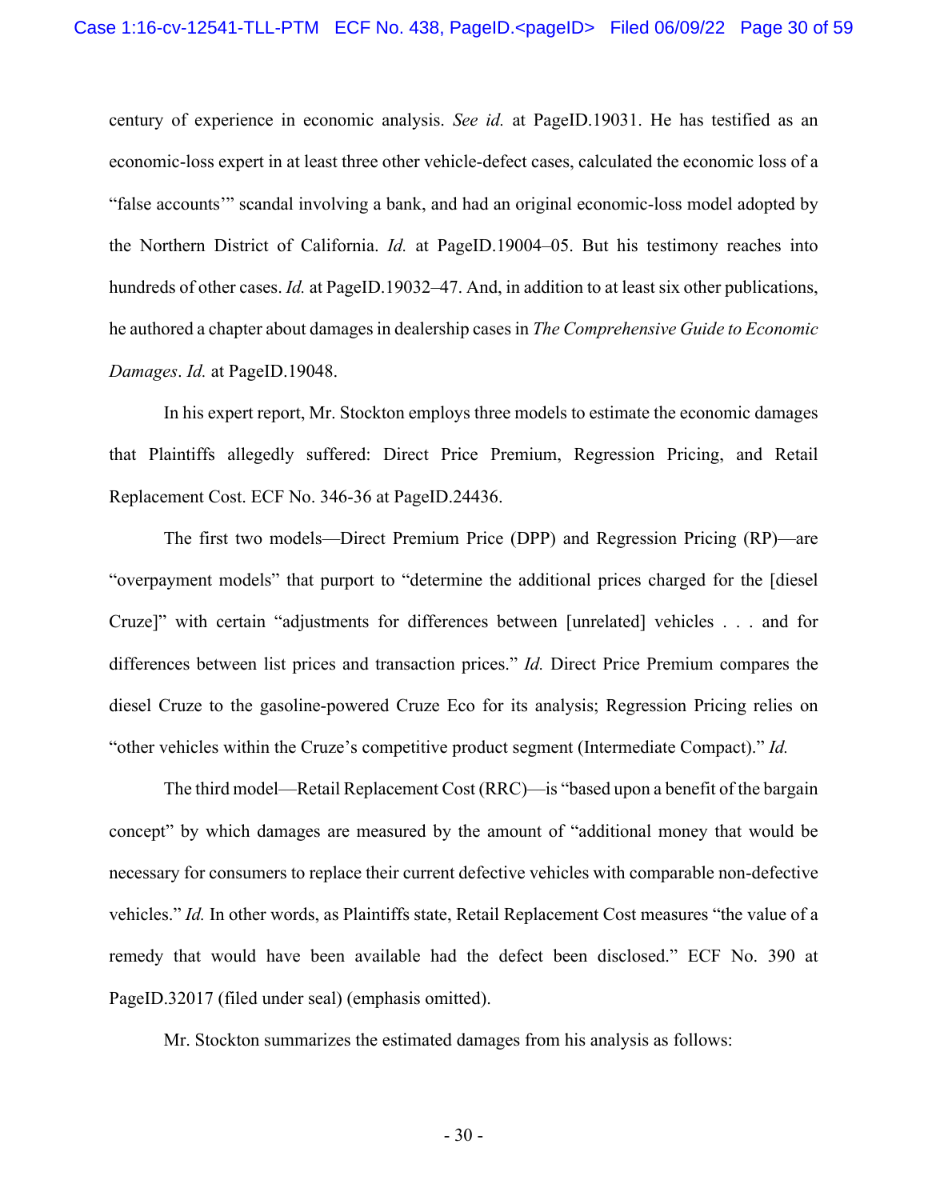century of experience in economic analysis. *See id.* at PageID.19031. He has testified as an economic-loss expert in at least three other vehicle-defect cases, calculated the economic loss of a "false accounts'" scandal involving a bank, and had an original economic-loss model adopted by the Northern District of California. *Id.* at PageID.19004–05. But his testimony reaches into hundreds of other cases. *Id.* at PageID.19032–47. And, in addition to at least six other publications, he authored a chapter about damages in dealership cases in *The Comprehensive Guide to Economic Damages*. *Id.* at PageID.19048.

In his expert report, Mr. Stockton employs three models to estimate the economic damages that Plaintiffs allegedly suffered: Direct Price Premium, Regression Pricing, and Retail Replacement Cost. ECF No. 346-36 at PageID.24436.

The first two models—Direct Premium Price (DPP) and Regression Pricing (RP)—are "overpayment models" that purport to "determine the additional prices charged for the [diesel Cruze]" with certain "adjustments for differences between [unrelated] vehicles . . . and for differences between list prices and transaction prices." *Id.* Direct Price Premium compares the diesel Cruze to the gasoline-powered Cruze Eco for its analysis; Regression Pricing relies on "other vehicles within the Cruze's competitive product segment (Intermediate Compact)." *Id.*

The third model—Retail Replacement Cost (RRC)—is "based upon a benefit of the bargain concept" by which damages are measured by the amount of "additional money that would be necessary for consumers to replace their current defective vehicles with comparable non-defective vehicles." *Id.* In other words, as Plaintiffs state, Retail Replacement Cost measures "the value of a remedy that would have been available had the defect been disclosed." ECF No. 390 at PageID.32017 (filed under seal) (emphasis omitted).

Mr. Stockton summarizes the estimated damages from his analysis as follows: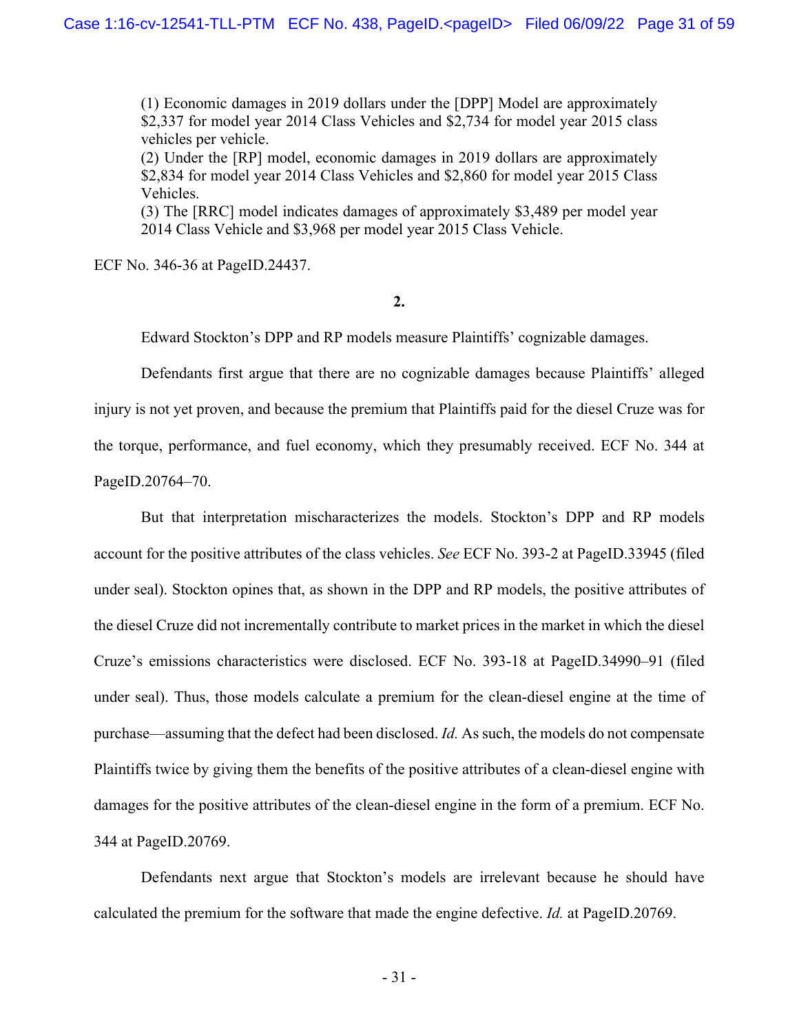> (1) Economic damages in 2019 dollars under the [DPP] Model are approximately $2,337 for model year 2014 Class Vehicles and $2,734 for model year 2015 class vehicles per vehicle.
> (2) Under the [RP] model, economic damages in 2019 dollars are approximately $2,834 for model year 2014 Class Vehicles and $2,860 for model year 2015 Class Vehicles.
> (3) The [RRC] model indicates damages of approximately $3,489 per model year 2014 Class Vehicle and $3,968 per model year 2015 Class Vehicle.

ECF No. 346-36 at PageID.24437.

**2.**

Edward Stockton's DPP and RP models measure Plaintiffs' cognizable damages.

Defendants first argue that there are no cognizable damages because Plaintiffs' alleged injury is not yet proven, and because the premium that Plaintiffs paid for the diesel Cruze was for the torque, performance, and fuel economy, which they presumably received. ECF No. 344 at PageID.20764–70.

But that interpretation mischaracterizes the models. Stockton's DPP and RP models account for the positive attributes of the class vehicles. *See* ECF No. 393-2 at PageID.33945 (filed under seal). Stockton opines that, as shown in the DPP and RP models, the positive attributes of the diesel Cruze did not incrementally contribute to market prices in the market in which the diesel Cruze's emissions characteristics were disclosed. ECF No. 393-18 at PageID.34990–91 (filed under seal). Thus, those models calculate a premium for the clean-diesel engine at the time of purchase—assuming that the defect had been disclosed. *Id.* As such, the models do not compensate Plaintiffs twice by giving them the benefits of the positive attributes of a clean-diesel engine with damages for the positive attributes of the clean-diesel engine in the form of a premium. ECF No. 344 at PageID.20769.

Defendants next argue that Stockton's models are irrelevant because he should have calculated the premium for the software that made the engine defective. *Id.* at PageID.20769.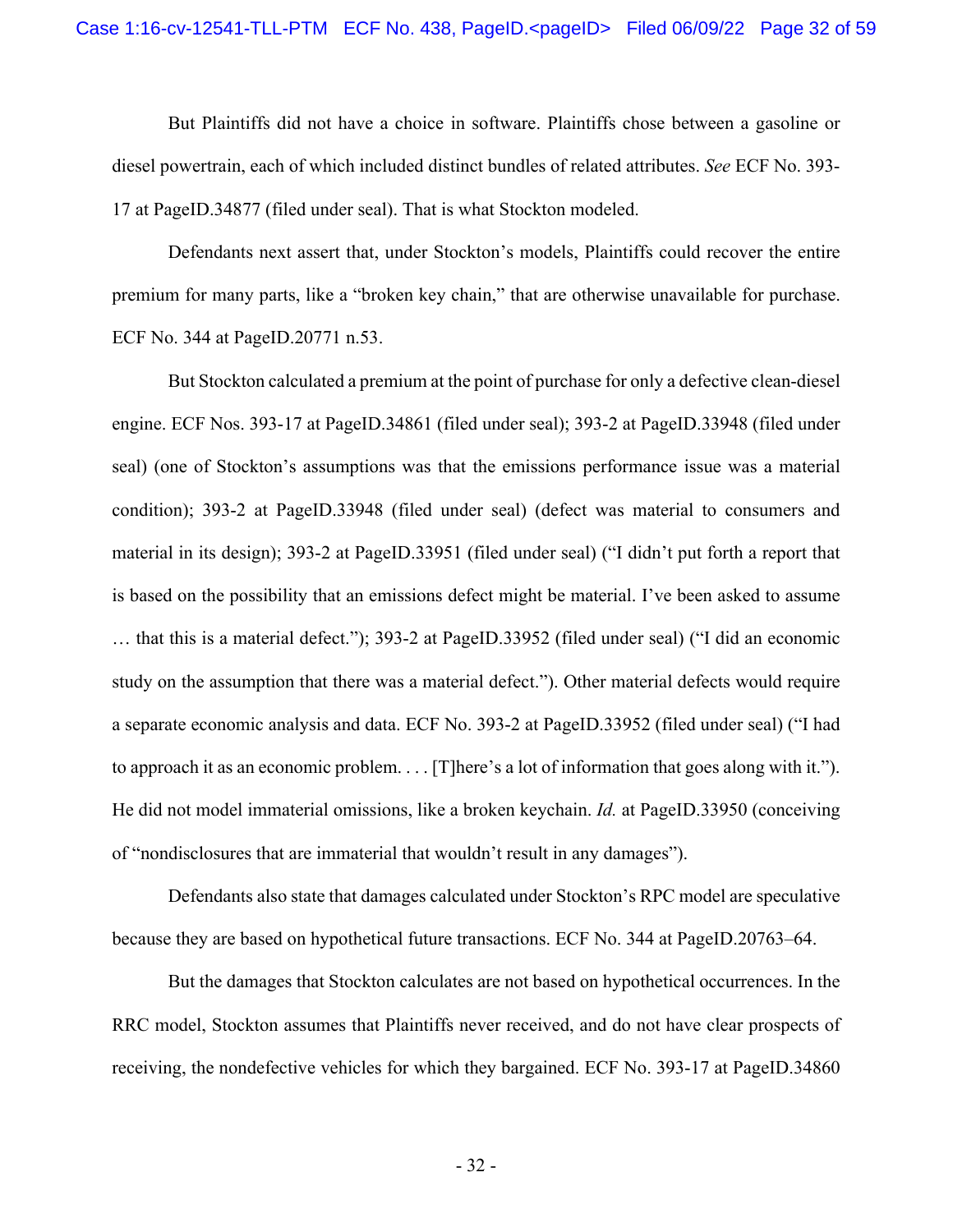But Plaintiffs did not have a choice in software. Plaintiffs chose between a gasoline or diesel powertrain, each of which included distinct bundles of related attributes. *See* ECF No. 393-17 at PageID.34877 (filed under seal). That is what Stockton modeled.

Defendants next assert that, under Stockton's models, Plaintiffs could recover the entire premium for many parts, like a "broken key chain," that are otherwise unavailable for purchase. ECF No. 344 at PageID.20771 n.53.

But Stockton calculated a premium at the point of purchase for only a defective clean-diesel engine. ECF Nos. 393-17 at PageID.34861 (filed under seal); 393-2 at PageID.33948 (filed under seal) (one of Stockton's assumptions was that the emissions performance issue was a material condition); 393-2 at PageID.33948 (filed under seal) (defect was material to consumers and material in its design); 393-2 at PageID.33951 (filed under seal) ("I didn't put forth a report that is based on the possibility that an emissions defect might be material. I've been asked to assume … that this is a material defect."); 393-2 at PageID.33952 (filed under seal) ("I did an economic study on the assumption that there was a material defect."). Other material defects would require a separate economic analysis and data. ECF No. 393-2 at PageID.33952 (filed under seal) ("I had to approach it as an economic problem. . . . [T]here's a lot of information that goes along with it."). He did not model immaterial omissions, like a broken keychain. *Id.* at PageID.33950 (conceiving of "nondisclosures that are immaterial that wouldn't result in any damages").

Defendants also state that damages calculated under Stockton's RPC model are speculative because they are based on hypothetical future transactions. ECF No. 344 at PageID.20763–64.

But the damages that Stockton calculates are not based on hypothetical occurrences. In the RRC model, Stockton assumes that Plaintiffs never received, and do not have clear prospects of receiving, the nondefective vehicles for which they bargained. ECF No. 393-17 at PageID.34860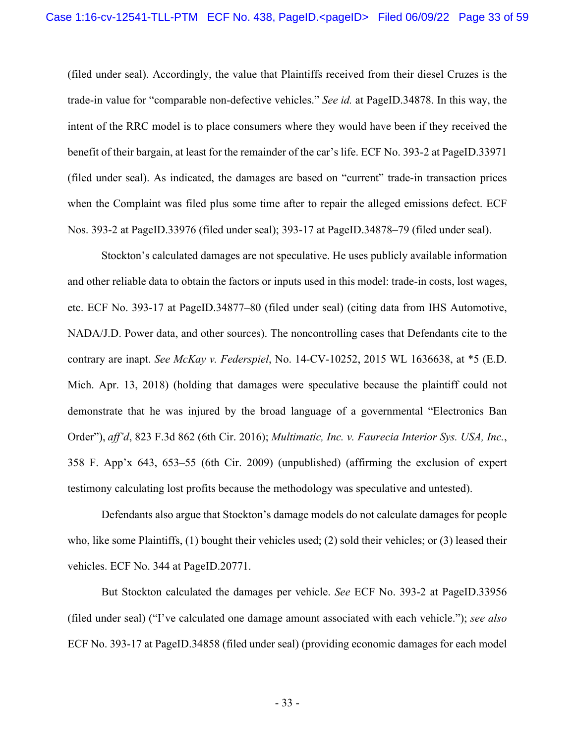(filed under seal). Accordingly, the value that Plaintiffs received from their diesel Cruzes is the trade-in value for "comparable non-defective vehicles." *See id.* at PageID.34878. In this way, the intent of the RRC model is to place consumers where they would have been if they received the benefit of their bargain, at least for the remainder of the car's life. ECF No. 393-2 at PageID.33971 (filed under seal). As indicated, the damages are based on "current" trade-in transaction prices when the Complaint was filed plus some time after to repair the alleged emissions defect. ECF Nos. 393-2 at PageID.33976 (filed under seal); 393-17 at PageID.34878–79 (filed under seal).

Stockton's calculated damages are not speculative. He uses publicly available information and other reliable data to obtain the factors or inputs used in this model: trade-in costs, lost wages, etc. ECF No. 393-17 at PageID.34877–80 (filed under seal) (citing data from IHS Automotive, NADA/J.D. Power data, and other sources). The noncontrolling cases that Defendants cite to the contrary are inapt. *See McKay v. Federspiel*, No. 14-CV-10252, 2015 WL 1636638, at *5 (E.D. Mich. Apr. 13, 2018) (holding that damages were speculative because the plaintiff could not demonstrate that he was injured by the broad language of a governmental "Electronics Ban Order"), *aff'd*, 823 F.3d 862 (6th Cir. 2016); *Multimatic, Inc. v. Faurecia Interior Sys. USA, Inc.*, 358 F. App'x 643, 653–55 (6th Cir. 2009) (unpublished) (affirming the exclusion of expert testimony calculating lost profits because the methodology was speculative and untested).

Defendants also argue that Stockton's damage models do not calculate damages for people who, like some Plaintiffs, (1) bought their vehicles used; (2) sold their vehicles; or (3) leased their vehicles. ECF No. 344 at PageID.20771.

But Stockton calculated the damages per vehicle. *See* ECF No. 393-2 at PageID.33956 (filed under seal) ("I've calculated one damage amount associated with each vehicle."); *see also* ECF No. 393-17 at PageID.34858 (filed under seal) (providing economic damages for each model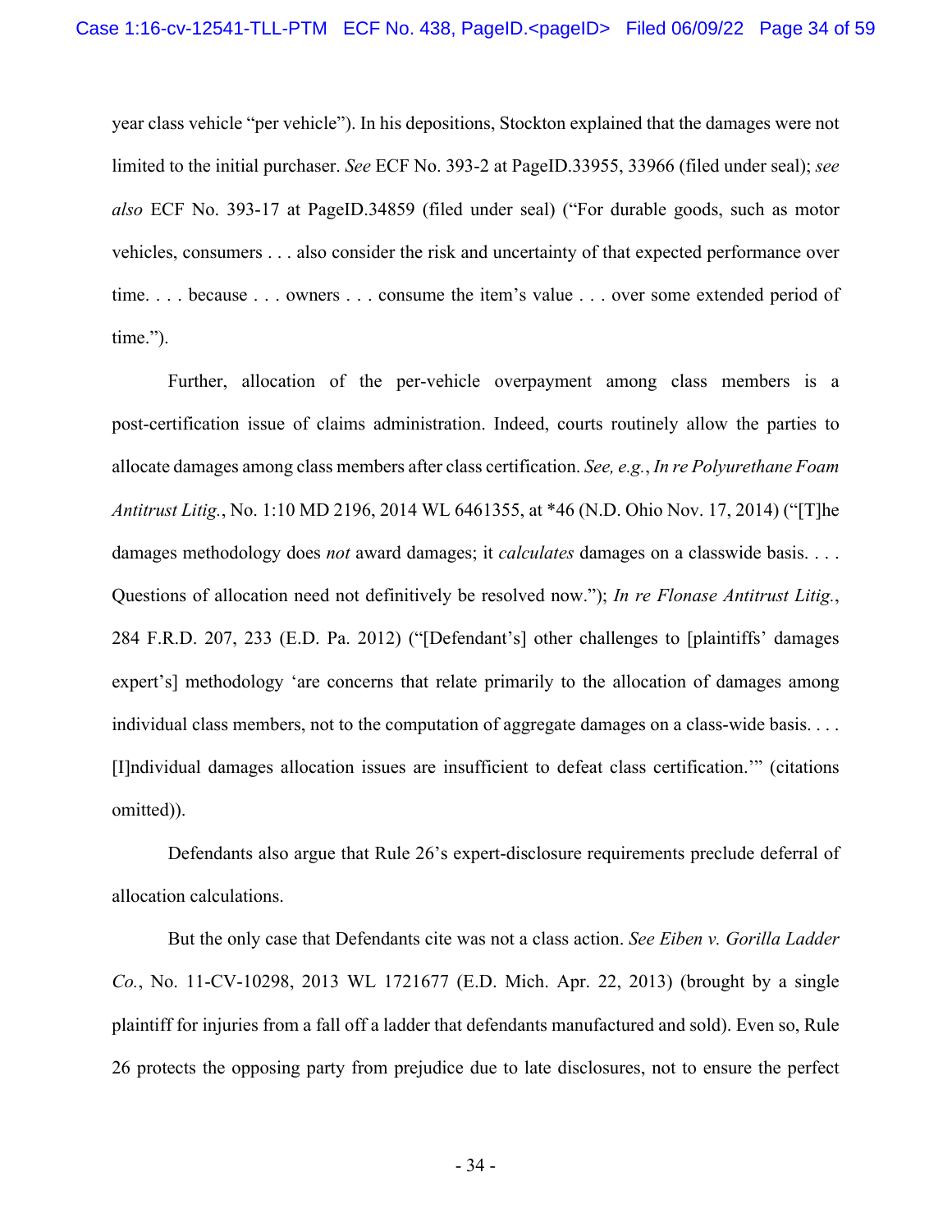year class vehicle "per vehicle"). In his depositions, Stockton explained that the damages were not limited to the initial purchaser. *See* ECF No. 393-2 at PageID.33955, 33966 (filed under seal); *see also* ECF No. 393-17 at PageID.34859 (filed under seal) ("For durable goods, such as motor vehicles, consumers . . . also consider the risk and uncertainty of that expected performance over time. . . . because . . . owners . . . consume the item's value . . . over some extended period of time.").

Further, allocation of the per-vehicle overpayment among class members is a post-certification issue of claims administration. Indeed, courts routinely allow the parties to allocate damages among class members after class certification. *See, e.g.*, *In re Polyurethane Foam Antitrust Litig.*, No. 1:10 MD 2196, 2014 WL 6461355, at *46 (N.D. Ohio Nov. 17, 2014) ("[T]he damages methodology does *not* award damages; it *calculates* damages on a classwide basis. . . . Questions of allocation need not definitively be resolved now."); *In re Flonase Antitrust Litig.*, 284 F.R.D. 207, 233 (E.D. Pa. 2012) ("[Defendant's] other challenges to [plaintiffs' damages expert's] methodology 'are concerns that relate primarily to the allocation of damages among individual class members, not to the computation of aggregate damages on a class-wide basis. . . . [I]ndividual damages allocation issues are insufficient to defeat class certification.'" (citations omitted)).

Defendants also argue that Rule 26's expert-disclosure requirements preclude deferral of allocation calculations.

But the only case that Defendants cite was not a class action. *See Eiben v. Gorilla Ladder Co.*, No. 11-CV-10298, 2013 WL 1721677 (E.D. Mich. Apr. 22, 2013) (brought by a single plaintiff for injuries from a fall off a ladder that defendants manufactured and sold). Even so, Rule 26 protects the opposing party from prejudice due to late disclosures, not to ensure the perfect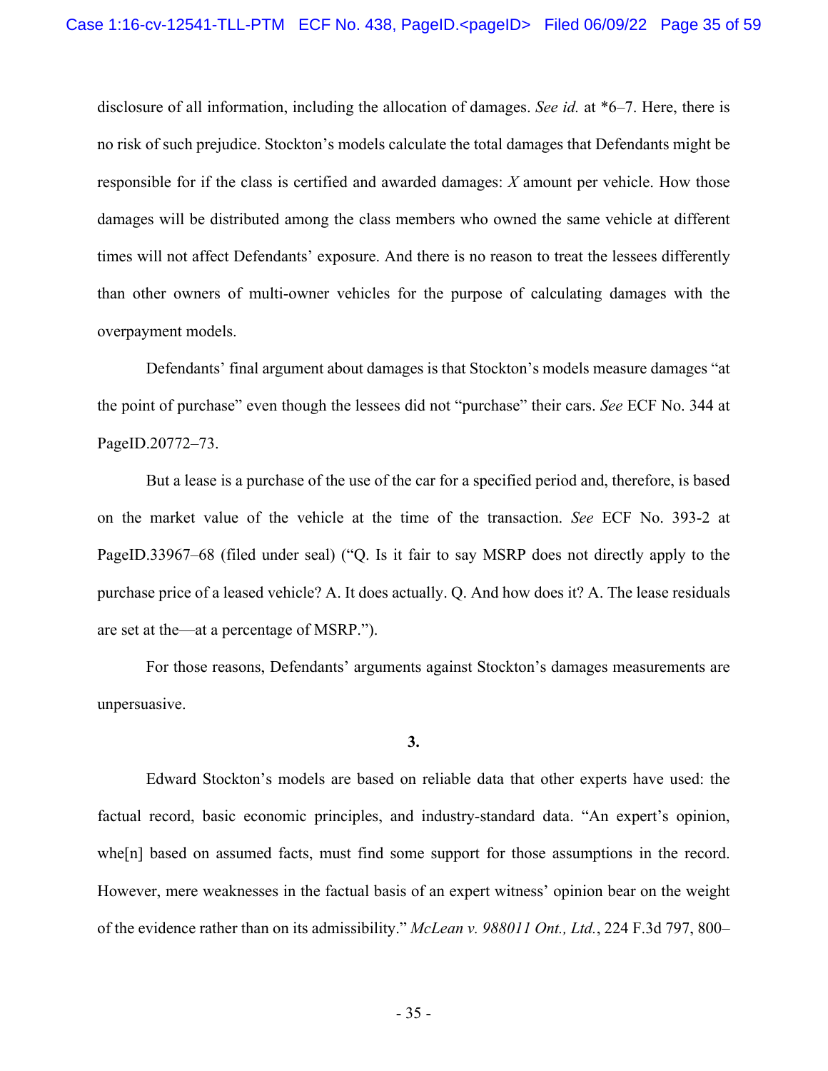disclosure of all information, including the allocation of damages. *See id.* at *6–7. Here, there is no risk of such prejudice. Stockton's models calculate the total damages that Defendants might be responsible for if the class is certified and awarded damages: *X* amount per vehicle. How those damages will be distributed among the class members who owned the same vehicle at different times will not affect Defendants' exposure. And there is no reason to treat the lessees differently than other owners of multi-owner vehicles for the purpose of calculating damages with the overpayment models.

Defendants' final argument about damages is that Stockton's models measure damages "at the point of purchase" even though the lessees did not "purchase" their cars. *See* ECF No. 344 at PageID.20772–73.

But a lease is a purchase of the use of the car for a specified period and, therefore, is based on the market value of the vehicle at the time of the transaction. *See* ECF No. 393-2 at PageID.33967–68 (filed under seal) ("Q. Is it fair to say MSRP does not directly apply to the purchase price of a leased vehicle? A. It does actually. Q. And how does it? A. The lease residuals are set at the—at a percentage of MSRP.").

For those reasons, Defendants' arguments against Stockton's damages measurements are unpersuasive.

**3.**

Edward Stockton's models are based on reliable data that other experts have used: the factual record, basic economic principles, and industry-standard data. "An expert's opinion, whe[n] based on assumed facts, must find some support for those assumptions in the record. However, mere weaknesses in the factual basis of an expert witness' opinion bear on the weight of the evidence rather than on its admissibility." *McLean v. 988011 Ont., Ltd.*, 224 F.3d 797, 800–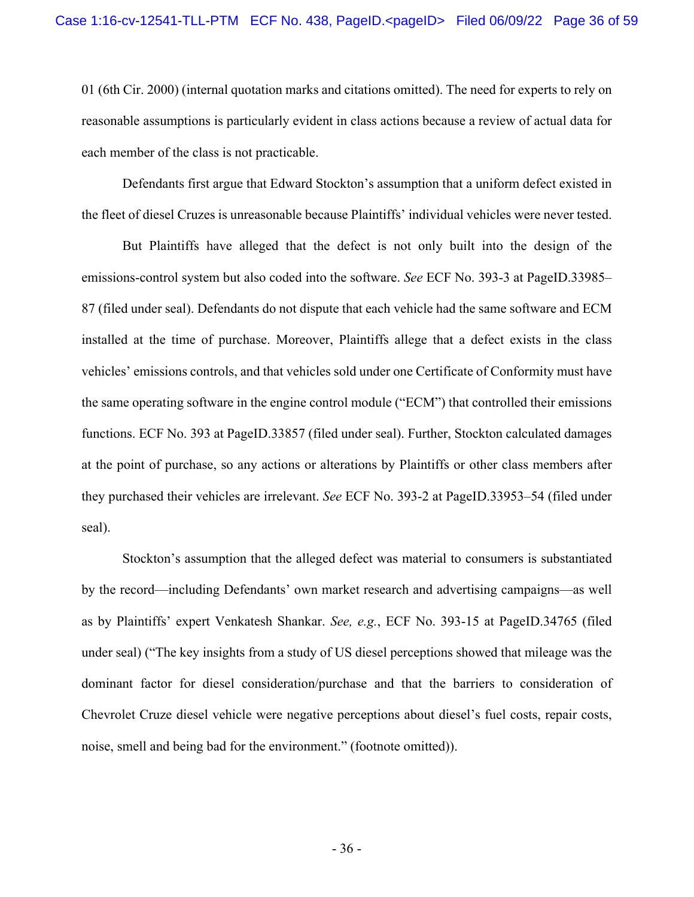01 (6th Cir. 2000) (internal quotation marks and citations omitted). The need for experts to rely on reasonable assumptions is particularly evident in class actions because a review of actual data for each member of the class is not practicable.

Defendants first argue that Edward Stockton's assumption that a uniform defect existed in the fleet of diesel Cruzes is unreasonable because Plaintiffs' individual vehicles were never tested.

But Plaintiffs have alleged that the defect is not only built into the design of the emissions-control system but also coded into the software. *See* ECF No. 393-3 at PageID.33985–87 (filed under seal). Defendants do not dispute that each vehicle had the same software and ECM installed at the time of purchase. Moreover, Plaintiffs allege that a defect exists in the class vehicles' emissions controls, and that vehicles sold under one Certificate of Conformity must have the same operating software in the engine control module ("ECM") that controlled their emissions functions. ECF No. 393 at PageID.33857 (filed under seal). Further, Stockton calculated damages at the point of purchase, so any actions or alterations by Plaintiffs or other class members after they purchased their vehicles are irrelevant. *See* ECF No. 393-2 at PageID.33953–54 (filed under seal).

Stockton's assumption that the alleged defect was material to consumers is substantiated by the record—including Defendants' own market research and advertising campaigns—as well as by Plaintiffs' expert Venkatesh Shankar. *See, e.g.*, ECF No. 393-15 at PageID.34765 (filed under seal) ("The key insights from a study of US diesel perceptions showed that mileage was the dominant factor for diesel consideration/purchase and that the barriers to consideration of Chevrolet Cruze diesel vehicle were negative perceptions about diesel's fuel costs, repair costs, noise, smell and being bad for the environment." (footnote omitted)).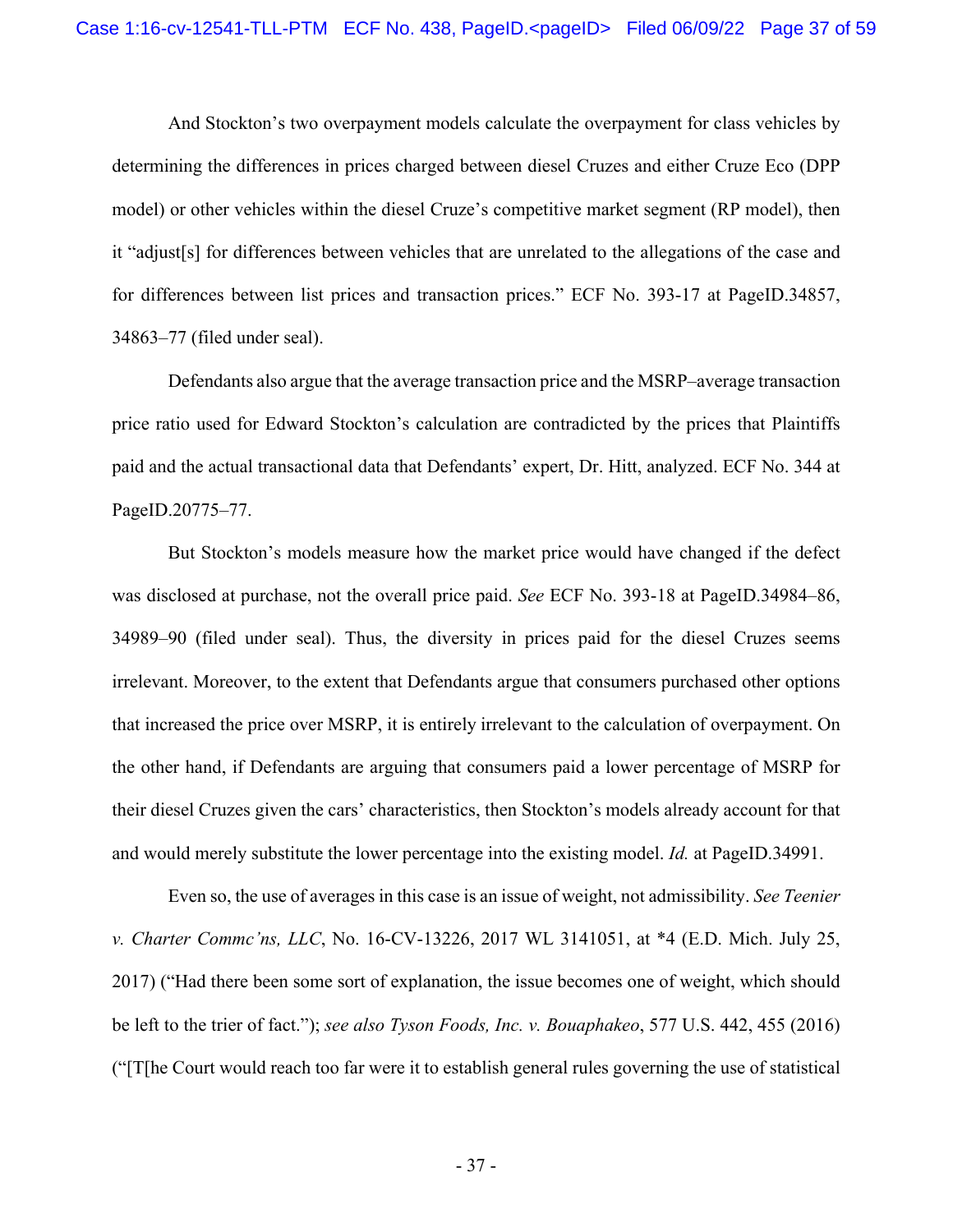And Stockton's two overpayment models calculate the overpayment for class vehicles by determining the differences in prices charged between diesel Cruzes and either Cruze Eco (DPP model) or other vehicles within the diesel Cruze's competitive market segment (RP model), then it "adjust[s] for differences between vehicles that are unrelated to the allegations of the case and for differences between list prices and transaction prices." ECF No. 393-17 at PageID.34857, 34863–77 (filed under seal).

Defendants also argue that the average transaction price and the MSRP–average transaction price ratio used for Edward Stockton's calculation are contradicted by the prices that Plaintiffs paid and the actual transactional data that Defendants' expert, Dr. Hitt, analyzed. ECF No. 344 at PageID.20775–77.

But Stockton's models measure how the market price would have changed if the defect was disclosed at purchase, not the overall price paid. *See* ECF No. 393-18 at PageID.34984–86, 34989–90 (filed under seal). Thus, the diversity in prices paid for the diesel Cruzes seems irrelevant. Moreover, to the extent that Defendants argue that consumers purchased other options that increased the price over MSRP, it is entirely irrelevant to the calculation of overpayment. On the other hand, if Defendants are arguing that consumers paid a lower percentage of MSRP for their diesel Cruzes given the cars' characteristics, then Stockton's models already account for that and would merely substitute the lower percentage into the existing model. *Id.* at PageID.34991.

Even so, the use of averages in this case is an issue of weight, not admissibility. *See Teenier v. Charter Commc'ns, LLC*, No. 16-CV-13226, 2017 WL 3141051, at *4 (E.D. Mich. July 25, 2017) ("Had there been some sort of explanation, the issue becomes one of weight, which should be left to the trier of fact."); *see also Tyson Foods, Inc. v. Bouaphakeo*, 577 U.S. 442, 455 (2016) ("[T[he Court would reach too far were it to establish general rules governing the use of statistical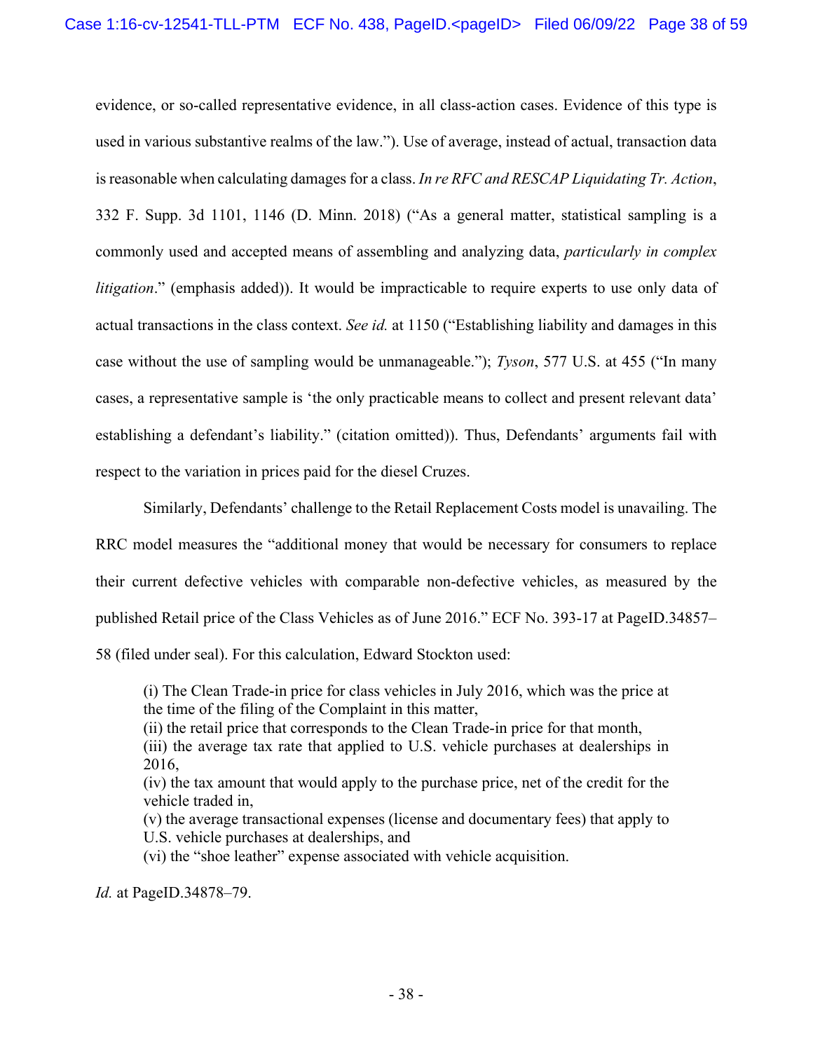evidence, or so-called representative evidence, in all class-action cases. Evidence of this type is used in various substantive realms of the law."). Use of average, instead of actual, transaction data is reasonable when calculating damages for a class. *In re RFC and RESCAP Liquidating Tr. Action*, 332 F. Supp. 3d 1101, 1146 (D. Minn. 2018) ("As a general matter, statistical sampling is a commonly used and accepted means of assembling and analyzing data, *particularly in complex litigation*." (emphasis added)). It would be impracticable to require experts to use only data of actual transactions in the class context. *See id.* at 1150 ("Establishing liability and damages in this case without the use of sampling would be unmanageable."); *Tyson*, 577 U.S. at 455 ("In many cases, a representative sample is 'the only practicable means to collect and present relevant data' establishing a defendant's liability." (citation omitted)). Thus, Defendants' arguments fail with respect to the variation in prices paid for the diesel Cruzes.

Similarly, Defendants' challenge to the Retail Replacement Costs model is unavailing. The RRC model measures the "additional money that would be necessary for consumers to replace their current defective vehicles with comparable non-defective vehicles, as measured by the published Retail price of the Class Vehicles as of June 2016." ECF No. 393-17 at PageID.34857–58 (filed under seal). For this calculation, Edward Stockton used:

> (i) The Clean Trade-in price for class vehicles in July 2016, which was the price at the time of the filing of the Complaint in this matter,
> (ii) the retail price that corresponds to the Clean Trade-in price for that month,
> (iii) the average tax rate that applied to U.S. vehicle purchases at dealerships in 2016,
> (iv) the tax amount that would apply to the purchase price, net of the credit for the vehicle traded in,
> (v) the average transactional expenses (license and documentary fees) that apply to U.S. vehicle purchases at dealerships, and
> (vi) the "shoe leather" expense associated with vehicle acquisition.

*Id.* at PageID.34878–79.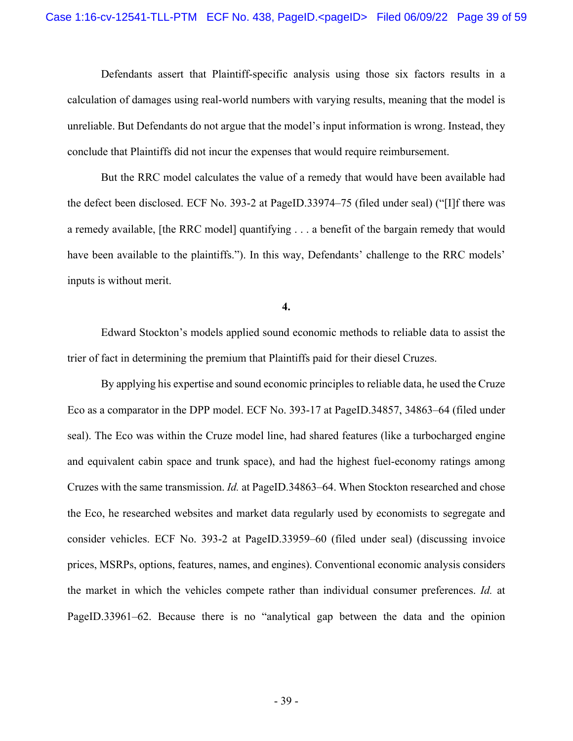Defendants assert that Plaintiff-specific analysis using those six factors results in a calculation of damages using real-world numbers with varying results, meaning that the model is unreliable. But Defendants do not argue that the model's input information is wrong. Instead, they conclude that Plaintiffs did not incur the expenses that would require reimbursement.

But the RRC model calculates the value of a remedy that would have been available had the defect been disclosed. ECF No. 393-2 at PageID.33974–75 (filed under seal) ("[I]f there was a remedy available, [the RRC model] quantifying . . . a benefit of the bargain remedy that would have been available to the plaintiffs."). In this way, Defendants' challenge to the RRC models' inputs is without merit.

**4.**

Edward Stockton's models applied sound economic methods to reliable data to assist the trier of fact in determining the premium that Plaintiffs paid for their diesel Cruzes.

By applying his expertise and sound economic principles to reliable data, he used the Cruze Eco as a comparator in the DPP model. ECF No. 393-17 at PageID.34857, 34863–64 (filed under seal). The Eco was within the Cruze model line, had shared features (like a turbocharged engine and equivalent cabin space and trunk space), and had the highest fuel-economy ratings among Cruzes with the same transmission. *Id.* at PageID.34863–64. When Stockton researched and chose the Eco, he researched websites and market data regularly used by economists to segregate and consider vehicles. ECF No. 393-2 at PageID.33959–60 (filed under seal) (discussing invoice prices, MSRPs, options, features, names, and engines). Conventional economic analysis considers the market in which the vehicles compete rather than individual consumer preferences. *Id.* at PageID.33961–62. Because there is no "analytical gap between the data and the opinion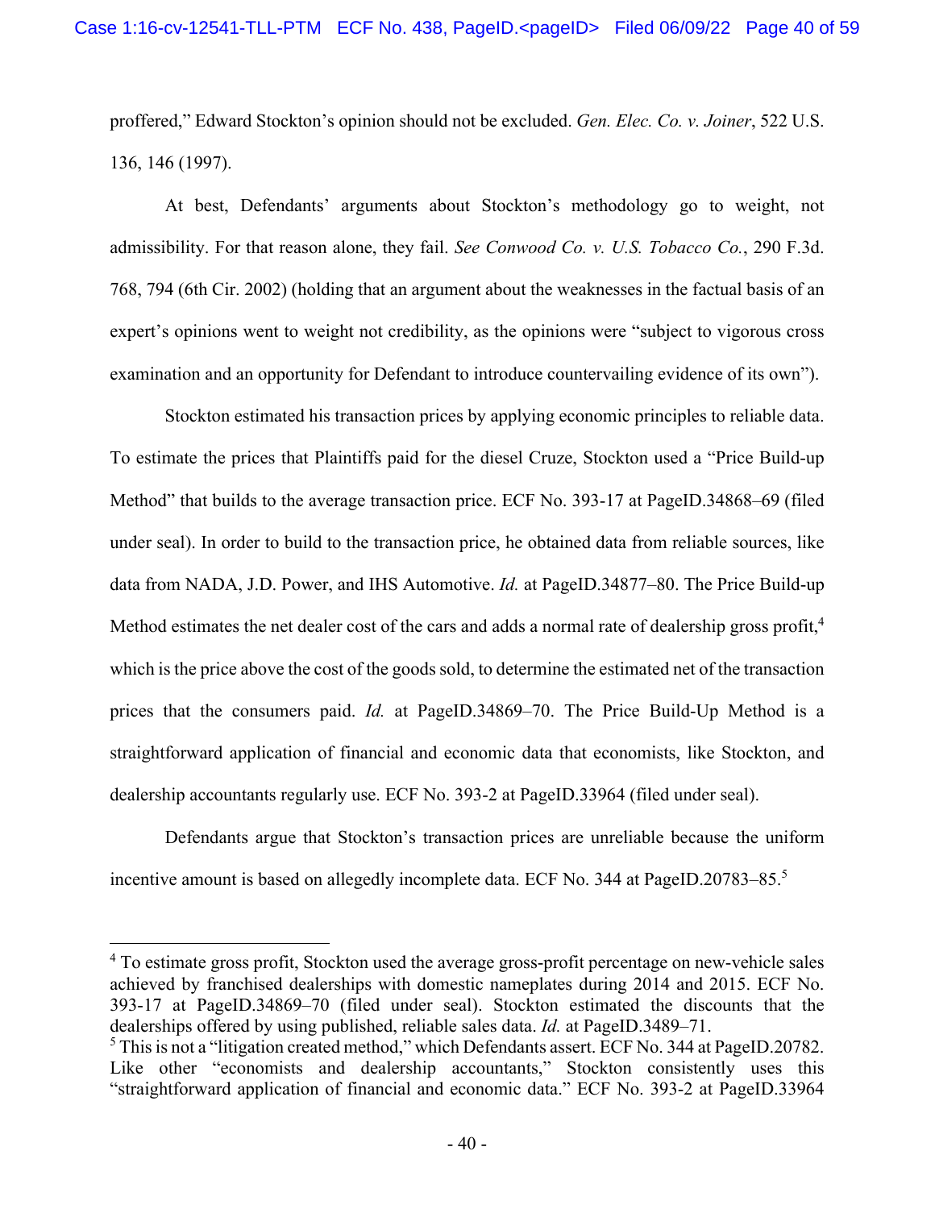proffered," Edward Stockton's opinion should not be excluded. *Gen. Elec. Co. v. Joiner*, 522 U.S. 136, 146 (1997).

At best, Defendants' arguments about Stockton's methodology go to weight, not admissibility. For that reason alone, they fail. *See Conwood Co. v. U.S. Tobacco Co.*, 290 F.3d. 768, 794 (6th Cir. 2002) (holding that an argument about the weaknesses in the factual basis of an expert's opinions went to weight not credibility, as the opinions were "subject to vigorous cross examination and an opportunity for Defendant to introduce countervailing evidence of its own").

Stockton estimated his transaction prices by applying economic principles to reliable data. To estimate the prices that Plaintiffs paid for the diesel Cruze, Stockton used a "Price Build-up Method" that builds to the average transaction price. ECF No. 393-17 at PageID.34868–69 (filed under seal). In order to build to the transaction price, he obtained data from reliable sources, like data from NADA, J.D. Power, and IHS Automotive. *Id.* at PageID.34877–80. The Price Build-up Method estimates the net dealer cost of the cars and adds a normal rate of dealership gross profit,[4] which is the price above the cost of the goods sold, to determine the estimated net of the transaction prices that the consumers paid. *Id.* at PageID.34869–70. The Price Build-Up Method is a straightforward application of financial and economic data that economists, like Stockton, and dealership accountants regularly use. ECF No. 393-2 at PageID.33964 (filed under seal).

Defendants argue that Stockton's transaction prices are unreliable because the uniform incentive amount is based on allegedly incomplete data. ECF No. 344 at PageID.20783–85.[5]

---

[4] To estimate gross profit, Stockton used the average gross-profit percentage on new-vehicle sales achieved by franchised dealerships with domestic nameplates during 2014 and 2015. ECF No. 393-17 at PageID.34869–70 (filed under seal). Stockton estimated the discounts that the dealerships offered by using published, reliable sales data. *Id.* at PageID.3489–71.

[5] This is not a "litigation created method," which Defendants assert. ECF No. 344 at PageID.20782. Like other "economists and dealership accountants," Stockton consistently uses this "straightforward application of financial and economic data." ECF No. 393-2 at PageID.33964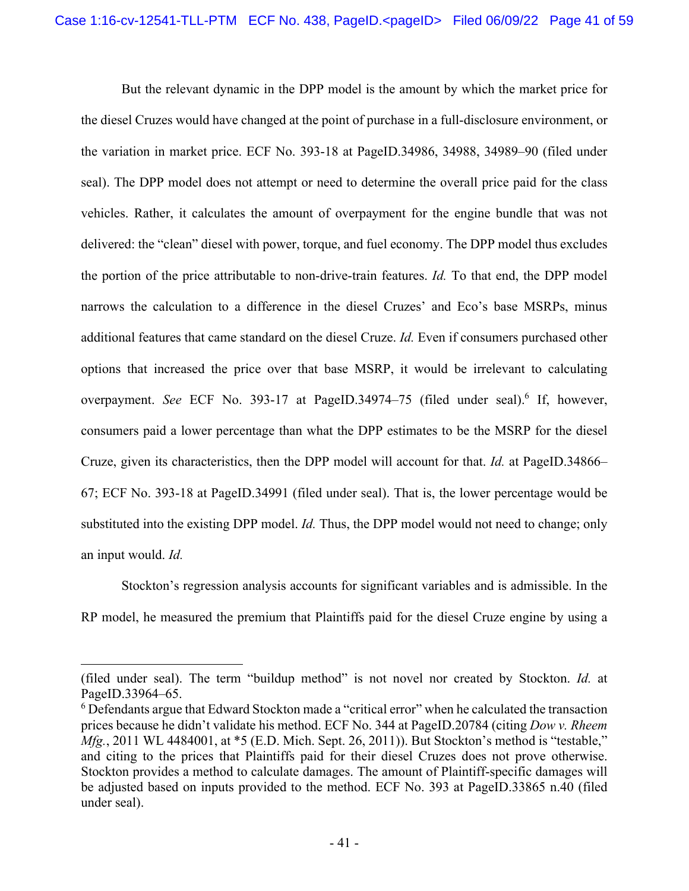But the relevant dynamic in the DPP model is the amount by which the market price for the diesel Cruzes would have changed at the point of purchase in a full-disclosure environment, or the variation in market price. ECF No. 393-18 at PageID.34986, 34988, 34989–90 (filed under seal). The DPP model does not attempt or need to determine the overall price paid for the class vehicles. Rather, it calculates the amount of overpayment for the engine bundle that was not delivered: the "clean" diesel with power, torque, and fuel economy. The DPP model thus excludes the portion of the price attributable to non-drive-train features. *Id.* To that end, the DPP model narrows the calculation to a difference in the diesel Cruzes' and Eco's base MSRPs, minus additional features that came standard on the diesel Cruze. *Id.* Even if consumers purchased other options that increased the price over that base MSRP, it would be irrelevant to calculating overpayment. *See* ECF No. 393-17 at PageID.34974–75 (filed under seal).[6] If, however, consumers paid a lower percentage than what the DPP estimates to be the MSRP for the diesel Cruze, given its characteristics, then the DPP model will account for that. *Id.* at PageID.34866–67; ECF No. 393-18 at PageID.34991 (filed under seal). That is, the lower percentage would be substituted into the existing DPP model. *Id.* Thus, the DPP model would not need to change; only an input would. *Id.*

Stockton's regression analysis accounts for significant variables and is admissible. In the RP model, he measured the premium that Plaintiffs paid for the diesel Cruze engine by using a

---

(filed under seal). The term "buildup method" is not novel nor created by Stockton. *Id.* at PageID.33964–65.

[6] Defendants argue that Edward Stockton made a "critical error" when he calculated the transaction prices because he didn't validate his method. ECF No. 344 at PageID.20784 (citing *Dow v. Rheem Mfg.*, 2011 WL 4484001, at *5 (E.D. Mich. Sept. 26, 2011)). But Stockton's method is "testable," and citing to the prices that Plaintiffs paid for their diesel Cruzes does not prove otherwise. Stockton provides a method to calculate damages. The amount of Plaintiff-specific damages will be adjusted based on inputs provided to the method. ECF No. 393 at PageID.33865 n.40 (filed under seal).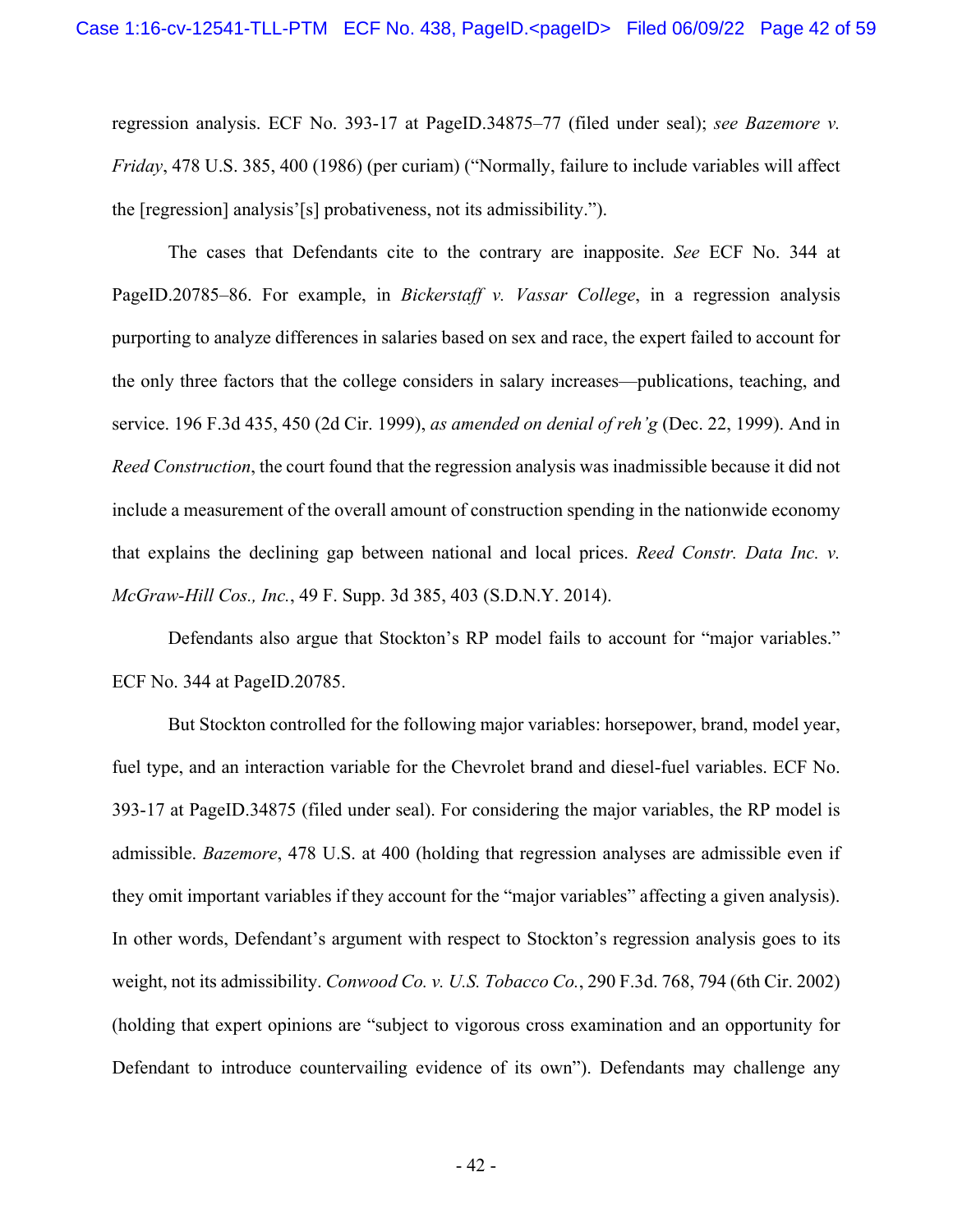regression analysis. ECF No. 393-17 at PageID.34875–77 (filed under seal); *see Bazemore v. Friday*, 478 U.S. 385, 400 (1986) (per curiam) ("Normally, failure to include variables will affect the [regression] analysis'[s] probativeness, not its admissibility.").

The cases that Defendants cite to the contrary are inapposite. *See* ECF No. 344 at PageID.20785–86. For example, in *Bickerstaff v. Vassar College*, in a regression analysis purporting to analyze differences in salaries based on sex and race, the expert failed to account for the only three factors that the college considers in salary increases—publications, teaching, and service. 196 F.3d 435, 450 (2d Cir. 1999), *as amended on denial of reh'g* (Dec. 22, 1999). And in *Reed Construction*, the court found that the regression analysis was inadmissible because it did not include a measurement of the overall amount of construction spending in the nationwide economy that explains the declining gap between national and local prices. *Reed Constr. Data Inc. v. McGraw-Hill Cos., Inc.*, 49 F. Supp. 3d 385, 403 (S.D.N.Y. 2014).

Defendants also argue that Stockton's RP model fails to account for "major variables." ECF No. 344 at PageID.20785.

But Stockton controlled for the following major variables: horsepower, brand, model year, fuel type, and an interaction variable for the Chevrolet brand and diesel-fuel variables. ECF No. 393-17 at PageID.34875 (filed under seal). For considering the major variables, the RP model is admissible. *Bazemore*, 478 U.S. at 400 (holding that regression analyses are admissible even if they omit important variables if they account for the "major variables" affecting a given analysis). In other words, Defendant's argument with respect to Stockton's regression analysis goes to its weight, not its admissibility. *Conwood Co. v. U.S. Tobacco Co.*, 290 F.3d. 768, 794 (6th Cir. 2002) (holding that expert opinions are "subject to vigorous cross examination and an opportunity for Defendant to introduce countervailing evidence of its own"). Defendants may challenge any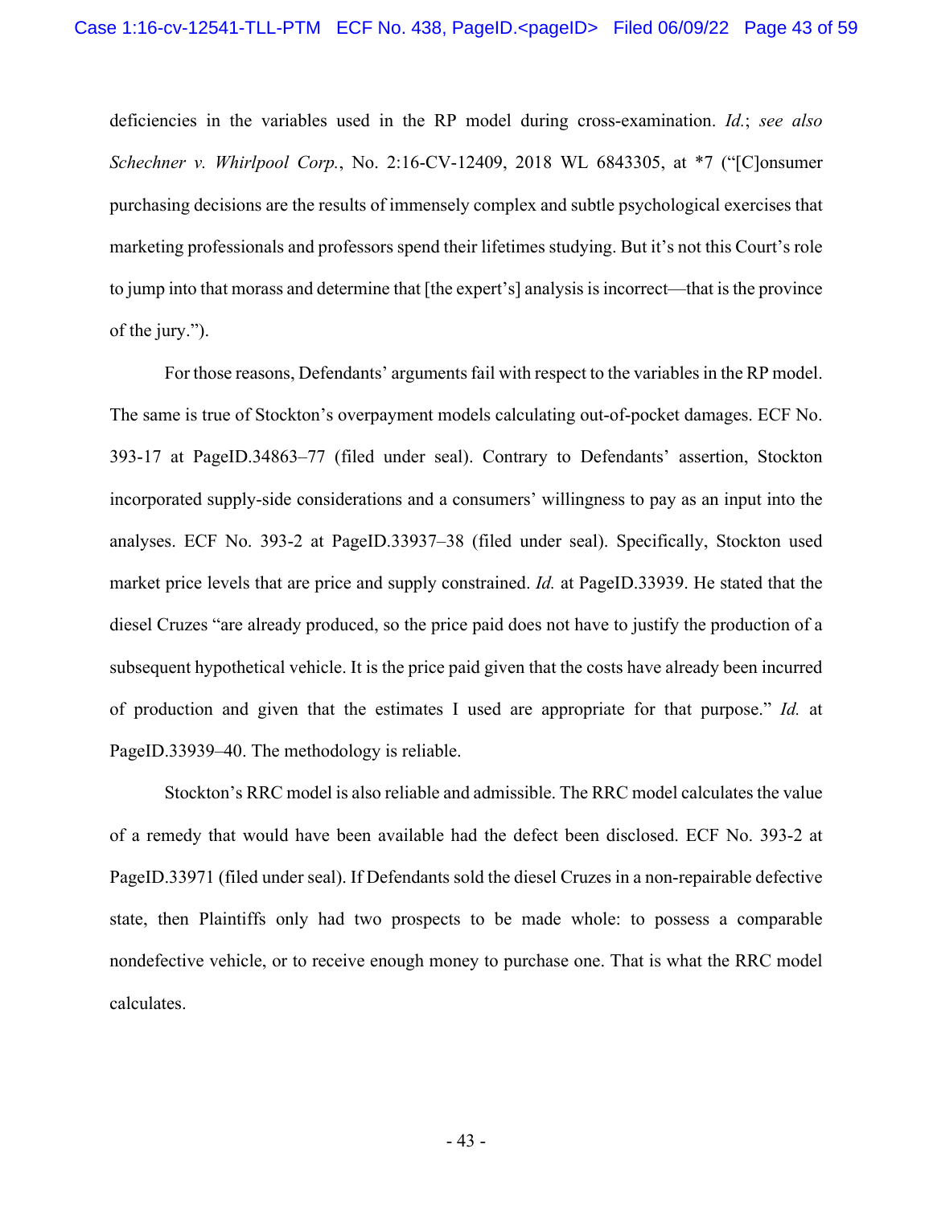deficiencies in the variables used in the RP model during cross-examination. *Id.*; *see also Schechner v. Whirlpool Corp.*, No. 2:16-CV-12409, 2018 WL 6843305, at *7 ("[C]onsumer purchasing decisions are the results of immensely complex and subtle psychological exercises that marketing professionals and professors spend their lifetimes studying. But it's not this Court's role to jump into that morass and determine that [the expert's] analysis is incorrect—that is the province of the jury.").

For those reasons, Defendants' arguments fail with respect to the variables in the RP model. The same is true of Stockton's overpayment models calculating out-of-pocket damages. ECF No. 393-17 at PageID.34863–77 (filed under seal). Contrary to Defendants' assertion, Stockton incorporated supply-side considerations and a consumers' willingness to pay as an input into the analyses. ECF No. 393-2 at PageID.33937–38 (filed under seal). Specifically, Stockton used market price levels that are price and supply constrained. *Id.* at PageID.33939. He stated that the diesel Cruzes "are already produced, so the price paid does not have to justify the production of a subsequent hypothetical vehicle. It is the price paid given that the costs have already been incurred of production and given that the estimates I used are appropriate for that purpose." *Id.* at PageID.33939–40. The methodology is reliable.

Stockton's RRC model is also reliable and admissible. The RRC model calculates the value of a remedy that would have been available had the defect been disclosed. ECF No. 393-2 at PageID.33971 (filed under seal). If Defendants sold the diesel Cruzes in a non-repairable defective state, then Plaintiffs only had two prospects to be made whole: to possess a comparable nondefective vehicle, or to receive enough money to purchase one. That is what the RRC model calculates.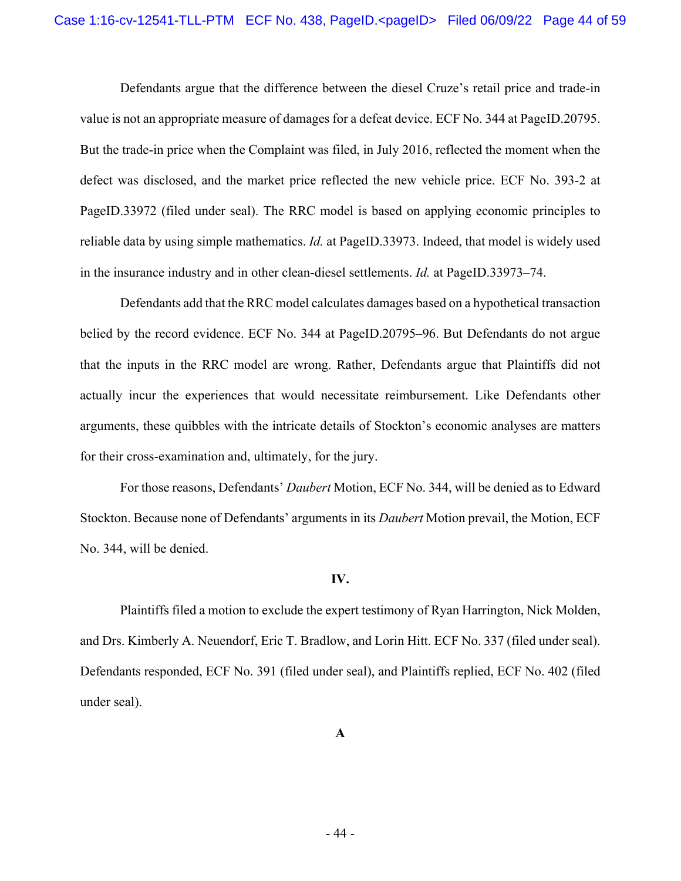Defendants argue that the difference between the diesel Cruze's retail price and trade-in value is not an appropriate measure of damages for a defeat device. ECF No. 344 at PageID.20795. But the trade-in price when the Complaint was filed, in July 2016, reflected the moment when the defect was disclosed, and the market price reflected the new vehicle price. ECF No. 393-2 at PageID.33972 (filed under seal). The RRC model is based on applying economic principles to reliable data by using simple mathematics. *Id.* at PageID.33973. Indeed, that model is widely used in the insurance industry and in other clean-diesel settlements. *Id.* at PageID.33973–74.

Defendants add that the RRC model calculates damages based on a hypothetical transaction belied by the record evidence. ECF No. 344 at PageID.20795–96. But Defendants do not argue that the inputs in the RRC model are wrong. Rather, Defendants argue that Plaintiffs did not actually incur the experiences that would necessitate reimbursement. Like Defendants other arguments, these quibbles with the intricate details of Stockton's economic analyses are matters for their cross-examination and, ultimately, for the jury.

For those reasons, Defendants' *Daubert* Motion, ECF No. 344, will be denied as to Edward Stockton. Because none of Defendants' arguments in its *Daubert* Motion prevail, the Motion, ECF No. 344, will be denied.

## IV.

Plaintiffs filed a motion to exclude the expert testimony of Ryan Harrington, Nick Molden, and Drs. Kimberly A. Neuendorf, Eric T. Bradlow, and Lorin Hitt. ECF No. 337 (filed under seal). Defendants responded, ECF No. 391 (filed under seal), and Plaintiffs replied, ECF No. 402 (filed under seal).

### A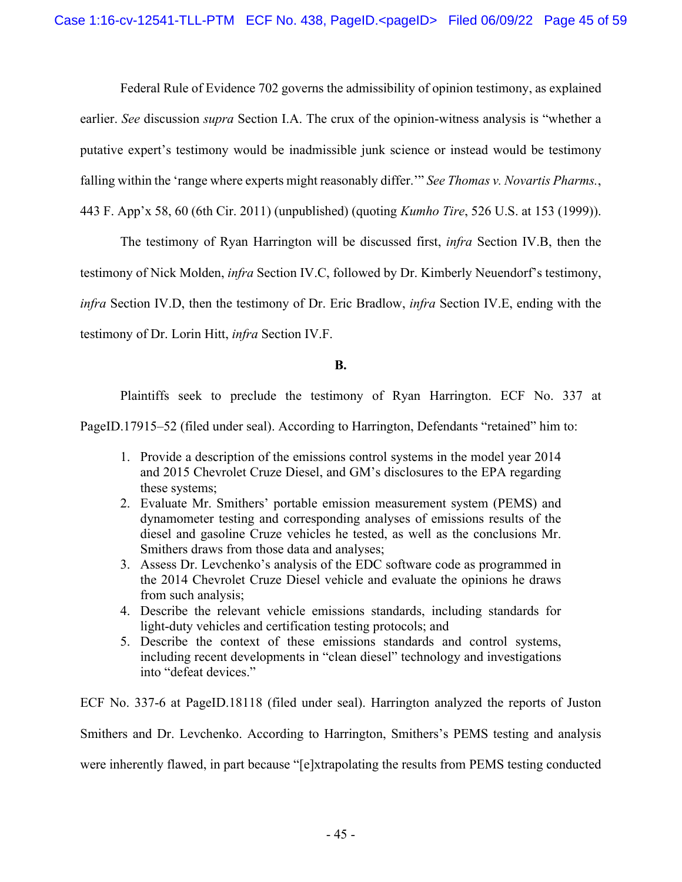Federal Rule of Evidence 702 governs the admissibility of opinion testimony, as explained earlier. *See* discussion *supra* Section I.A. The crux of the opinion-witness analysis is "whether a putative expert's testimony would be inadmissible junk science or instead would be testimony falling within the 'range where experts might reasonably differ.'" *See Thomas v. Novartis Pharms.*, 443 F. App'x 58, 60 (6th Cir. 2011) (unpublished) (quoting *Kumho Tire*, 526 U.S. at 153 (1999)).

The testimony of Ryan Harrington will be discussed first, *infra* Section IV.B, then the testimony of Nick Molden, *infra* Section IV.C, followed by Dr. Kimberly Neuendorf's testimony, *infra* Section IV.D, then the testimony of Dr. Eric Bradlow, *infra* Section IV.E, ending with the testimony of Dr. Lorin Hitt, *infra* Section IV.F.

**B.**

Plaintiffs seek to preclude the testimony of Ryan Harrington. ECF No. 337 at PageID.17915–52 (filed under seal). According to Harrington, Defendants "retained" him to:

1. Provide a description of the emissions control systems in the model year 2014 and 2015 Chevrolet Cruze Diesel, and GM's disclosures to the EPA regarding these systems;
2. Evaluate Mr. Smithers' portable emission measurement system (PEMS) and dynamometer testing and corresponding analyses of emissions results of the diesel and gasoline Cruze vehicles he tested, as well as the conclusions Mr. Smithers draws from those data and analyses;
3. Assess Dr. Levchenko's analysis of the EDC software code as programmed in the 2014 Chevrolet Cruze Diesel vehicle and evaluate the opinions he draws from such analysis;
4. Describe the relevant vehicle emissions standards, including standards for light-duty vehicles and certification testing protocols; and
5. Describe the context of these emissions standards and control systems, including recent developments in "clean diesel" technology and investigations into "defeat devices."

ECF No. 337-6 at PageID.18118 (filed under seal). Harrington analyzed the reports of Juston Smithers and Dr. Levchenko. According to Harrington, Smithers's PEMS testing and analysis were inherently flawed, in part because "[e]xtrapolating the results from PEMS testing conducted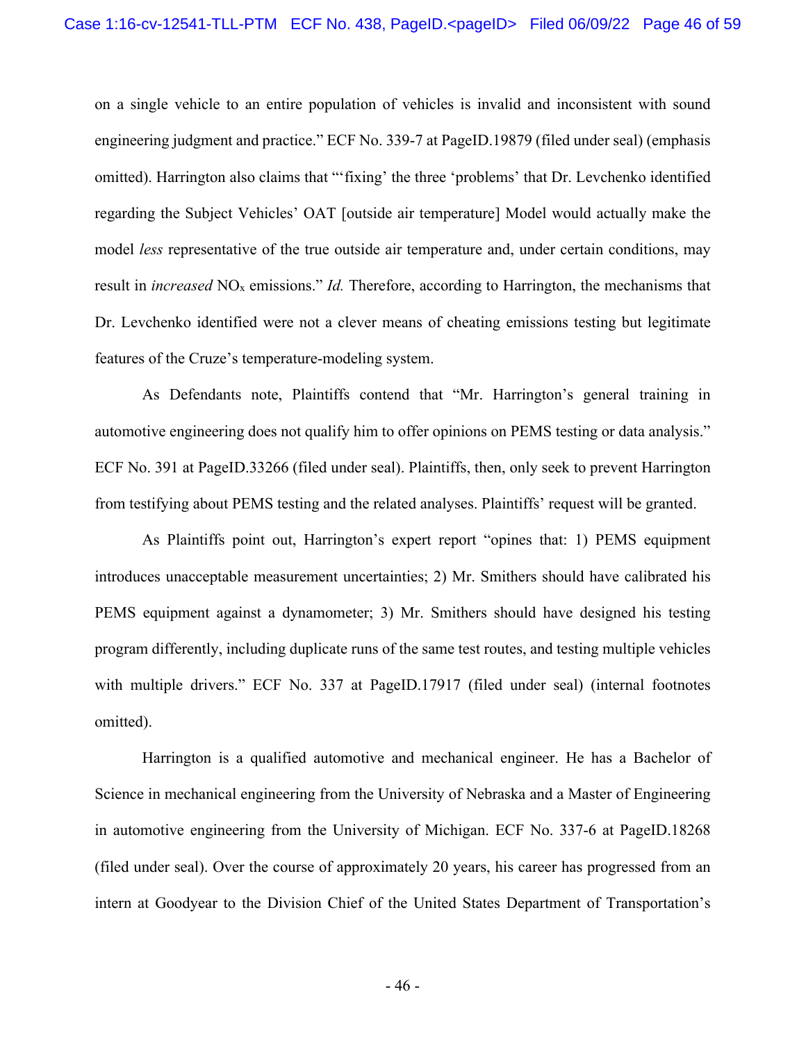on a single vehicle to an entire population of vehicles is invalid and inconsistent with sound engineering judgment and practice." ECF No. 339-7 at PageID.19879 (filed under seal) (emphasis omitted). Harrington also claims that "'fixing' the three 'problems' that Dr. Levchenko identified regarding the Subject Vehicles' OAT [outside air temperature] Model would actually make the model *less* representative of the true outside air temperature and, under certain conditions, may result in *increased* $NO_x$ emissions." *Id.* Therefore, according to Harrington, the mechanisms that Dr. Levchenko identified were not a clever means of cheating emissions testing but legitimate features of the Cruze's temperature-modeling system.

As Defendants note, Plaintiffs contend that "Mr. Harrington's general training in automotive engineering does not qualify him to offer opinions on PEMS testing or data analysis." ECF No. 391 at PageID.33266 (filed under seal). Plaintiffs, then, only seek to prevent Harrington from testifying about PEMS testing and the related analyses. Plaintiffs' request will be granted.

As Plaintiffs point out, Harrington's expert report "opines that: 1) PEMS equipment introduces unacceptable measurement uncertainties; 2) Mr. Smithers should have calibrated his PEMS equipment against a dynamometer; 3) Mr. Smithers should have designed his testing program differently, including duplicate runs of the same test routes, and testing multiple vehicles with multiple drivers." ECF No. 337 at PageID.17917 (filed under seal) (internal footnotes omitted).

Harrington is a qualified automotive and mechanical engineer. He has a Bachelor of Science in mechanical engineering from the University of Nebraska and a Master of Engineering in automotive engineering from the University of Michigan. ECF No. 337-6 at PageID.18268 (filed under seal). Over the course of approximately 20 years, his career has progressed from an intern at Goodyear to the Division Chief of the United States Department of Transportation's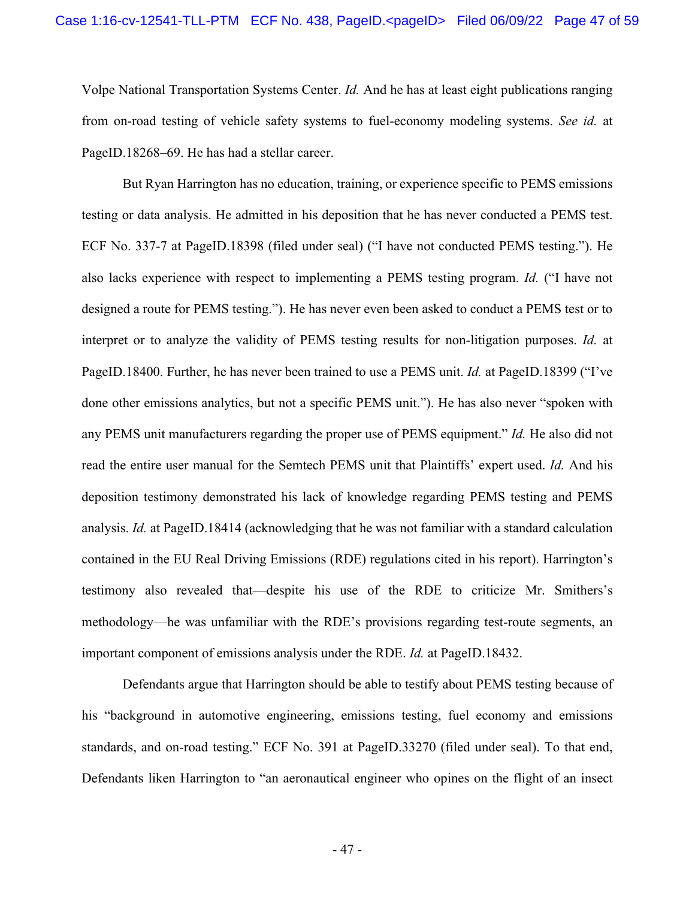Volpe National Transportation Systems Center. *Id.* And he has at least eight publications ranging from on-road testing of vehicle safety systems to fuel-economy modeling systems. *See id.* at PageID.18268–69. He has had a stellar career.

But Ryan Harrington has no education, training, or experience specific to PEMS emissions testing or data analysis. He admitted in his deposition that he has never conducted a PEMS test. ECF No. 337-7 at PageID.18398 (filed under seal) ("I have not conducted PEMS testing."). He also lacks experience with respect to implementing a PEMS testing program. *Id.* ("I have not designed a route for PEMS testing."). He has never even been asked to conduct a PEMS test or to interpret or to analyze the validity of PEMS testing results for non-litigation purposes. *Id.* at PageID.18400. Further, he has never been trained to use a PEMS unit. *Id.* at PageID.18399 ("I've done other emissions analytics, but not a specific PEMS unit."). He has also never "spoken with any PEMS unit manufacturers regarding the proper use of PEMS equipment." *Id.* He also did not read the entire user manual for the Semtech PEMS unit that Plaintiffs' expert used. *Id.* And his deposition testimony demonstrated his lack of knowledge regarding PEMS testing and PEMS analysis. *Id.* at PageID.18414 (acknowledging that he was not familiar with a standard calculation contained in the EU Real Driving Emissions (RDE) regulations cited in his report). Harrington's testimony also revealed that—despite his use of the RDE to criticize Mr. Smithers's methodology—he was unfamiliar with the RDE's provisions regarding test-route segments, an important component of emissions analysis under the RDE. *Id.* at PageID.18432.

Defendants argue that Harrington should be able to testify about PEMS testing because of his "background in automotive engineering, emissions testing, fuel economy and emissions standards, and on-road testing." ECF No. 391 at PageID.33270 (filed under seal). To that end, Defendants liken Harrington to "an aeronautical engineer who opines on the flight of an insect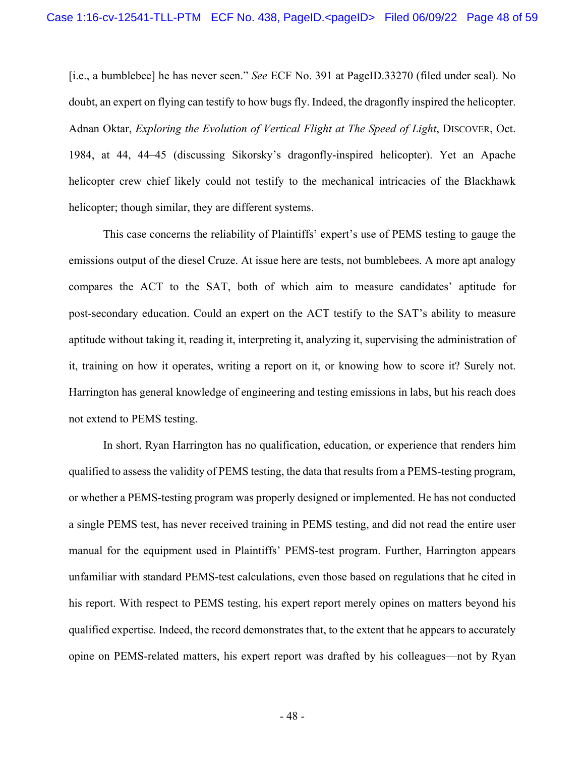[i.e., a bumblebee] he has never seen." *See* ECF No. 391 at PageID.33270 (filed under seal). No doubt, an expert on flying can testify to how bugs fly. Indeed, the dragonfly inspired the helicopter. Adnan Oktar, *Exploring the Evolution of Vertical Flight at The Speed of Light*, DISCOVER, Oct. 1984, at 44, 44–45 (discussing Sikorsky's dragonfly-inspired helicopter). Yet an Apache helicopter crew chief likely could not testify to the mechanical intricacies of the Blackhawk helicopter; though similar, they are different systems.

This case concerns the reliability of Plaintiffs' expert's use of PEMS testing to gauge the emissions output of the diesel Cruze. At issue here are tests, not bumblebees. A more apt analogy compares the ACT to the SAT, both of which aim to measure candidates' aptitude for post-secondary education. Could an expert on the ACT testify to the SAT's ability to measure aptitude without taking it, reading it, interpreting it, analyzing it, supervising the administration of it, training on how it operates, writing a report on it, or knowing how to score it? Surely not. Harrington has general knowledge of engineering and testing emissions in labs, but his reach does not extend to PEMS testing.

In short, Ryan Harrington has no qualification, education, or experience that renders him qualified to assess the validity of PEMS testing, the data that results from a PEMS-testing program, or whether a PEMS-testing program was properly designed or implemented. He has not conducted a single PEMS test, has never received training in PEMS testing, and did not read the entire user manual for the equipment used in Plaintiffs' PEMS-test program. Further, Harrington appears unfamiliar with standard PEMS-test calculations, even those based on regulations that he cited in his report. With respect to PEMS testing, his expert report merely opines on matters beyond his qualified expertise. Indeed, the record demonstrates that, to the extent that he appears to accurately opine on PEMS-related matters, his expert report was drafted by his colleagues—not by Ryan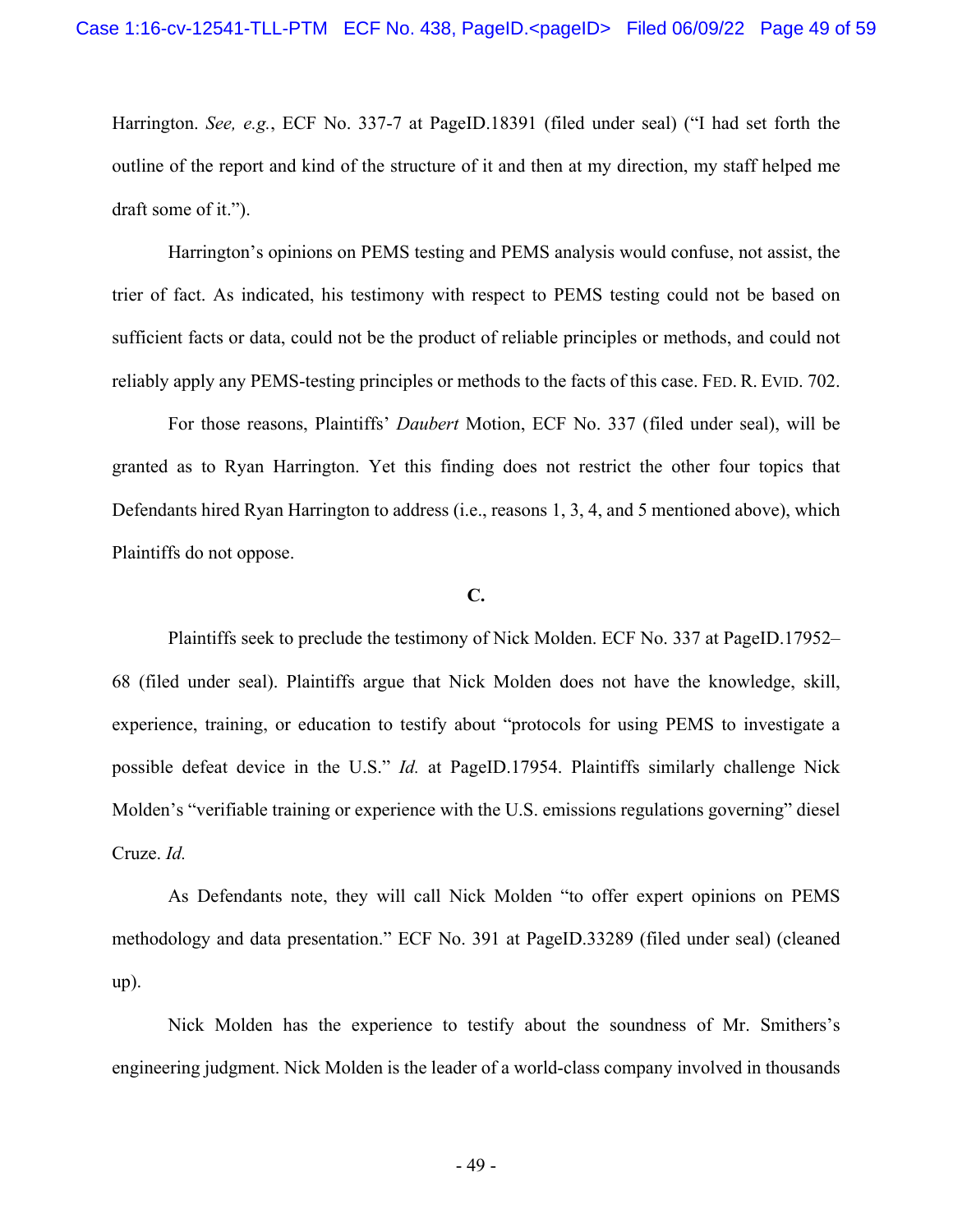Harrington. *See, e.g.*, ECF No. 337-7 at PageID.18391 (filed under seal) ("I had set forth the outline of the report and kind of the structure of it and then at my direction, my staff helped me draft some of it.").

Harrington's opinions on PEMS testing and PEMS analysis would confuse, not assist, the trier of fact. As indicated, his testimony with respect to PEMS testing could not be based on sufficient facts or data, could not be the product of reliable principles or methods, and could not reliably apply any PEMS-testing principles or methods to the facts of this case. FED. R. EVID. 702.

For those reasons, Plaintiffs' *Daubert* Motion, ECF No. 337 (filed under seal), will be granted as to Ryan Harrington. Yet this finding does not restrict the other four topics that Defendants hired Ryan Harrington to address (i.e., reasons 1, 3, 4, and 5 mentioned above), which Plaintiffs do not oppose.

**C.**

Plaintiffs seek to preclude the testimony of Nick Molden. ECF No. 337 at PageID.17952–68 (filed under seal). Plaintiffs argue that Nick Molden does not have the knowledge, skill, experience, training, or education to testify about "protocols for using PEMS to investigate a possible defeat device in the U.S." *Id.* at PageID.17954. Plaintiffs similarly challenge Nick Molden's "verifiable training or experience with the U.S. emissions regulations governing" diesel Cruze. *Id.*

As Defendants note, they will call Nick Molden "to offer expert opinions on PEMS methodology and data presentation." ECF No. 391 at PageID.33289 (filed under seal) (cleaned up).

Nick Molden has the experience to testify about the soundness of Mr. Smithers's engineering judgment. Nick Molden is the leader of a world-class company involved in thousands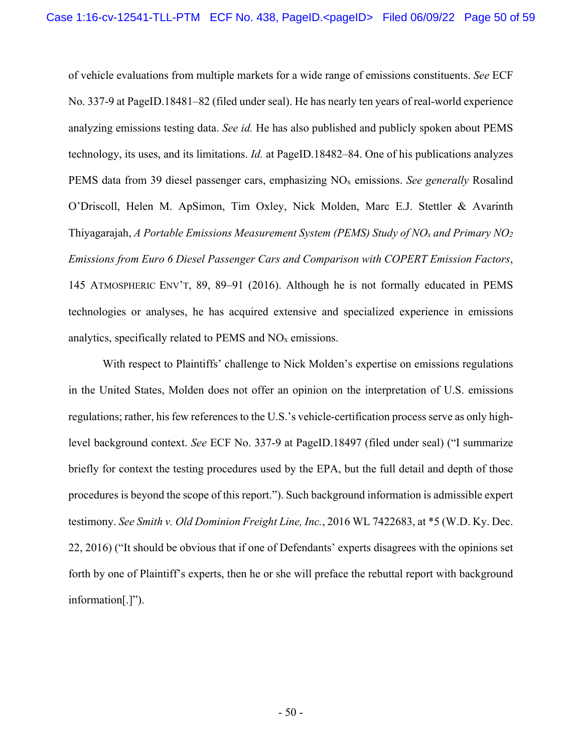of vehicle evaluations from multiple markets for a wide range of emissions constituents. *See* ECF No. 337-9 at PageID.18481–82 (filed under seal). He has nearly ten years of real-world experience analyzing emissions testing data. *See id.* He has also published and publicly spoken about PEMS technology, its uses, and its limitations. *Id.* at PageID.18482–84. One of his publications analyzes PEMS data from 39 diesel passenger cars, emphasizing $NO_x$ emissions. *See generally* Rosalind O'Driscoll, Helen M. ApSimon, Tim Oxley, Nick Molden, Marc E.J. Stettler & Avarinth Thiyagarajah, *A Portable Emissions Measurement System (PEMS) Study of $NO_x$ and Primary $NO_2$ Emissions from Euro 6 Diesel Passenger Cars and Comparison with COPERT Emission Factors*, 145 ATMOSPHERIC ENV'T, 89, 89–91 (2016). Although he is not formally educated in PEMS technologies or analyses, he has acquired extensive and specialized experience in emissions analytics, specifically related to PEMS and $NO_x$ emissions.

With respect to Plaintiffs' challenge to Nick Molden's expertise on emissions regulations in the United States, Molden does not offer an opinion on the interpretation of U.S. emissions regulations; rather, his few references to the U.S.'s vehicle-certification process serve as only high-level background context. *See* ECF No. 337-9 at PageID.18497 (filed under seal) ("I summarize briefly for context the testing procedures used by the EPA, but the full detail and depth of those procedures is beyond the scope of this report."). Such background information is admissible expert testimony. *See Smith v. Old Dominion Freight Line, Inc.*, 2016 WL 7422683, at *5 (W.D. Ky. Dec. 22, 2016) ("It should be obvious that if one of Defendants' experts disagrees with the opinions set forth by one of Plaintiff's experts, then he or she will preface the rebuttal report with background information[.]").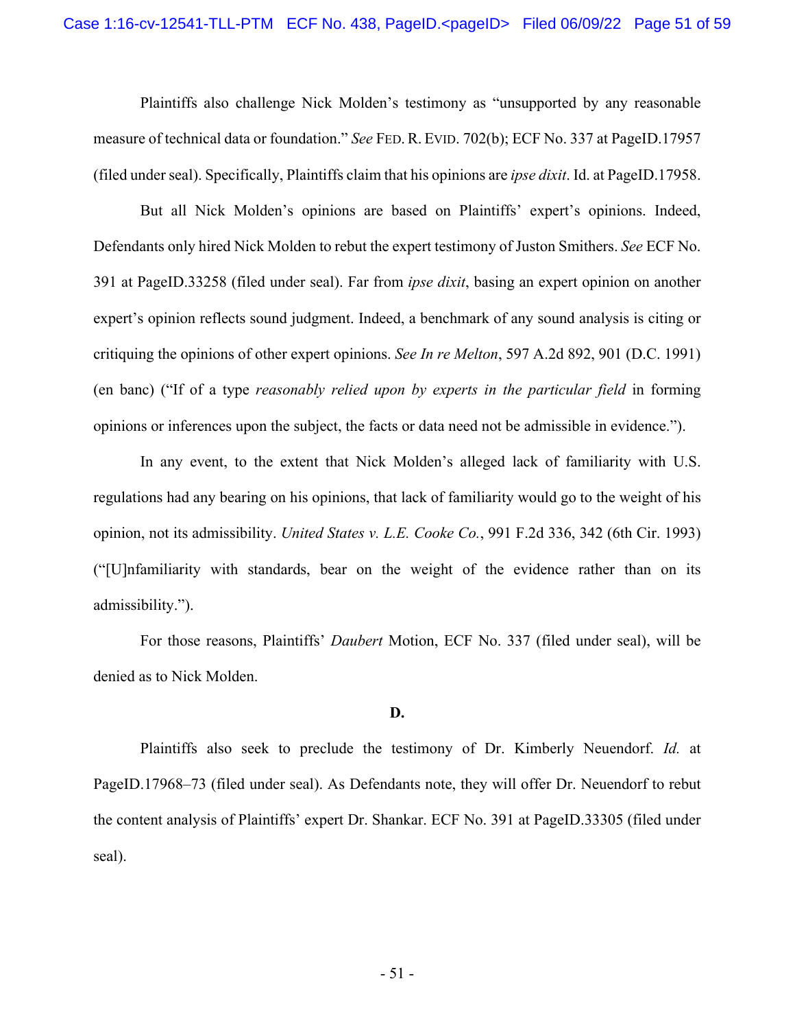Plaintiffs also challenge Nick Molden's testimony as "unsupported by any reasonable measure of technical data or foundation." *See* FED. R. EVID. 702(b); ECF No. 337 at PageID.17957 (filed under seal). Specifically, Plaintiffs claim that his opinions are *ipse dixit*. Id. at PageID.17958.

But all Nick Molden's opinions are based on Plaintiffs' expert's opinions. Indeed, Defendants only hired Nick Molden to rebut the expert testimony of Juston Smithers. *See* ECF No. 391 at PageID.33258 (filed under seal). Far from *ipse dixit*, basing an expert opinion on another expert's opinion reflects sound judgment. Indeed, a benchmark of any sound analysis is citing or critiquing the opinions of other expert opinions. *See In re Melton*, 597 A.2d 892, 901 (D.C. 1991) (en banc) ("If of a type *reasonably relied upon by experts in the particular field* in forming opinions or inferences upon the subject, the facts or data need not be admissible in evidence.").

In any event, to the extent that Nick Molden's alleged lack of familiarity with U.S. regulations had any bearing on his opinions, that lack of familiarity would go to the weight of his opinion, not its admissibility. *United States v. L.E. Cooke Co.*, 991 F.2d 336, 342 (6th Cir. 1993) ("[U]nfamiliarity with standards, bear on the weight of the evidence rather than on its admissibility.").

For those reasons, Plaintiffs' *Daubert* Motion, ECF No. 337 (filed under seal), will be denied as to Nick Molden.

**D.**

Plaintiffs also seek to preclude the testimony of Dr. Kimberly Neuendorf. *Id.* at PageID.17968–73 (filed under seal). As Defendants note, they will offer Dr. Neuendorf to rebut the content analysis of Plaintiffs' expert Dr. Shankar. ECF No. 391 at PageID.33305 (filed under seal).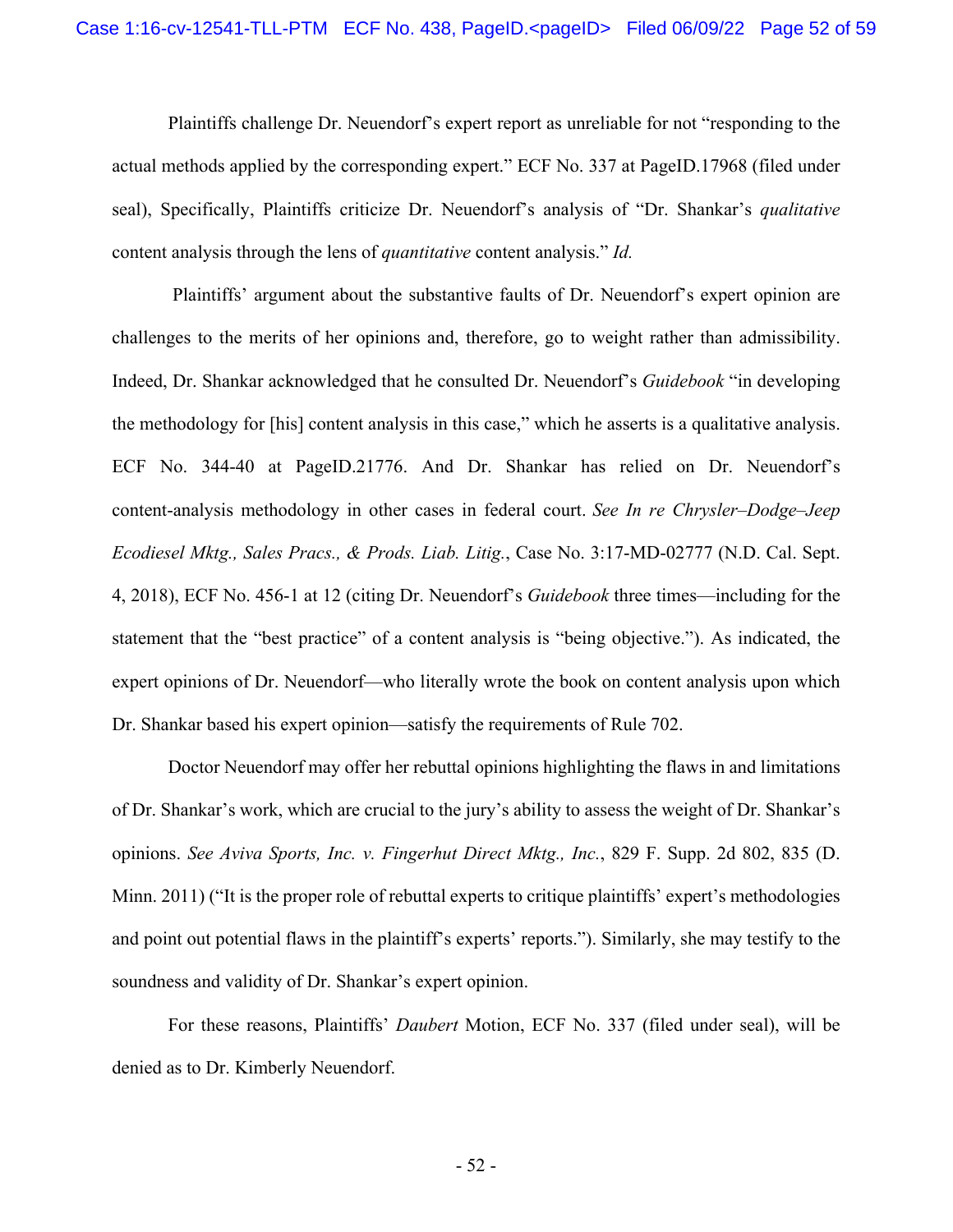Plaintiffs challenge Dr. Neuendorf's expert report as unreliable for not "responding to the actual methods applied by the corresponding expert." ECF No. 337 at PageID.17968 (filed under seal), Specifically, Plaintiffs criticize Dr. Neuendorf's analysis of "Dr. Shankar's *qualitative* content analysis through the lens of *quantitative* content analysis." *Id.*

Plaintiffs' argument about the substantive faults of Dr. Neuendorf's expert opinion are challenges to the merits of her opinions and, therefore, go to weight rather than admissibility. Indeed, Dr. Shankar acknowledged that he consulted Dr. Neuendorf's *Guidebook* "in developing the methodology for [his] content analysis in this case," which he asserts is a qualitative analysis. ECF No. 344-40 at PageID.21776. And Dr. Shankar has relied on Dr. Neuendorf's content-analysis methodology in other cases in federal court. *See In re Chrysler–Dodge–Jeep Ecodiesel Mktg., Sales Pracs., & Prods. Liab. Litig.*, Case No. 3:17-MD-02777 (N.D. Cal. Sept. 4, 2018), ECF No. 456-1 at 12 (citing Dr. Neuendorf's *Guidebook* three times—including for the statement that the "best practice" of a content analysis is "being objective."). As indicated, the expert opinions of Dr. Neuendorf—who literally wrote the book on content analysis upon which Dr. Shankar based his expert opinion—satisfy the requirements of Rule 702.

Doctor Neuendorf may offer her rebuttal opinions highlighting the flaws in and limitations of Dr. Shankar's work, which are crucial to the jury's ability to assess the weight of Dr. Shankar's opinions. *See Aviva Sports, Inc. v. Fingerhut Direct Mktg., Inc.*, 829 F. Supp. 2d 802, 835 (D. Minn. 2011) ("It is the proper role of rebuttal experts to critique plaintiffs' expert's methodologies and point out potential flaws in the plaintiff's experts' reports."). Similarly, she may testify to the soundness and validity of Dr. Shankar's expert opinion.

For these reasons, Plaintiffs' *Daubert* Motion, ECF No. 337 (filed under seal), will be denied as to Dr. Kimberly Neuendorf.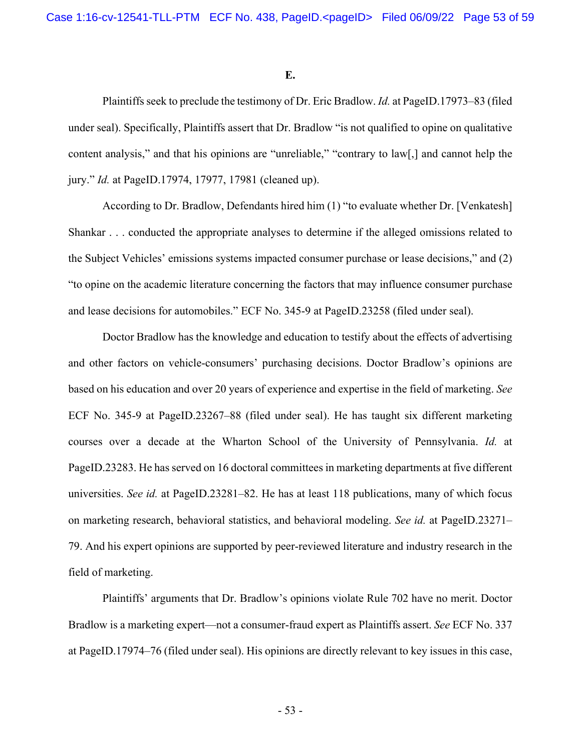**E.**

Plaintiffs seek to preclude the testimony of Dr. Eric Bradlow. *Id.* at PageID.17973–83 (filed under seal). Specifically, Plaintiffs assert that Dr. Bradlow "is not qualified to opine on qualitative content analysis," and that his opinions are "unreliable," "contrary to law[,] and cannot help the jury." *Id.* at PageID.17974, 17977, 17981 (cleaned up).

According to Dr. Bradlow, Defendants hired him (1) "to evaluate whether Dr. [Venkatesh] Shankar . . . conducted the appropriate analyses to determine if the alleged omissions related to the Subject Vehicles' emissions systems impacted consumer purchase or lease decisions," and (2) "to opine on the academic literature concerning the factors that may influence consumer purchase and lease decisions for automobiles." ECF No. 345-9 at PageID.23258 (filed under seal).

Doctor Bradlow has the knowledge and education to testify about the effects of advertising and other factors on vehicle-consumers' purchasing decisions. Doctor Bradlow's opinions are based on his education and over 20 years of experience and expertise in the field of marketing. *See* ECF No. 345-9 at PageID.23267–88 (filed under seal). He has taught six different marketing courses over a decade at the Wharton School of the University of Pennsylvania. *Id.* at PageID.23283. He has served on 16 doctoral committees in marketing departments at five different universities. *See id.* at PageID.23281–82. He has at least 118 publications, many of which focus on marketing research, behavioral statistics, and behavioral modeling. *See id.* at PageID.23271–79. And his expert opinions are supported by peer-reviewed literature and industry research in the field of marketing.

Plaintiffs' arguments that Dr. Bradlow's opinions violate Rule 702 have no merit. Doctor Bradlow is a marketing expert—not a consumer-fraud expert as Plaintiffs assert. *See* ECF No. 337 at PageID.17974–76 (filed under seal). His opinions are directly relevant to key issues in this case,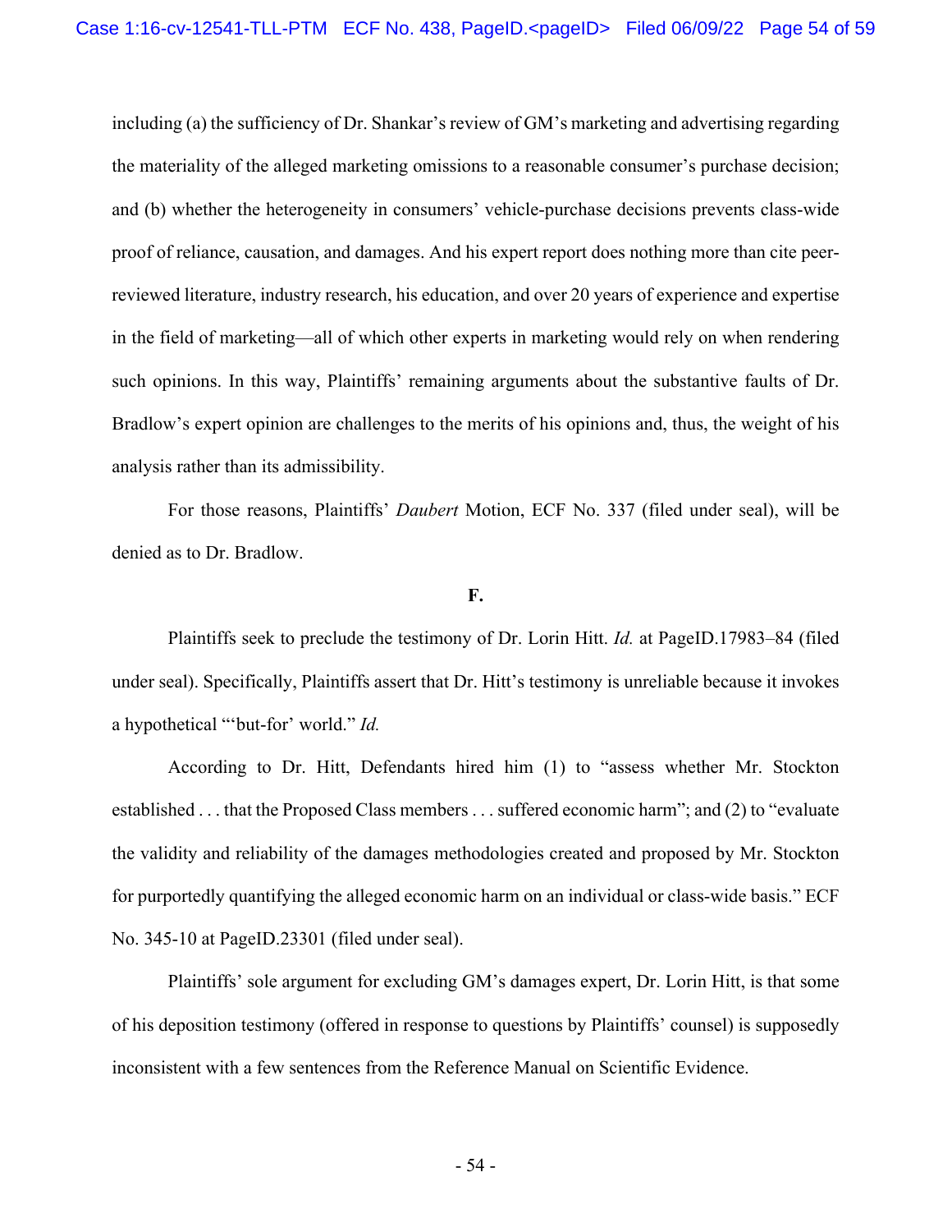including (a) the sufficiency of Dr. Shankar's review of GM's marketing and advertising regarding the materiality of the alleged marketing omissions to a reasonable consumer's purchase decision; and (b) whether the heterogeneity in consumers' vehicle-purchase decisions prevents class-wide proof of reliance, causation, and damages. And his expert report does nothing more than cite peer-reviewed literature, industry research, his education, and over 20 years of experience and expertise in the field of marketing—all of which other experts in marketing would rely on when rendering such opinions. In this way, Plaintiffs' remaining arguments about the substantive faults of Dr. Bradlow's expert opinion are challenges to the merits of his opinions and, thus, the weight of his analysis rather than its admissibility.

For those reasons, Plaintiffs' *Daubert* Motion, ECF No. 337 (filed under seal), will be denied as to Dr. Bradlow.

**F.**

Plaintiffs seek to preclude the testimony of Dr. Lorin Hitt. *Id.* at PageID.17983–84 (filed under seal). Specifically, Plaintiffs assert that Dr. Hitt's testimony is unreliable because it invokes a hypothetical "'but-for' world." *Id.*

According to Dr. Hitt, Defendants hired him (1) to "assess whether Mr. Stockton established . . . that the Proposed Class members . . . suffered economic harm"; and (2) to "evaluate the validity and reliability of the damages methodologies created and proposed by Mr. Stockton for purportedly quantifying the alleged economic harm on an individual or class-wide basis." ECF No. 345-10 at PageID.23301 (filed under seal).

Plaintiffs' sole argument for excluding GM's damages expert, Dr. Lorin Hitt, is that some of his deposition testimony (offered in response to questions by Plaintiffs' counsel) is supposedly inconsistent with a few sentences from the Reference Manual on Scientific Evidence.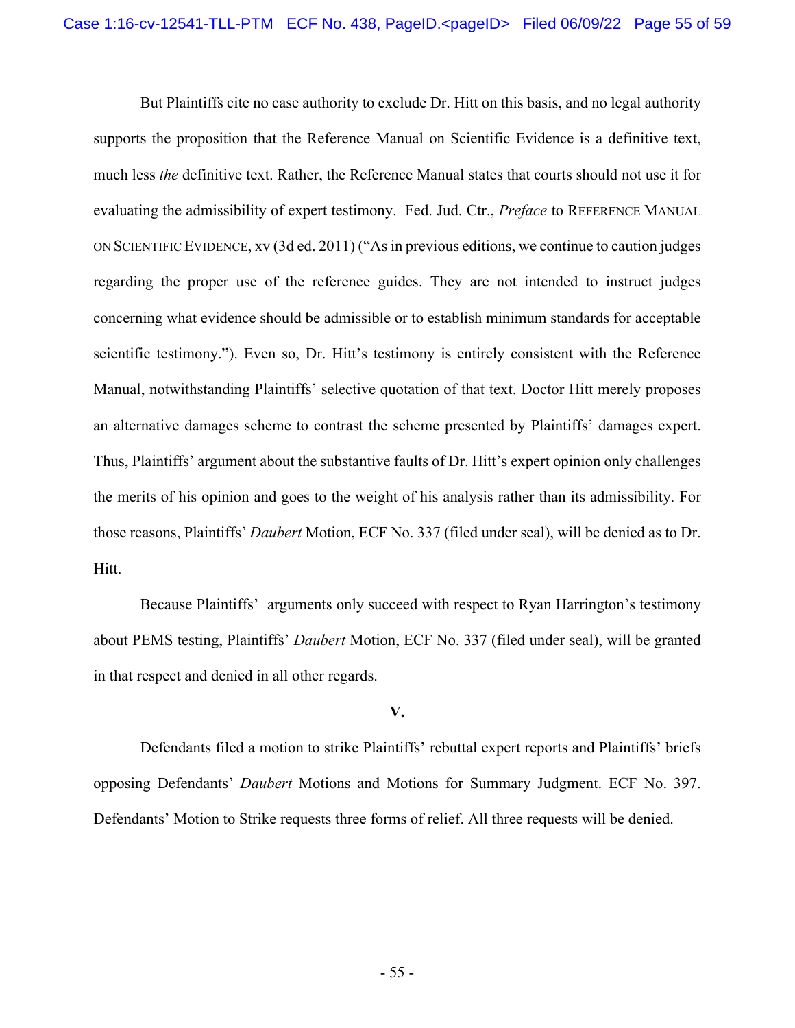But Plaintiffs cite no case authority to exclude Dr. Hitt on this basis, and no legal authority supports the proposition that the Reference Manual on Scientific Evidence is a definitive text, much less *the* definitive text. Rather, the Reference Manual states that courts should not use it for evaluating the admissibility of expert testimony. Fed. Jud. Ctr., *Preface* to REFERENCE MANUAL ON SCIENTIFIC EVIDENCE, xv (3d ed. 2011) ("As in previous editions, we continue to caution judges regarding the proper use of the reference guides. They are not intended to instruct judges concerning what evidence should be admissible or to establish minimum standards for acceptable scientific testimony."). Even so, Dr. Hitt's testimony is entirely consistent with the Reference Manual, notwithstanding Plaintiffs' selective quotation of that text. Doctor Hitt merely proposes an alternative damages scheme to contrast the scheme presented by Plaintiffs' damages expert. Thus, Plaintiffs' argument about the substantive faults of Dr. Hitt's expert opinion only challenges the merits of his opinion and goes to the weight of his analysis rather than its admissibility. For those reasons, Plaintiffs' *Daubert* Motion, ECF No. 337 (filed under seal), will be denied as to Dr. Hitt.

Because Plaintiffs' arguments only succeed with respect to Ryan Harrington's testimony about PEMS testing, Plaintiffs' *Daubert* Motion, ECF No. 337 (filed under seal), will be granted in that respect and denied in all other regards.

## V.

Defendants filed a motion to strike Plaintiffs' rebuttal expert reports and Plaintiffs' briefs opposing Defendants' *Daubert* Motions and Motions for Summary Judgment. ECF No. 397. Defendants' Motion to Strike requests three forms of relief. All three requests will be denied.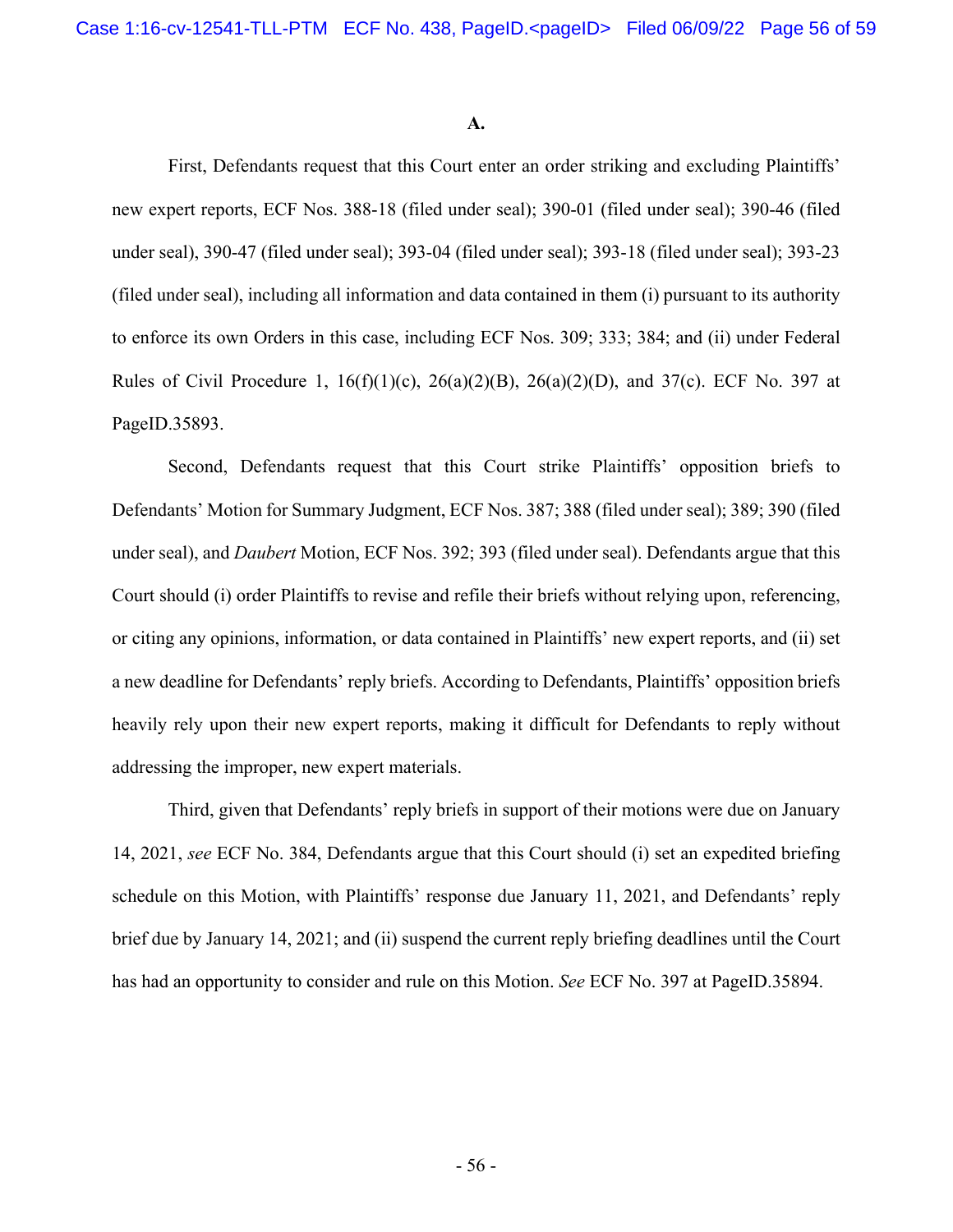### A.

First, Defendants request that this Court enter an order striking and excluding Plaintiffs' new expert reports, ECF Nos. 388-18 (filed under seal); 390-01 (filed under seal); 390-46 (filed under seal), 390-47 (filed under seal); 393-04 (filed under seal); 393-18 (filed under seal); 393-23 (filed under seal), including all information and data contained in them (i) pursuant to its authority to enforce its own Orders in this case, including ECF Nos. 309; 333; 384; and (ii) under Federal Rules of Civil Procedure 1, 16(f)(1)(c), 26(a)(2)(B), 26(a)(2)(D), and 37(c). ECF No. 397 at PageID.35893.

Second, Defendants request that this Court strike Plaintiffs' opposition briefs to Defendants' Motion for Summary Judgment, ECF Nos. 387; 388 (filed under seal); 389; 390 (filed under seal), and *Daubert* Motion, ECF Nos. 392; 393 (filed under seal). Defendants argue that this Court should (i) order Plaintiffs to revise and refile their briefs without relying upon, referencing, or citing any opinions, information, or data contained in Plaintiffs' new expert reports, and (ii) set a new deadline for Defendants' reply briefs. According to Defendants, Plaintiffs' opposition briefs heavily rely upon their new expert reports, making it difficult for Defendants to reply without addressing the improper, new expert materials.

Third, given that Defendants' reply briefs in support of their motions were due on January 14, 2021, *see* ECF No. 384, Defendants argue that this Court should (i) set an expedited briefing schedule on this Motion, with Plaintiffs' response due January 11, 2021, and Defendants' reply brief due by January 14, 2021; and (ii) suspend the current reply briefing deadlines until the Court has had an opportunity to consider and rule on this Motion. *See* ECF No. 397 at PageID.35894.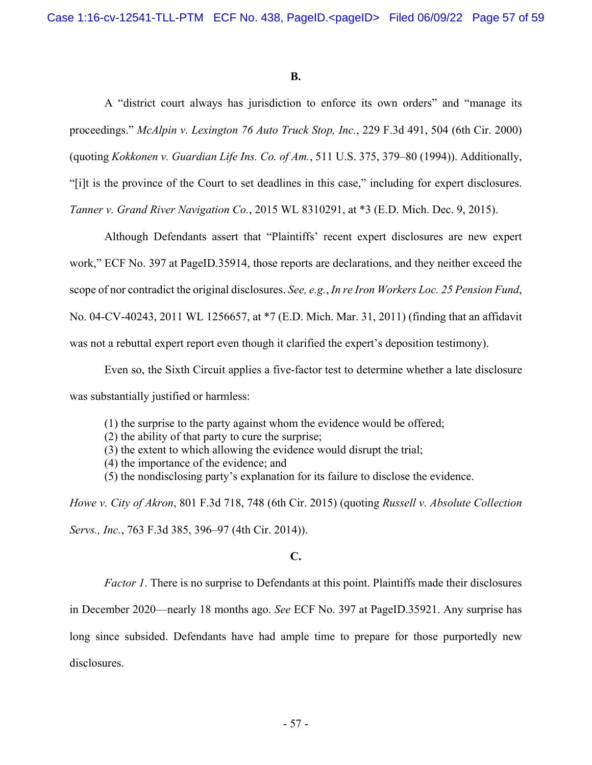**B.**

A "district court always has jurisdiction to enforce its own orders" and "manage its proceedings." *McAlpin v. Lexington 76 Auto Truck Stop, Inc.*, 229 F.3d 491, 504 (6th Cir. 2000) (quoting *Kokkonen v. Guardian Life Ins. Co. of Am.*, 511 U.S. 375, 379–80 (1994)). Additionally, "[i]t is the province of the Court to set deadlines in this case," including for expert disclosures. *Tanner v. Grand River Navigation Co.*, 2015 WL 8310291, at *3 (E.D. Mich. Dec. 9, 2015).

Although Defendants assert that "Plaintiffs' recent expert disclosures are new expert work," ECF No. 397 at PageID.35914, those reports are declarations, and they neither exceed the scope of nor contradict the original disclosures. *See, e.g.*, *In re Iron Workers Loc. 25 Pension Fund*, No. 04-CV-40243, 2011 WL 1256657, at *7 (E.D. Mich. Mar. 31, 2011) (finding that an affidavit was not a rebuttal expert report even though it clarified the expert's deposition testimony).

Even so, the Sixth Circuit applies a five-factor test to determine whether a late disclosure was substantially justified or harmless:

> (1) the surprise to the party against whom the evidence would be offered;
> (2) the ability of that party to cure the surprise;
> (3) the extent to which allowing the evidence would disrupt the trial;
> (4) the importance of the evidence; and
> (5) the nondisclosing party's explanation for its failure to disclose the evidence.

*Howe v. City of Akron*, 801 F.3d 718, 748 (6th Cir. 2015) (quoting *Russell v. Absolute Collection Servs., Inc.*, 763 F.3d 385, 396–97 (4th Cir. 2014)).

**C.**

*Factor 1*. There is no surprise to Defendants at this point. Plaintiffs made their disclosures in December 2020—nearly 18 months ago. *See* ECF No. 397 at PageID.35921. Any surprise has long since subsided. Defendants have had ample time to prepare for those purportedly new disclosures.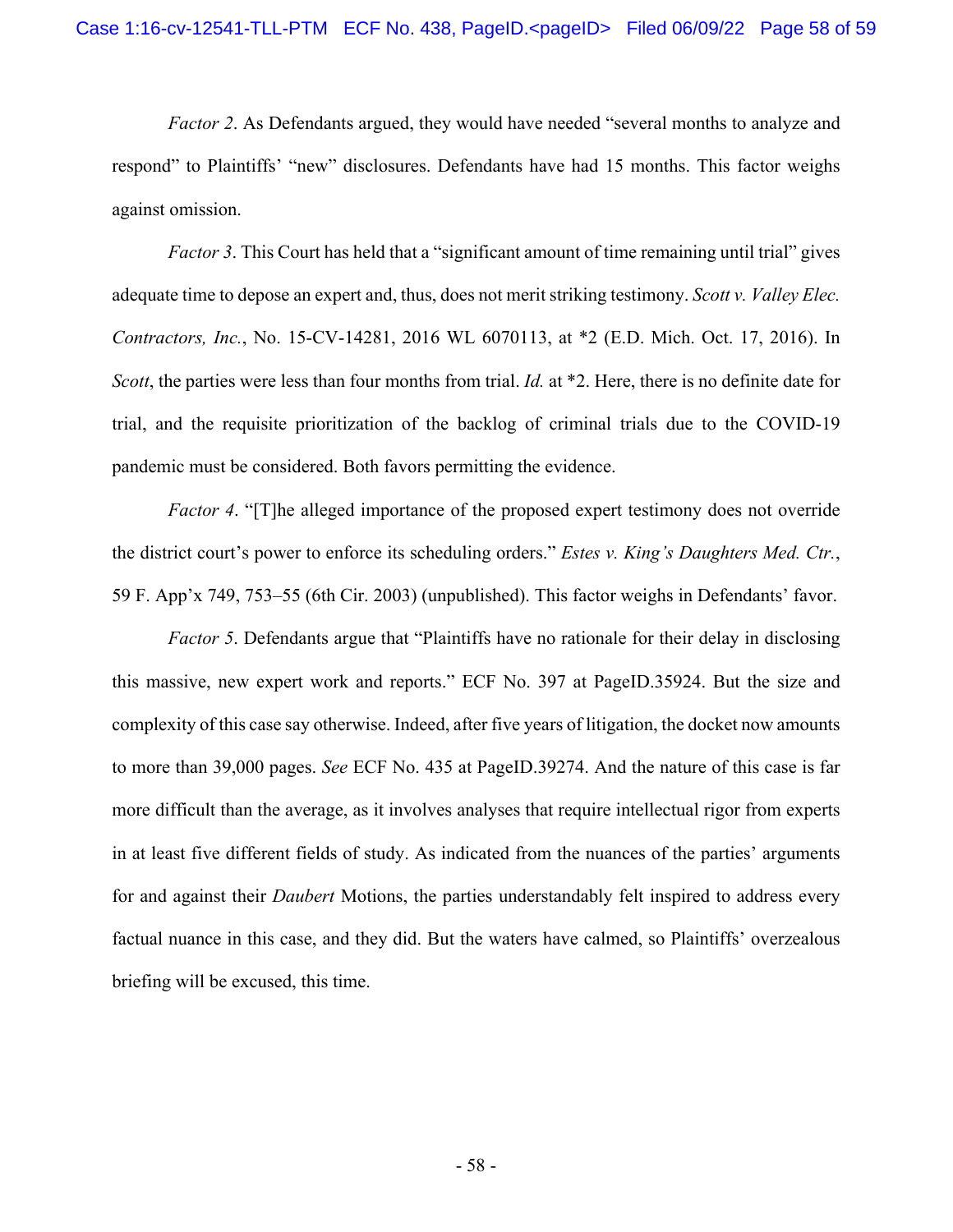*Factor 2*. As Defendants argued, they would have needed "several months to analyze and respond" to Plaintiffs' "new" disclosures. Defendants have had 15 months. This factor weighs against omission.

*Factor 3*. This Court has held that a "significant amount of time remaining until trial" gives adequate time to depose an expert and, thus, does not merit striking testimony. *Scott v. Valley Elec. Contractors, Inc.*, No. 15-CV-14281, 2016 WL 6070113, at *2 (E.D. Mich. Oct. 17, 2016). In *Scott*, the parties were less than four months from trial. *Id.* at *2. Here, there is no definite date for trial, and the requisite prioritization of the backlog of criminal trials due to the COVID-19 pandemic must be considered. Both favors permitting the evidence.

*Factor 4*. "[T]he alleged importance of the proposed expert testimony does not override the district court's power to enforce its scheduling orders." *Estes v. King's Daughters Med. Ctr.*, 59 F. App'x 749, 753–55 (6th Cir. 2003) (unpublished). This factor weighs in Defendants' favor.

*Factor 5*. Defendants argue that "Plaintiffs have no rationale for their delay in disclosing this massive, new expert work and reports." ECF No. 397 at PageID.35924. But the size and complexity of this case say otherwise. Indeed, after five years of litigation, the docket now amounts to more than 39,000 pages. *See* ECF No. 435 at PageID.39274. And the nature of this case is far more difficult than the average, as it involves analyses that require intellectual rigor from experts in at least five different fields of study. As indicated from the nuances of the parties' arguments for and against their *Daubert* Motions, the parties understandably felt inspired to address every factual nuance in this case, and they did. But the waters have calmed, so Plaintiffs' overzealous briefing will be excused, this time.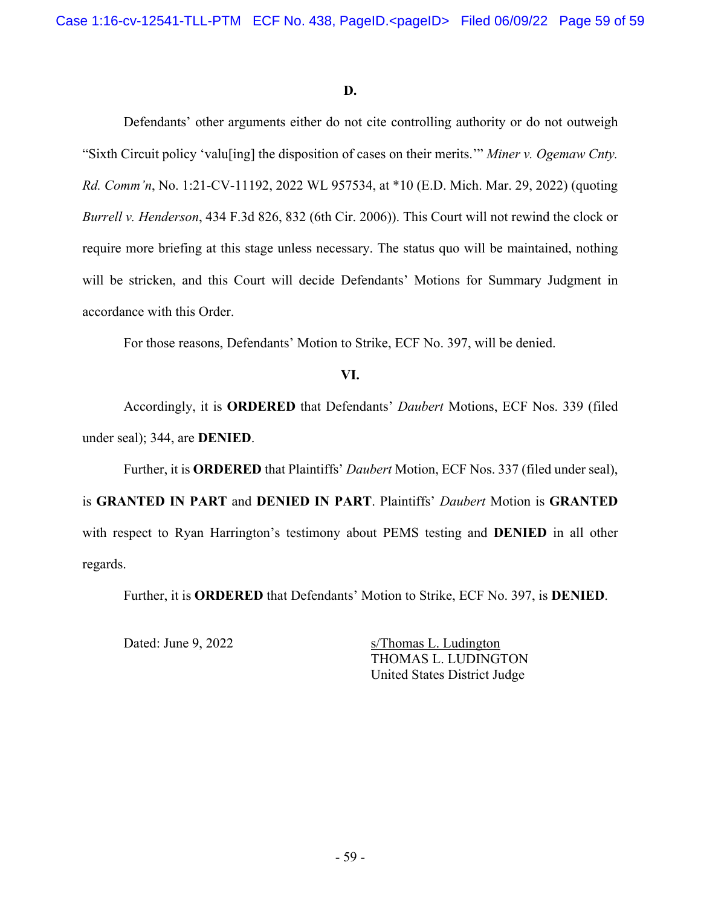**D.**

Defendants' other arguments either do not cite controlling authority or do not outweigh "Sixth Circuit policy 'valu[ing] the disposition of cases on their merits.'" *Miner v. Ogemaw Cnty. Rd. Comm'n*, No. 1:21-CV-11192, 2022 WL 957534, at *10 (E.D. Mich. Mar. 29, 2022) (quoting *Burrell v. Henderson*, 434 F.3d 826, 832 (6th Cir. 2006)). This Court will not rewind the clock or require more briefing at this stage unless necessary. The status quo will be maintained, nothing will be stricken, and this Court will decide Defendants' Motions for Summary Judgment in accordance with this Order.

For those reasons, Defendants' Motion to Strike, ECF No. 397, will be denied.

**VI.**

Accordingly, it is **ORDERED** that Defendants' *Daubert* Motions, ECF Nos. 339 (filed under seal); 344, are **DENIED**.

Further, it is **ORDERED** that Plaintiffs' *Daubert* Motion, ECF Nos. 337 (filed under seal), is **GRANTED IN PART** and **DENIED IN PART**. Plaintiffs' *Daubert* Motion is **GRANTED** with respect to Ryan Harrington's testimony about PEMS testing and **DENIED** in all other regards.

Further, it is **ORDERED** that Defendants' Motion to Strike, ECF No. 397, is **DENIED**.

Dated: June 9, 2022

s/Thomas L. Ludington
THOMAS L. LUDINGTON
United States District Judge